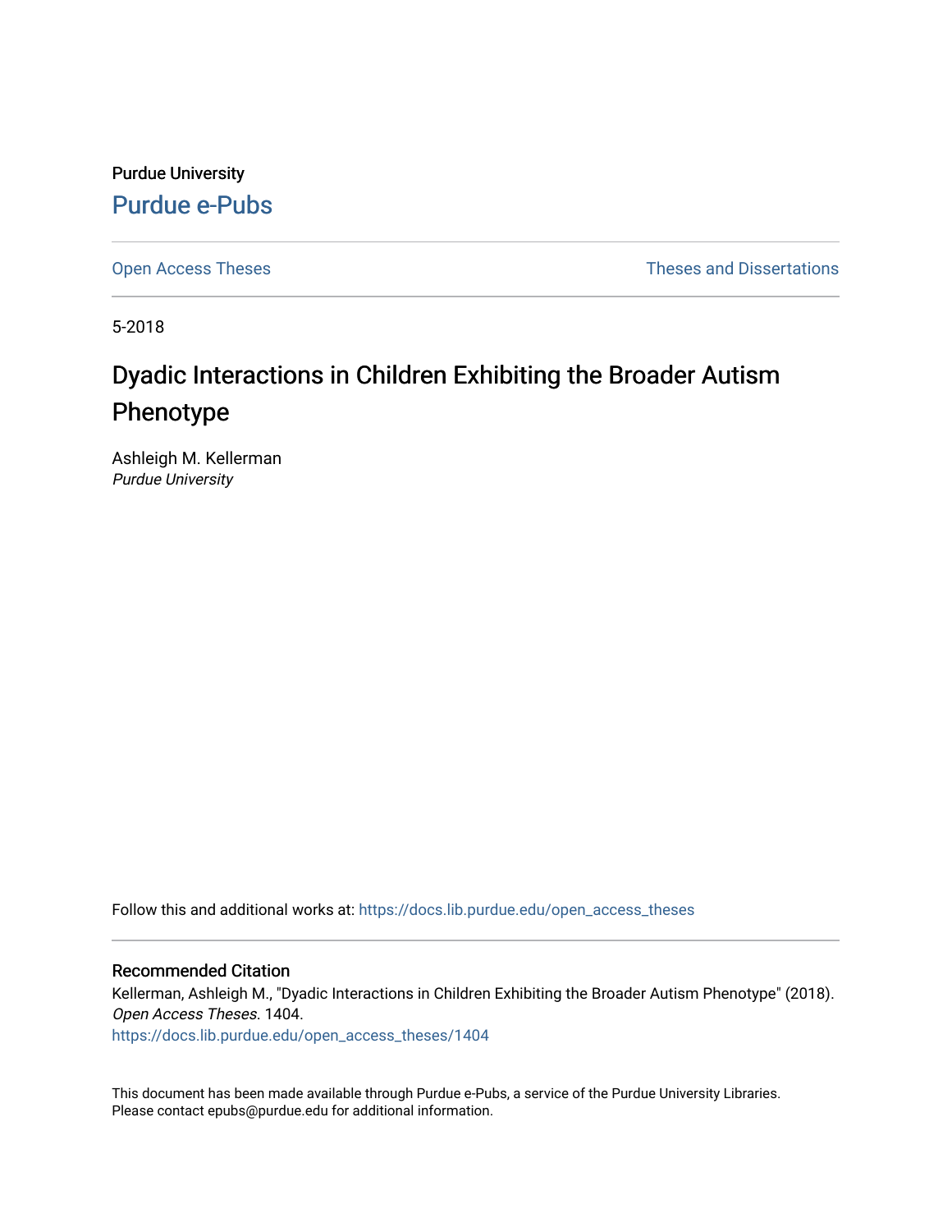Purdue University

Purdue e-Pubs

Open Access Theses

Theses and Dissertations

5-2018

# Dyadic Interactions in Children Exhibiting the Broader Autism Phenotype

Ashleigh M. Kellerman
*Purdue University*

Follow this and additional works at: https://docs.lib.purdue.edu/open_access_theses

## Recommended Citation

Kellerman, Ashleigh M., "Dyadic Interactions in Children Exhibiting the Broader Autism Phenotype" (2018). *Open Access Theses*. 1404.
https://docs.lib.purdue.edu/open_access_theses/1404

This document has been made available through Purdue e-Pubs, a service of the Purdue University Libraries. Please contact epubs@purdue.edu for additional information.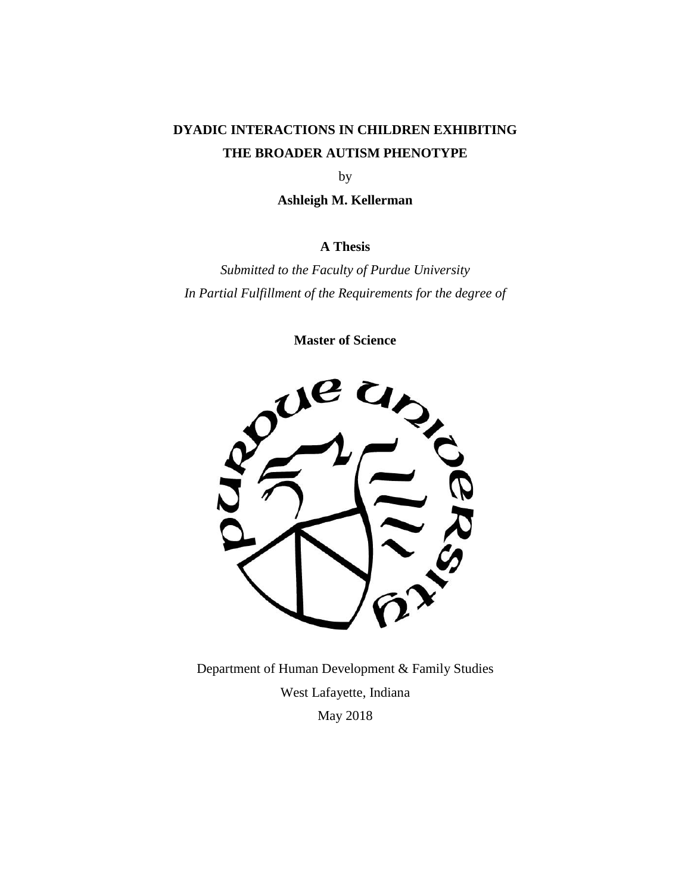**DYADIC INTERACTIONS IN CHILDREN EXHIBITING THE BROADER AUTISM PHENOTYPE**

by

**Ashleigh M. Kellerman**

**A Thesis**

*Submitted to the Faculty of Purdue University*
*In Partial Fulfillment of the Requirements for the degree of*

**Master of Science**

Department of Human Development & Family Studies
West Lafayette, Indiana
May 2018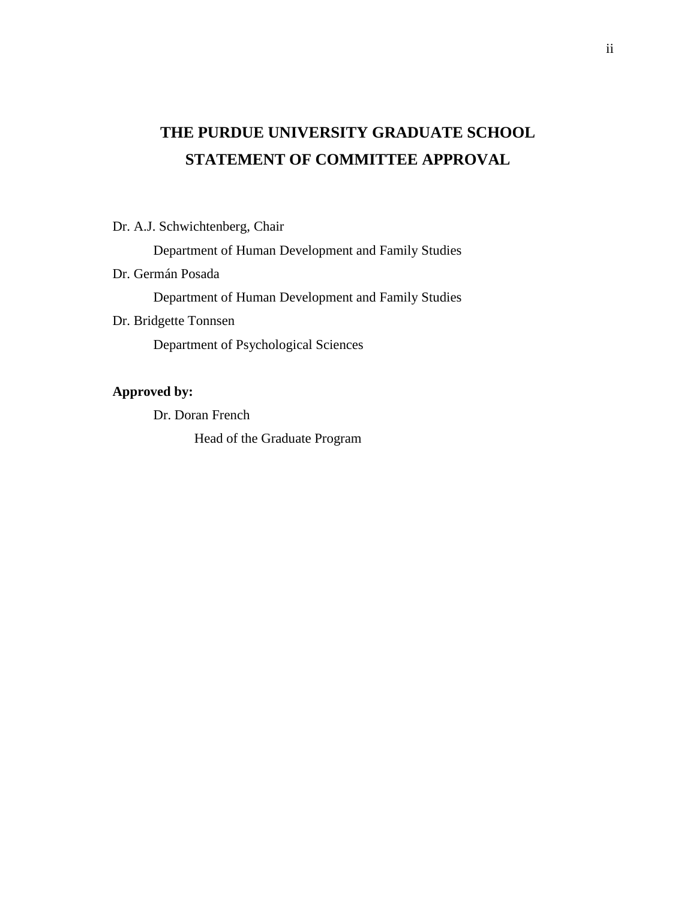# THE PURDUE UNIVERSITY GRADUATE SCHOOL
# STATEMENT OF COMMITTEE APPROVAL

Dr. A.J. Schwichtenberg, Chair

Department of Human Development and Family Studies

Dr. Germán Posada

Department of Human Development and Family Studies

Dr. Bridgette Tonnsen

Department of Psychological Sciences

**Approved by:**

Dr. Doran French

Head of the Graduate Program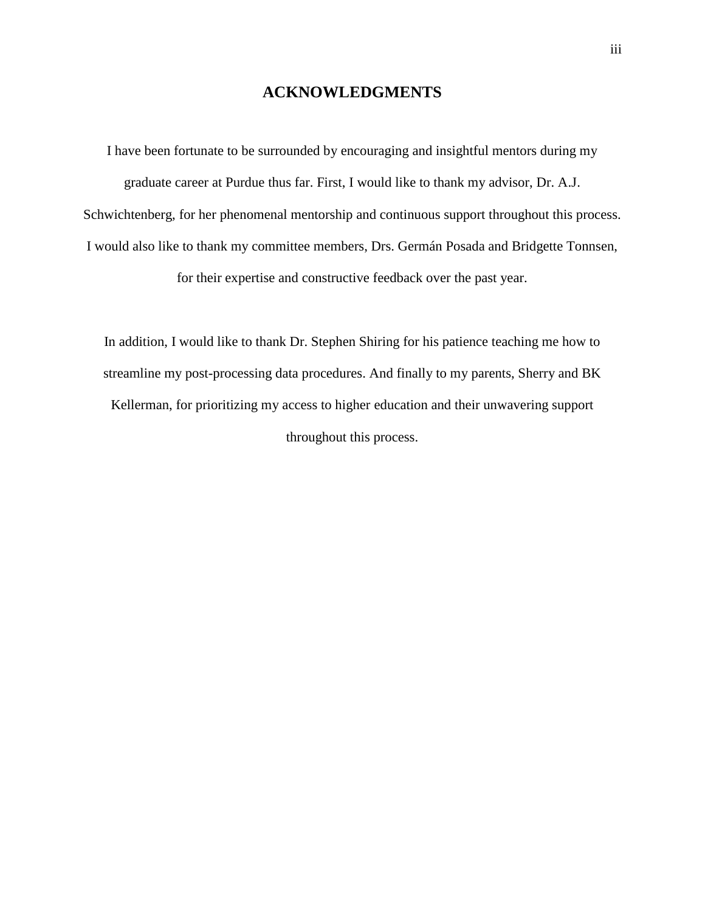# ACKNOWLEDGMENTS

I have been fortunate to be surrounded by encouraging and insightful mentors during my graduate career at Purdue thus far. First, I would like to thank my advisor, Dr. A.J. Schwichtenberg, for her phenomenal mentorship and continuous support throughout this process. I would also like to thank my committee members, Drs. Germán Posada and Bridgette Tonnsen, for their expertise and constructive feedback over the past year.

In addition, I would like to thank Dr. Stephen Shiring for his patience teaching me how to streamline my post-processing data procedures. And finally to my parents, Sherry and BK Kellerman, for prioritizing my access to higher education and their unwavering support throughout this process.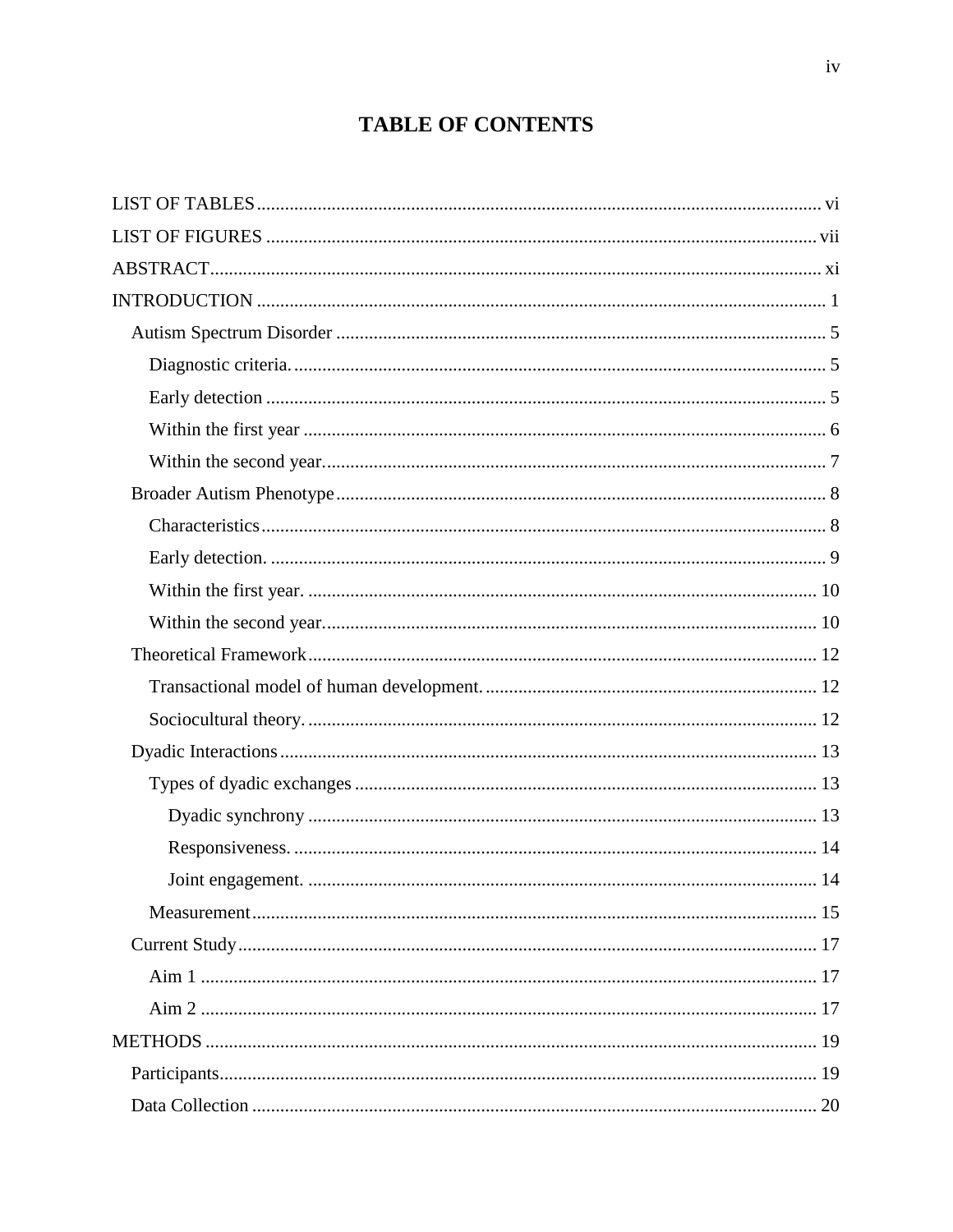# TABLE OF CONTENTS

LIST OF TABLES ........................................................................................................................ vi
LIST OF FIGURES ..................................................................................................................... vii
ABSTRACT.................................................................................................................................. xi
INTRODUCTION ........................................................................................................................ 1
  Autism Spectrum Disorder ....................................................................................................... 5
    Diagnostic criteria. ................................................................................................................ 5
    Early detection ....................................................................................................................... 5
    Within the first year ............................................................................................................... 6
    Within the second year. .......................................................................................................... 7
  Broader Autism Phenotype ....................................................................................................... 8
    Characteristics ........................................................................................................................ 8
    Early detection. ...................................................................................................................... 9
    Within the first year. ............................................................................................................ 10
    Within the second year. ........................................................................................................ 10
  Theoretical Framework ........................................................................................................... 12
    Transactional model of human development. ....................................................................... 12
    Sociocultural theory. ............................................................................................................ 12
  Dyadic Interactions .................................................................................................................. 13
    Types of dyadic exchanges .................................................................................................. 13
      Dyadic synchrony ............................................................................................................ 13
      Responsiveness. ............................................................................................................... 14
      Joint engagement. ............................................................................................................ 14
    Measurement ........................................................................................................................ 15
  Current Study ........................................................................................................................... 17
    Aim 1 ................................................................................................................................... 17
    Aim 2 ................................................................................................................................... 17
METHODS .................................................................................................................................. 19
  Participants ............................................................................................................................... 19
  Data Collection ........................................................................................................................ 20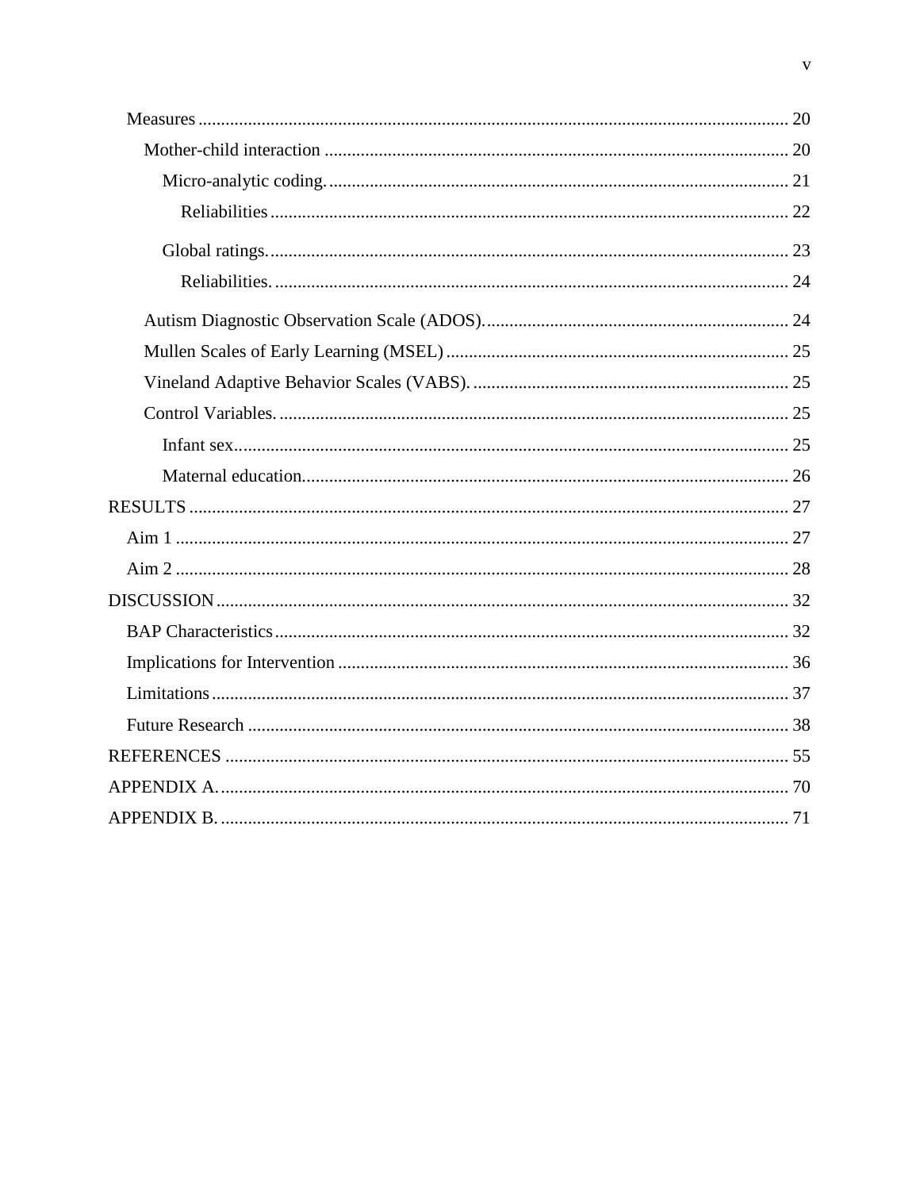Measures ........................................................................................................................ 20

Mother-child interaction ........................................................................................... 20

Micro-analytic coding. ........................................................................................ 21

Reliabilities ..................................................................................................... 22

Global ratings. ..................................................................................................... 23

Reliabilities. .................................................................................................... 24

Autism Diagnostic Observation Scale (ADOS). ....................................................... 24

Mullen Scales of Early Learning (MSEL) ................................................................ 25

Vineland Adaptive Behavior Scales (VABS). ........................................................... 25

Control Variables. ..................................................................................................... 25

Infant sex ............................................................................................................... 25

Maternal education. .............................................................................................. 26

RESULTS ........................................................................................................................... 27

Aim 1 ............................................................................................................................. 27

Aim 2 ............................................................................................................................. 28

DISCUSSION .................................................................................................................... 32

BAP Characteristics ....................................................................................................... 32

Implications for Intervention .......................................................................................... 36

Limitations ..................................................................................................................... 37

Future Research .............................................................................................................. 38

REFERENCES ................................................................................................................... 55

APPENDIX A. ................................................................................................................... 70

APPENDIX B. ................................................................................................................... 71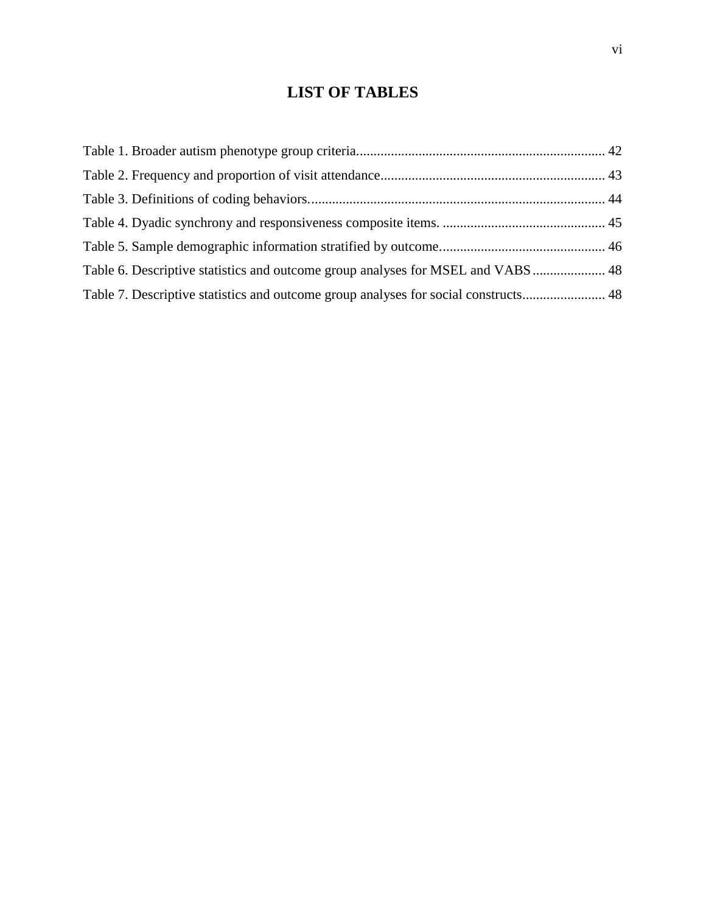# LIST OF TABLES

Table 1. Broader autism phenotype group criteria....................................................................... 42

Table 2. Frequency and proportion of visit attendance................................................................. 43

Table 3. Definitions of coding behaviors...................................................................................... 44

Table 4. Dyadic synchrony and responsiveness composite items. ............................................... 45

Table 5. Sample demographic information stratified by outcome................................................ 46

Table 6. Descriptive statistics and outcome group analyses for MSEL and VABS..................... 48

Table 7. Descriptive statistics and outcome group analyses for social constructs........................ 48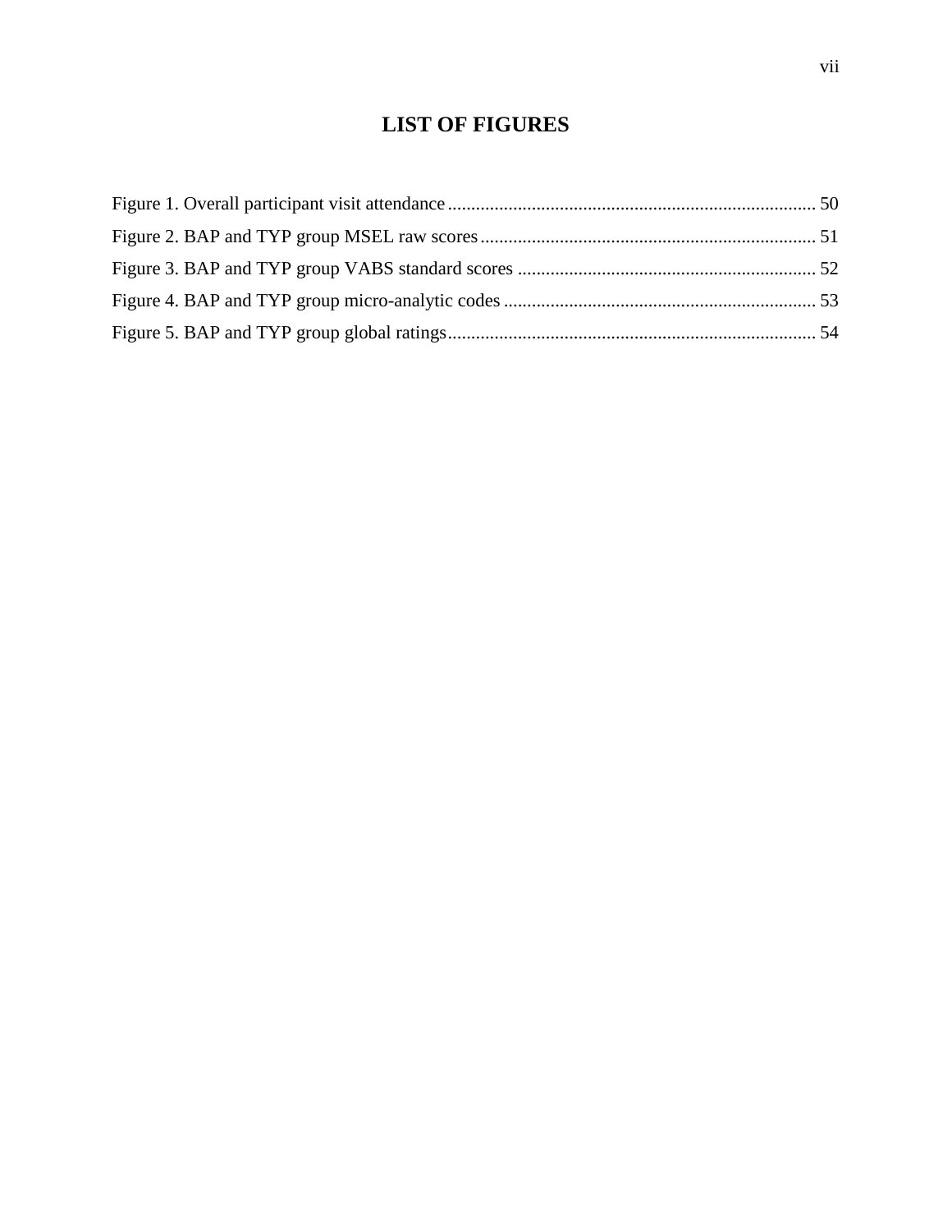# LIST OF FIGURES

Figure 1. Overall participant visit attendance .............................................................................. 50
Figure 2. BAP and TYP group MSEL raw scores ........................................................................ 51
Figure 3. BAP and TYP group VABS standard scores ................................................................ 52
Figure 4. BAP and TYP group micro-analytic codes .................................................................. 53
Figure 5. BAP and TYP group global ratings .............................................................................. 54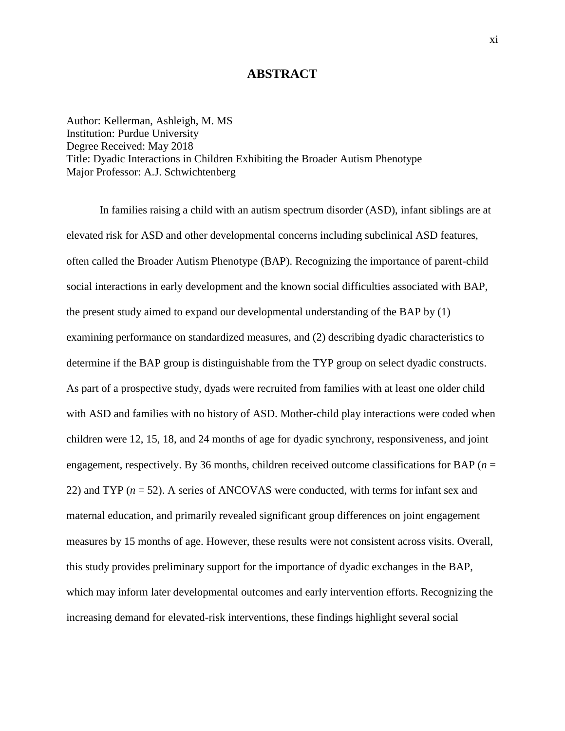# ABSTRACT

Author: Kellerman, Ashleigh, M. MS
Institution: Purdue University
Degree Received: May 2018
Title: Dyadic Interactions in Children Exhibiting the Broader Autism Phenotype
Major Professor: A.J. Schwichtenberg

In families raising a child with an autism spectrum disorder (ASD), infant siblings are at elevated risk for ASD and other developmental concerns including subclinical ASD features, often called the Broader Autism Phenotype (BAP). Recognizing the importance of parent-child social interactions in early development and the known social difficulties associated with BAP, the present study aimed to expand our developmental understanding of the BAP by (1) examining performance on standardized measures, and (2) describing dyadic characteristics to determine if the BAP group is distinguishable from the TYP group on select dyadic constructs. As part of a prospective study, dyads were recruited from families with at least one older child with ASD and families with no history of ASD. Mother-child play interactions were coded when children were 12, 15, 18, and 24 months of age for dyadic synchrony, responsiveness, and joint engagement, respectively. By 36 months, children received outcome classifications for BAP ($n$ = 22) and TYP ($n$ = 52). A series of ANCOVAS were conducted, with terms for infant sex and maternal education, and primarily revealed significant group differences on joint engagement measures by 15 months of age. However, these results were not consistent across visits. Overall, this study provides preliminary support for the importance of dyadic exchanges in the BAP, which may inform later developmental outcomes and early intervention efforts. Recognizing the increasing demand for elevated-risk interventions, these findings highlight several social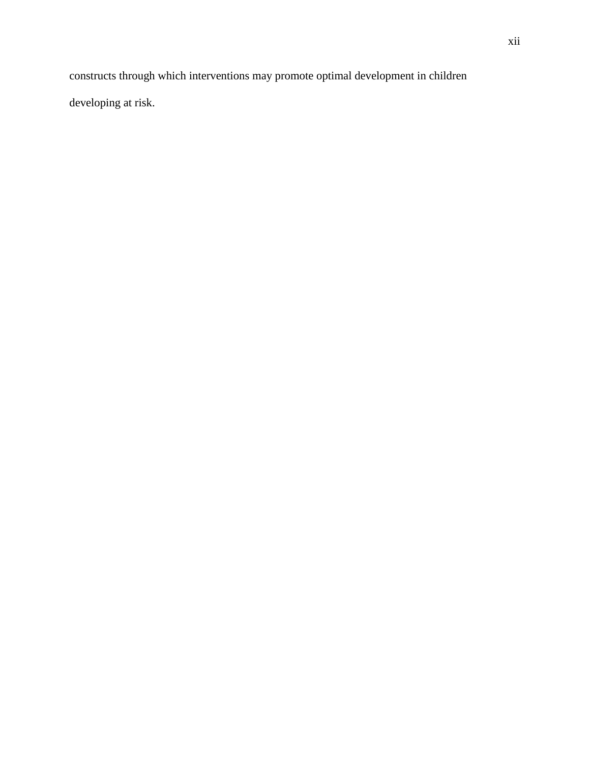constructs through which interventions may promote optimal development in children developing at risk.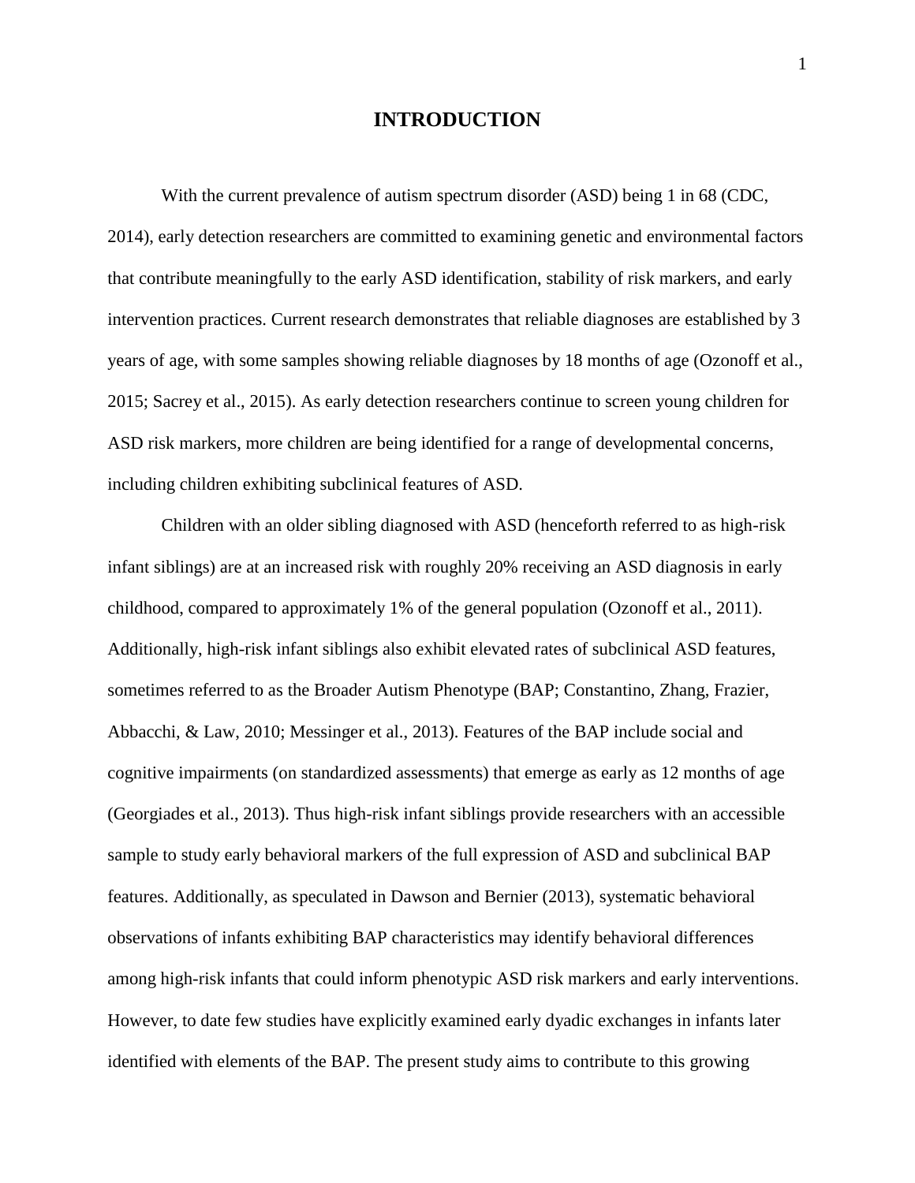# INTRODUCTION

With the current prevalence of autism spectrum disorder (ASD) being 1 in 68 (CDC, 2014), early detection researchers are committed to examining genetic and environmental factors that contribute meaningfully to the early ASD identification, stability of risk markers, and early intervention practices. Current research demonstrates that reliable diagnoses are established by 3 years of age, with some samples showing reliable diagnoses by 18 months of age (Ozonoff et al., 2015; Sacrey et al., 2015). As early detection researchers continue to screen young children for ASD risk markers, more children are being identified for a range of developmental concerns, including children exhibiting subclinical features of ASD.

Children with an older sibling diagnosed with ASD (henceforth referred to as high-risk infant siblings) are at an increased risk with roughly 20% receiving an ASD diagnosis in early childhood, compared to approximately 1% of the general population (Ozonoff et al., 2011). Additionally, high-risk infant siblings also exhibit elevated rates of subclinical ASD features, sometimes referred to as the Broader Autism Phenotype (BAP; Constantino, Zhang, Frazier, Abbacchi, & Law, 2010; Messinger et al., 2013). Features of the BAP include social and cognitive impairments (on standardized assessments) that emerge as early as 12 months of age (Georgiades et al., 2013). Thus high-risk infant siblings provide researchers with an accessible sample to study early behavioral markers of the full expression of ASD and subclinical BAP features. Additionally, as speculated in Dawson and Bernier (2013), systematic behavioral observations of infants exhibiting BAP characteristics may identify behavioral differences among high-risk infants that could inform phenotypic ASD risk markers and early interventions. However, to date few studies have explicitly examined early dyadic exchanges in infants later identified with elements of the BAP. The present study aims to contribute to this growing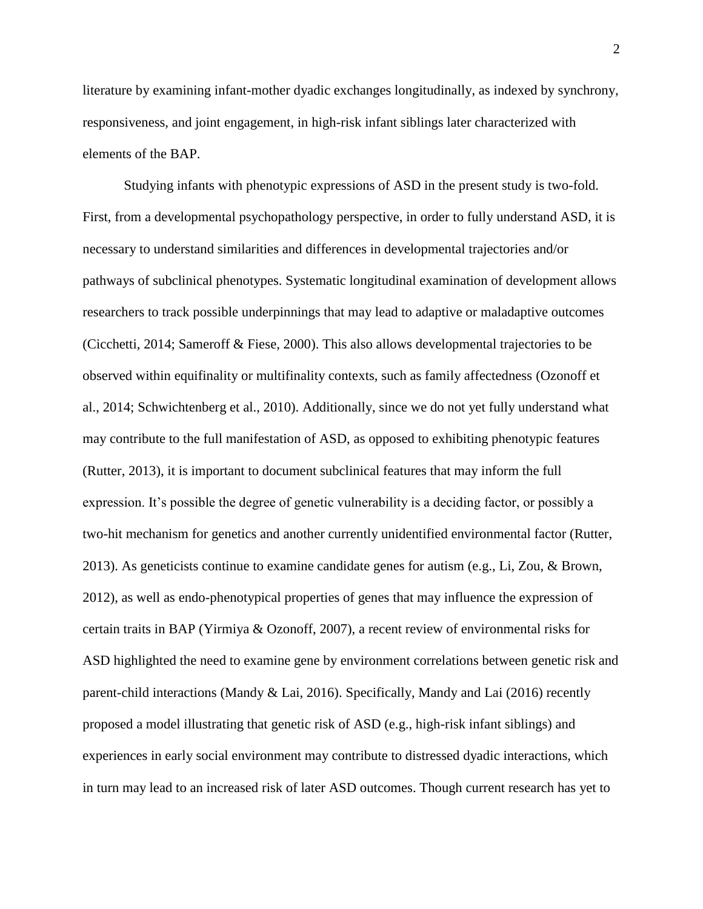literature by examining infant-mother dyadic exchanges longitudinally, as indexed by synchrony, responsiveness, and joint engagement, in high-risk infant siblings later characterized with elements of the BAP.

Studying infants with phenotypic expressions of ASD in the present study is two-fold. First, from a developmental psychopathology perspective, in order to fully understand ASD, it is necessary to understand similarities and differences in developmental trajectories and/or pathways of subclinical phenotypes. Systematic longitudinal examination of development allows researchers to track possible underpinnings that may lead to adaptive or maladaptive outcomes (Cicchetti, 2014; Sameroff & Fiese, 2000). This also allows developmental trajectories to be observed within equifinality or multifinality contexts, such as family affectedness (Ozonoff et al., 2014; Schwichtenberg et al., 2010). Additionally, since we do not yet fully understand what may contribute to the full manifestation of ASD, as opposed to exhibiting phenotypic features (Rutter, 2013), it is important to document subclinical features that may inform the full expression. It's possible the degree of genetic vulnerability is a deciding factor, or possibly a two-hit mechanism for genetics and another currently unidentified environmental factor (Rutter, 2013). As geneticists continue to examine candidate genes for autism (e.g., Li, Zou, & Brown, 2012), as well as endo-phenotypical properties of genes that may influence the expression of certain traits in BAP (Yirmiya & Ozonoff, 2007), a recent review of environmental risks for ASD highlighted the need to examine gene by environment correlations between genetic risk and parent-child interactions (Mandy & Lai, 2016). Specifically, Mandy and Lai (2016) recently proposed a model illustrating that genetic risk of ASD (e.g., high-risk infant siblings) and experiences in early social environment may contribute to distressed dyadic interactions, which in turn may lead to an increased risk of later ASD outcomes. Though current research has yet to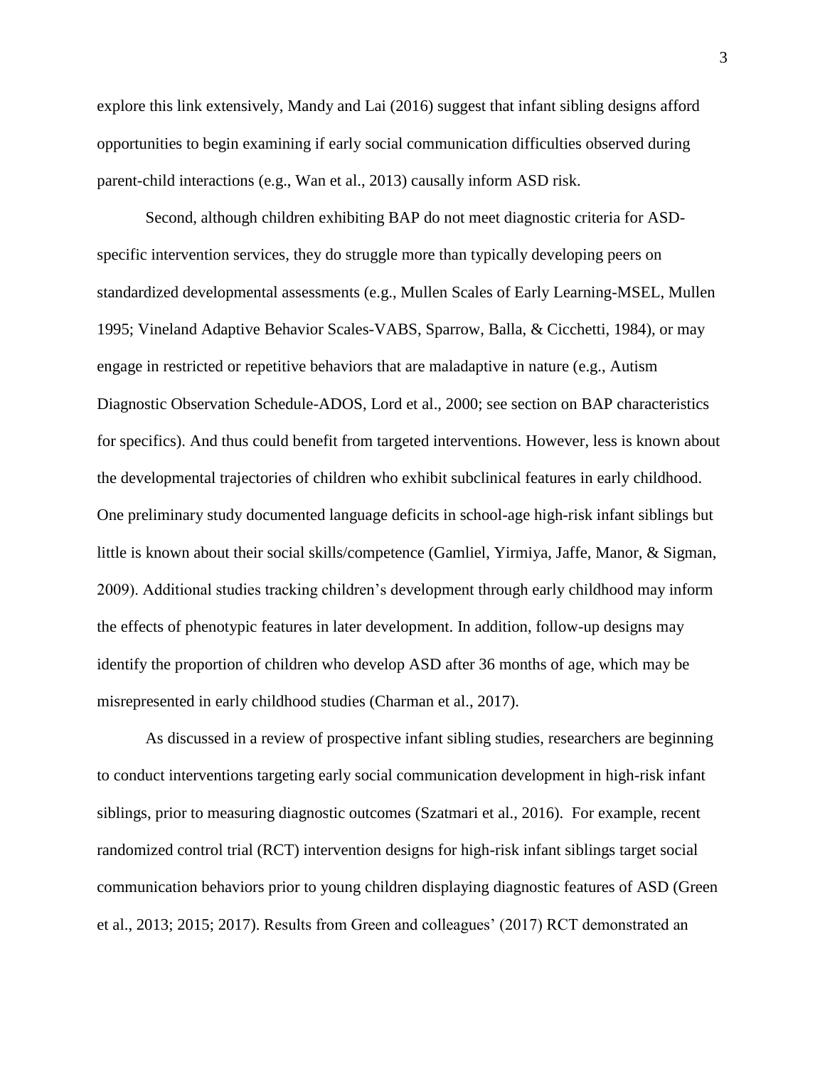explore this link extensively, Mandy and Lai (2016) suggest that infant sibling designs afford opportunities to begin examining if early social communication difficulties observed during parent-child interactions (e.g., Wan et al., 2013) causally inform ASD risk.

Second, although children exhibiting BAP do not meet diagnostic criteria for ASD-specific intervention services, they do struggle more than typically developing peers on standardized developmental assessments (e.g., Mullen Scales of Early Learning-MSEL, Mullen 1995; Vineland Adaptive Behavior Scales-VABS, Sparrow, Balla, & Cicchetti, 1984), or may engage in restricted or repetitive behaviors that are maladaptive in nature (e.g., Autism Diagnostic Observation Schedule-ADOS, Lord et al., 2000; see section on BAP characteristics for specifics). And thus could benefit from targeted interventions. However, less is known about the developmental trajectories of children who exhibit subclinical features in early childhood. One preliminary study documented language deficits in school-age high-risk infant siblings but little is known about their social skills/competence (Gamliel, Yirmiya, Jaffe, Manor, & Sigman, 2009). Additional studies tracking children's development through early childhood may inform the effects of phenotypic features in later development. In addition, follow-up designs may identify the proportion of children who develop ASD after 36 months of age, which may be misrepresented in early childhood studies (Charman et al., 2017).

As discussed in a review of prospective infant sibling studies, researchers are beginning to conduct interventions targeting early social communication development in high-risk infant siblings, prior to measuring diagnostic outcomes (Szatmari et al., 2016). For example, recent randomized control trial (RCT) intervention designs for high-risk infant siblings target social communication behaviors prior to young children displaying diagnostic features of ASD (Green et al., 2013; 2015; 2017). Results from Green and colleagues' (2017) RCT demonstrated an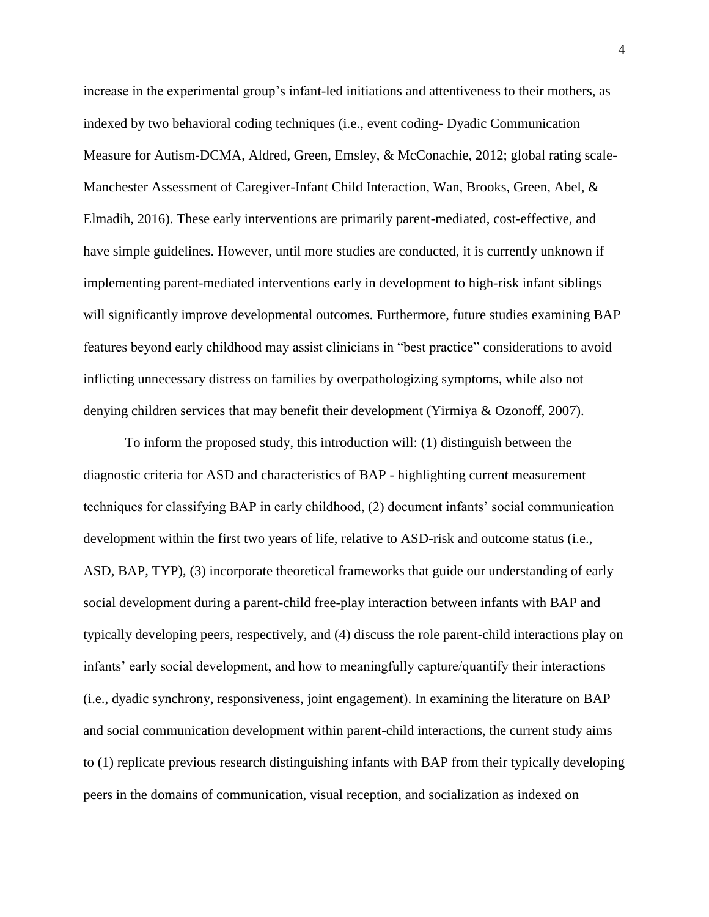increase in the experimental group's infant-led initiations and attentiveness to their mothers, as indexed by two behavioral coding techniques (i.e., event coding- Dyadic Communication Measure for Autism-DCMA, Aldred, Green, Emsley, & McConachie, 2012; global rating scale- Manchester Assessment of Caregiver-Infant Child Interaction, Wan, Brooks, Green, Abel, & Elmadih, 2016). These early interventions are primarily parent-mediated, cost-effective, and have simple guidelines. However, until more studies are conducted, it is currently unknown if implementing parent-mediated interventions early in development to high-risk infant siblings will significantly improve developmental outcomes. Furthermore, future studies examining BAP features beyond early childhood may assist clinicians in "best practice" considerations to avoid inflicting unnecessary distress on families by overpathologizing symptoms, while also not denying children services that may benefit their development (Yirmiya & Ozonoff, 2007).

To inform the proposed study, this introduction will: (1) distinguish between the diagnostic criteria for ASD and characteristics of BAP - highlighting current measurement techniques for classifying BAP in early childhood, (2) document infants' social communication development within the first two years of life, relative to ASD-risk and outcome status (i.e., ASD, BAP, TYP), (3) incorporate theoretical frameworks that guide our understanding of early social development during a parent-child free-play interaction between infants with BAP and typically developing peers, respectively, and (4) discuss the role parent-child interactions play on infants' early social development, and how to meaningfully capture/quantify their interactions (i.e., dyadic synchrony, responsiveness, joint engagement). In examining the literature on BAP and social communication development within parent-child interactions, the current study aims to (1) replicate previous research distinguishing infants with BAP from their typically developing peers in the domains of communication, visual reception, and socialization as indexed on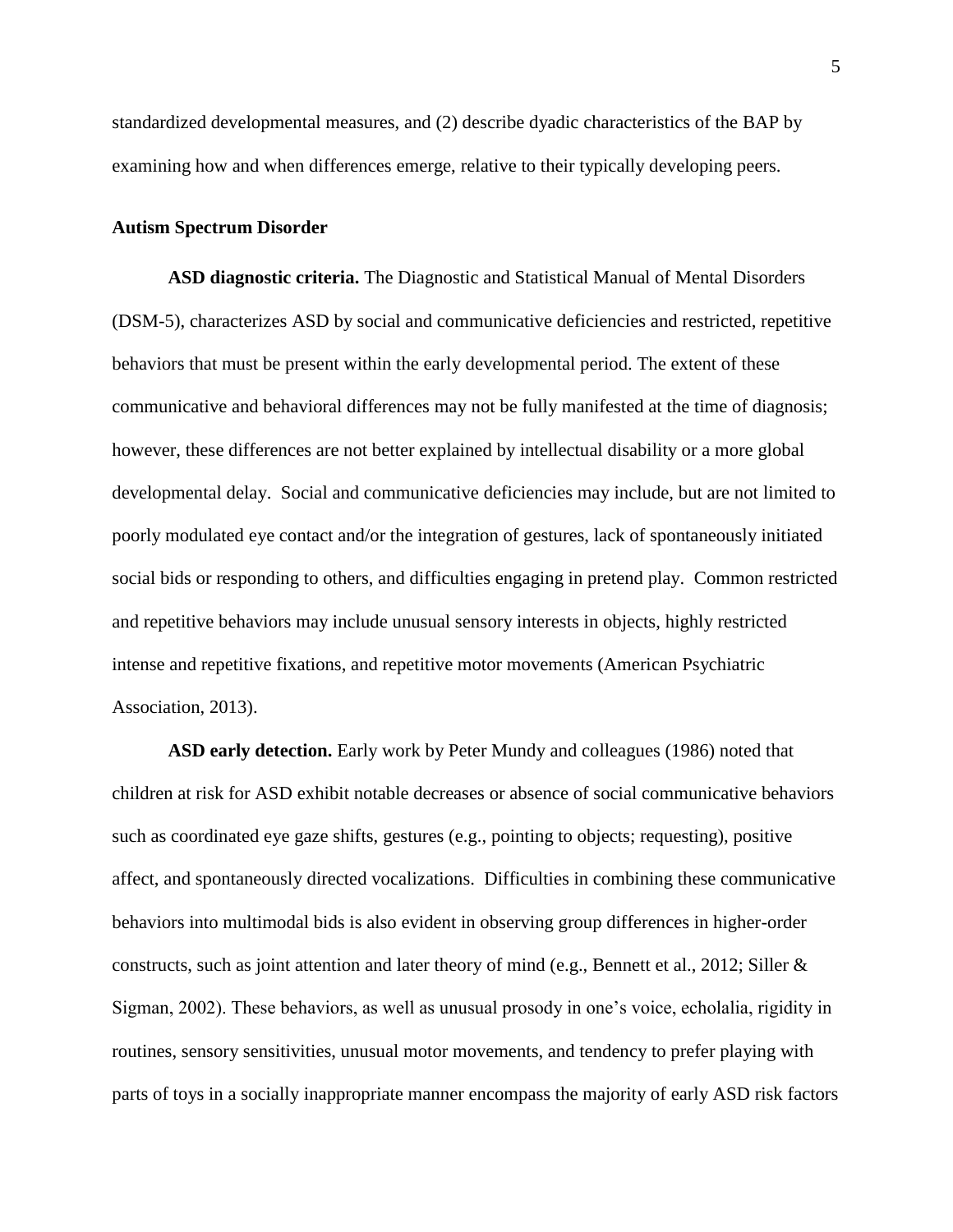standardized developmental measures, and (2) describe dyadic characteristics of the BAP by examining how and when differences emerge, relative to their typically developing peers.

### Autism Spectrum Disorder

**ASD diagnostic criteria.** The Diagnostic and Statistical Manual of Mental Disorders (DSM-5), characterizes ASD by social and communicative deficiencies and restricted, repetitive behaviors that must be present within the early developmental period. The extent of these communicative and behavioral differences may not be fully manifested at the time of diagnosis; however, these differences are not better explained by intellectual disability or a more global developmental delay. Social and communicative deficiencies may include, but are not limited to poorly modulated eye contact and/or the integration of gestures, lack of spontaneously initiated social bids or responding to others, and difficulties engaging in pretend play. Common restricted and repetitive behaviors may include unusual sensory interests in objects, highly restricted intense and repetitive fixations, and repetitive motor movements (American Psychiatric Association, 2013).

**ASD early detection.** Early work by Peter Mundy and colleagues (1986) noted that children at risk for ASD exhibit notable decreases or absence of social communicative behaviors such as coordinated eye gaze shifts, gestures (e.g., pointing to objects; requesting), positive affect, and spontaneously directed vocalizations. Difficulties in combining these communicative behaviors into multimodal bids is also evident in observing group differences in higher-order constructs, such as joint attention and later theory of mind (e.g., Bennett et al., 2012; Siller & Sigman, 2002). These behaviors, as well as unusual prosody in one's voice, echolalia, rigidity in routines, sensory sensitivities, unusual motor movements, and tendency to prefer playing with parts of toys in a socially inappropriate manner encompass the majority of early ASD risk factors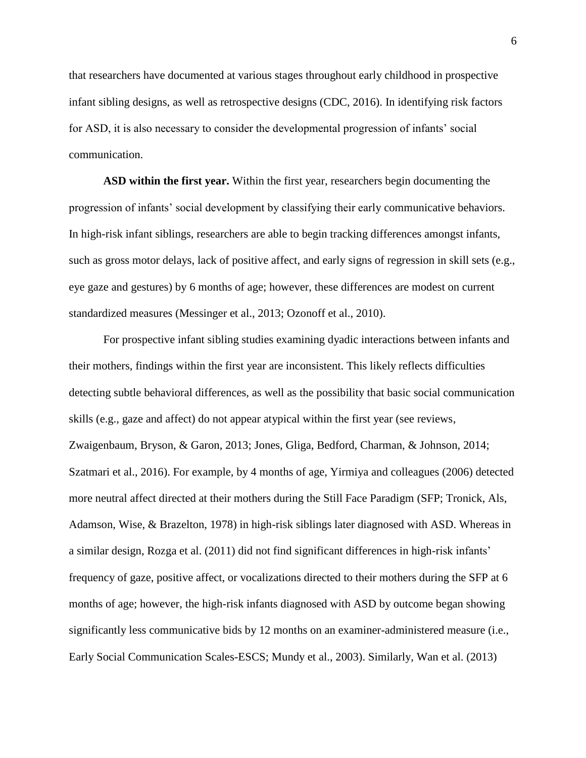that researchers have documented at various stages throughout early childhood in prospective infant sibling designs, as well as retrospective designs (CDC, 2016). In identifying risk factors for ASD, it is also necessary to consider the developmental progression of infants' social communication.

**ASD within the first year.** Within the first year, researchers begin documenting the progression of infants' social development by classifying their early communicative behaviors. In high-risk infant siblings, researchers are able to begin tracking differences amongst infants, such as gross motor delays, lack of positive affect, and early signs of regression in skill sets (e.g., eye gaze and gestures) by 6 months of age; however, these differences are modest on current standardized measures (Messinger et al., 2013; Ozonoff et al., 2010).

For prospective infant sibling studies examining dyadic interactions between infants and their mothers, findings within the first year are inconsistent. This likely reflects difficulties detecting subtle behavioral differences, as well as the possibility that basic social communication skills (e.g., gaze and affect) do not appear atypical within the first year (see reviews, Zwaigenbaum, Bryson, & Garon, 2013; Jones, Gliga, Bedford, Charman, & Johnson, 2014; Szatmari et al., 2016). For example, by 4 months of age, Yirmiya and colleagues (2006) detected more neutral affect directed at their mothers during the Still Face Paradigm (SFP; Tronick, Als, Adamson, Wise, & Brazelton, 1978) in high-risk siblings later diagnosed with ASD. Whereas in a similar design, Rozga et al. (2011) did not find significant differences in high-risk infants' frequency of gaze, positive affect, or vocalizations directed to their mothers during the SFP at 6 months of age; however, the high-risk infants diagnosed with ASD by outcome began showing significantly less communicative bids by 12 months on an examiner-administered measure (i.e., Early Social Communication Scales-ESCS; Mundy et al., 2003). Similarly, Wan et al. (2013)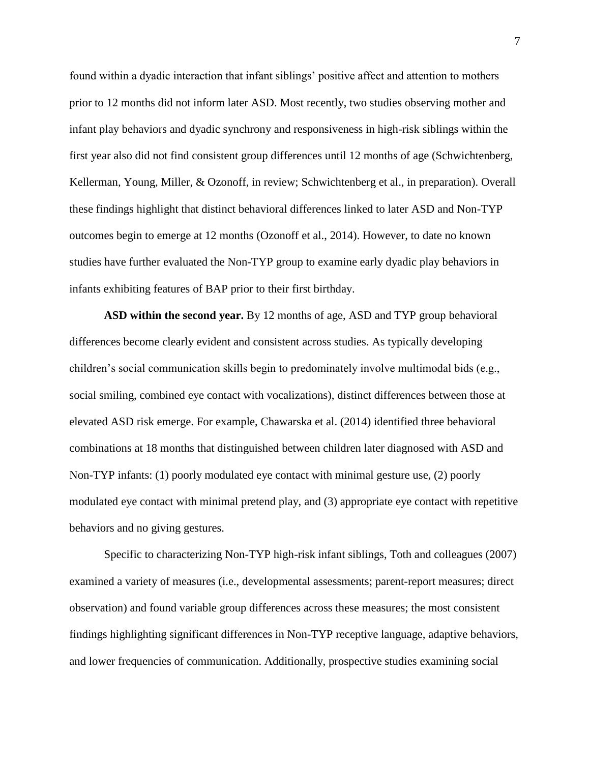found within a dyadic interaction that infant siblings' positive affect and attention to mothers prior to 12 months did not inform later ASD. Most recently, two studies observing mother and infant play behaviors and dyadic synchrony and responsiveness in high-risk siblings within the first year also did not find consistent group differences until 12 months of age (Schwichtenberg, Kellerman, Young, Miller, & Ozonoff, in review; Schwichtenberg et al., in preparation). Overall these findings highlight that distinct behavioral differences linked to later ASD and Non-TYP outcomes begin to emerge at 12 months (Ozonoff et al., 2014). However, to date no known studies have further evaluated the Non-TYP group to examine early dyadic play behaviors in infants exhibiting features of BAP prior to their first birthday.

**ASD within the second year.** By 12 months of age, ASD and TYP group behavioral differences become clearly evident and consistent across studies. As typically developing children's social communication skills begin to predominately involve multimodal bids (e.g., social smiling, combined eye contact with vocalizations), distinct differences between those at elevated ASD risk emerge. For example, Chawarska et al. (2014) identified three behavioral combinations at 18 months that distinguished between children later diagnosed with ASD and Non-TYP infants: (1) poorly modulated eye contact with minimal gesture use, (2) poorly modulated eye contact with minimal pretend play, and (3) appropriate eye contact with repetitive behaviors and no giving gestures.

Specific to characterizing Non-TYP high-risk infant siblings, Toth and colleagues (2007) examined a variety of measures (i.e., developmental assessments; parent-report measures; direct observation) and found variable group differences across these measures; the most consistent findings highlighting significant differences in Non-TYP receptive language, adaptive behaviors, and lower frequencies of communication. Additionally, prospective studies examining social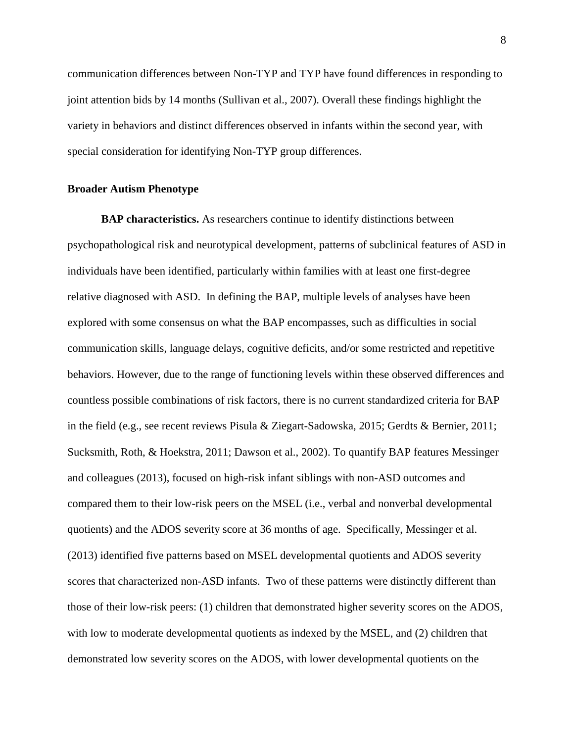communication differences between Non-TYP and TYP have found differences in responding to joint attention bids by 14 months (Sullivan et al., 2007). Overall these findings highlight the variety in behaviors and distinct differences observed in infants within the second year, with special consideration for identifying Non-TYP group differences.

## Broader Autism Phenotype

**BAP characteristics.** As researchers continue to identify distinctions between psychopathological risk and neurotypical development, patterns of subclinical features of ASD in individuals have been identified, particularly within families with at least one first-degree relative diagnosed with ASD. In defining the BAP, multiple levels of analyses have been explored with some consensus on what the BAP encompasses, such as difficulties in social communication skills, language delays, cognitive deficits, and/or some restricted and repetitive behaviors. However, due to the range of functioning levels within these observed differences and countless possible combinations of risk factors, there is no current standardized criteria for BAP in the field (e.g., see recent reviews Pisula & Ziegart-Sadowska, 2015; Gerdts & Bernier, 2011; Sucksmith, Roth, & Hoekstra, 2011; Dawson et al., 2002). To quantify BAP features Messinger and colleagues (2013), focused on high-risk infant siblings with non-ASD outcomes and compared them to their low-risk peers on the MSEL (i.e., verbal and nonverbal developmental quotients) and the ADOS severity score at 36 months of age. Specifically, Messinger et al. (2013) identified five patterns based on MSEL developmental quotients and ADOS severity scores that characterized non-ASD infants. Two of these patterns were distinctly different than those of their low-risk peers: (1) children that demonstrated higher severity scores on the ADOS, with low to moderate developmental quotients as indexed by the MSEL, and (2) children that demonstrated low severity scores on the ADOS, with lower developmental quotients on the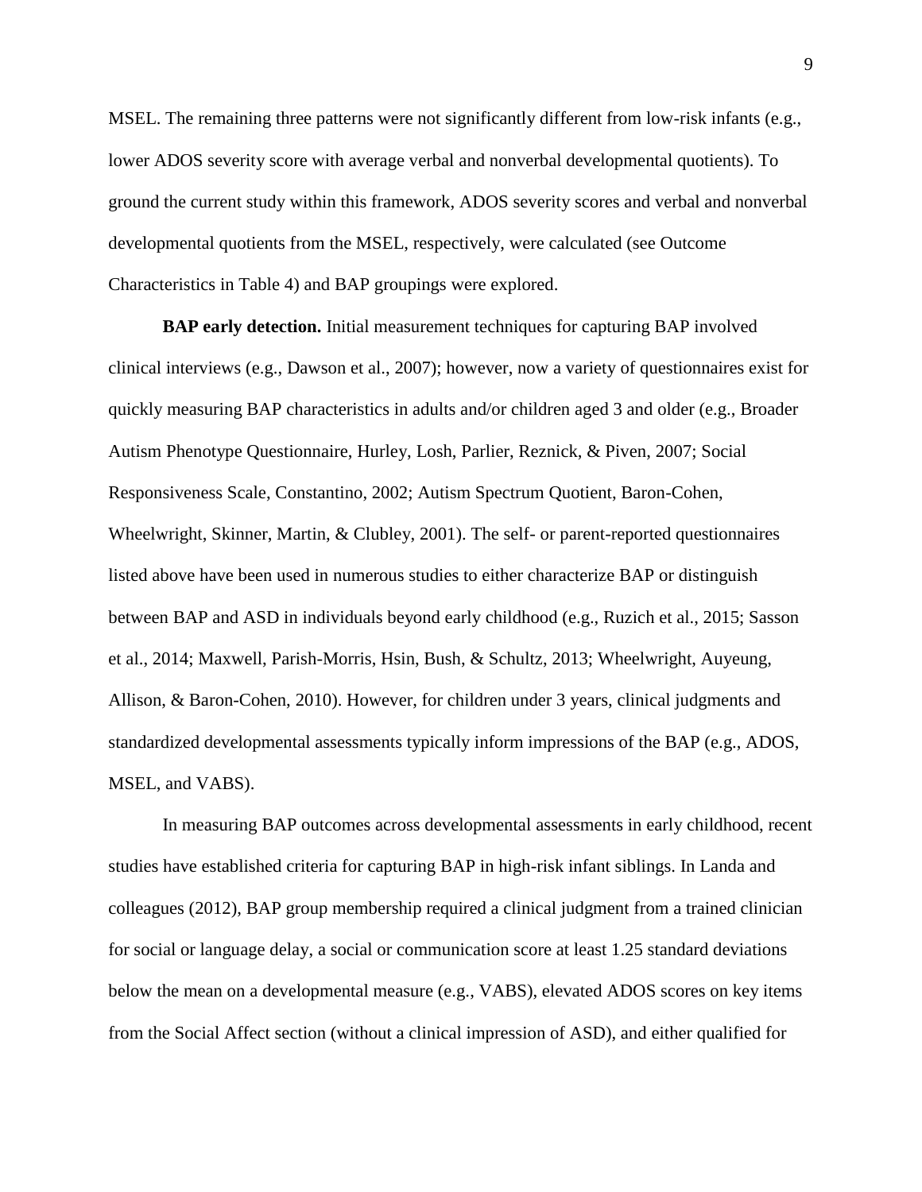MSEL. The remaining three patterns were not significantly different from low-risk infants (e.g., lower ADOS severity score with average verbal and nonverbal developmental quotients). To ground the current study within this framework, ADOS severity scores and verbal and nonverbal developmental quotients from the MSEL, respectively, were calculated (see Outcome Characteristics in Table 4) and BAP groupings were explored.

**BAP early detection.** Initial measurement techniques for capturing BAP involved clinical interviews (e.g., Dawson et al., 2007); however, now a variety of questionnaires exist for quickly measuring BAP characteristics in adults and/or children aged 3 and older (e.g., Broader Autism Phenotype Questionnaire, Hurley, Losh, Parlier, Reznick, & Piven, 2007; Social Responsiveness Scale, Constantino, 2002; Autism Spectrum Quotient, Baron-Cohen, Wheelwright, Skinner, Martin, & Clubley, 2001). The self- or parent-reported questionnaires listed above have been used in numerous studies to either characterize BAP or distinguish between BAP and ASD in individuals beyond early childhood (e.g., Ruzich et al., 2015; Sasson et al., 2014; Maxwell, Parish-Morris, Hsin, Bush, & Schultz, 2013; Wheelwright, Auyeung, Allison, & Baron-Cohen, 2010). However, for children under 3 years, clinical judgments and standardized developmental assessments typically inform impressions of the BAP (e.g., ADOS, MSEL, and VABS).

In measuring BAP outcomes across developmental assessments in early childhood, recent studies have established criteria for capturing BAP in high-risk infant siblings. In Landa and colleagues (2012), BAP group membership required a clinical judgment from a trained clinician for social or language delay, a social or communication score at least 1.25 standard deviations below the mean on a developmental measure (e.g., VABS), elevated ADOS scores on key items from the Social Affect section (without a clinical impression of ASD), and either qualified for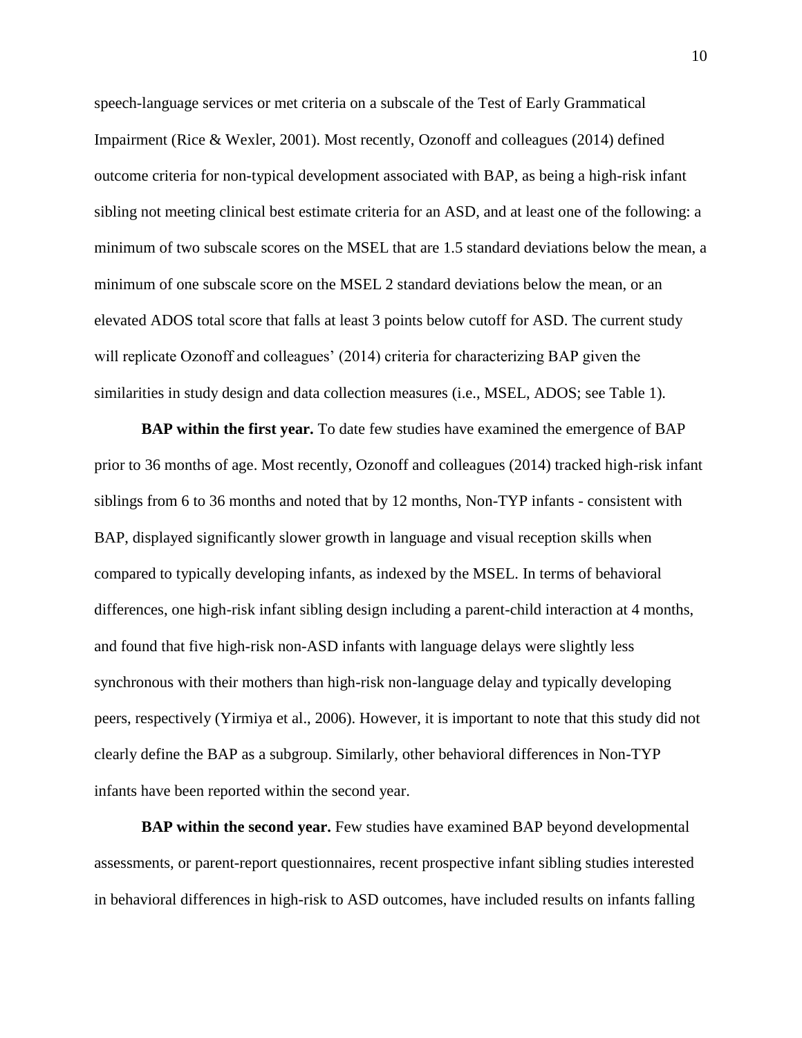speech-language services or met criteria on a subscale of the Test of Early Grammatical Impairment (Rice & Wexler, 2001). Most recently, Ozonoff and colleagues (2014) defined outcome criteria for non-typical development associated with BAP, as being a high-risk infant sibling not meeting clinical best estimate criteria for an ASD, and at least one of the following: a minimum of two subscale scores on the MSEL that are 1.5 standard deviations below the mean, a minimum of one subscale score on the MSEL 2 standard deviations below the mean, or an elevated ADOS total score that falls at least 3 points below cutoff for ASD. The current study will replicate Ozonoff and colleagues' (2014) criteria for characterizing BAP given the similarities in study design and data collection measures (i.e., MSEL, ADOS; see Table 1).

**BAP within the first year.** To date few studies have examined the emergence of BAP prior to 36 months of age. Most recently, Ozonoff and colleagues (2014) tracked high-risk infant siblings from 6 to 36 months and noted that by 12 months, Non-TYP infants - consistent with BAP, displayed significantly slower growth in language and visual reception skills when compared to typically developing infants, as indexed by the MSEL. In terms of behavioral differences, one high-risk infant sibling design including a parent-child interaction at 4 months, and found that five high-risk non-ASD infants with language delays were slightly less synchronous with their mothers than high-risk non-language delay and typically developing peers, respectively (Yirmiya et al., 2006). However, it is important to note that this study did not clearly define the BAP as a subgroup. Similarly, other behavioral differences in Non-TYP infants have been reported within the second year.

**BAP within the second year.** Few studies have examined BAP beyond developmental assessments, or parent-report questionnaires, recent prospective infant sibling studies interested in behavioral differences in high-risk to ASD outcomes, have included results on infants falling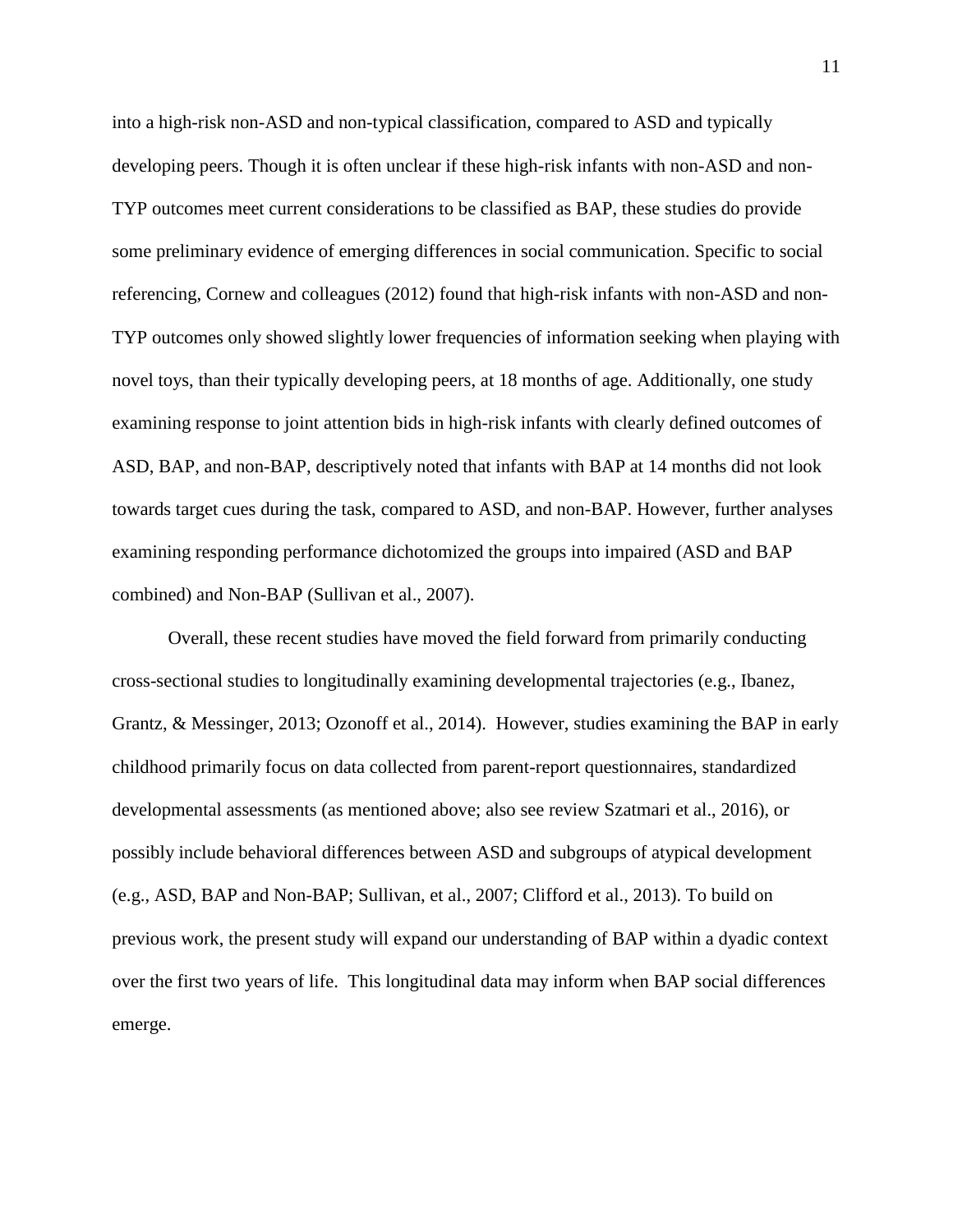into a high-risk non-ASD and non-typical classification, compared to ASD and typically developing peers. Though it is often unclear if these high-risk infants with non-ASD and non-TYP outcomes meet current considerations to be classified as BAP, these studies do provide some preliminary evidence of emerging differences in social communication. Specific to social referencing, Cornew and colleagues (2012) found that high-risk infants with non-ASD and non-TYP outcomes only showed slightly lower frequencies of information seeking when playing with novel toys, than their typically developing peers, at 18 months of age. Additionally, one study examining response to joint attention bids in high-risk infants with clearly defined outcomes of ASD, BAP, and non-BAP, descriptively noted that infants with BAP at 14 months did not look towards target cues during the task, compared to ASD, and non-BAP. However, further analyses examining responding performance dichotomized the groups into impaired (ASD and BAP combined) and Non-BAP (Sullivan et al., 2007).

Overall, these recent studies have moved the field forward from primarily conducting cross-sectional studies to longitudinally examining developmental trajectories (e.g., Ibanez, Grantz, & Messinger, 2013; Ozonoff et al., 2014). However, studies examining the BAP in early childhood primarily focus on data collected from parent-report questionnaires, standardized developmental assessments (as mentioned above; also see review Szatmari et al., 2016), or possibly include behavioral differences between ASD and subgroups of atypical development (e.g., ASD, BAP and Non-BAP; Sullivan, et al., 2007; Clifford et al., 2013). To build on previous work, the present study will expand our understanding of BAP within a dyadic context over the first two years of life. This longitudinal data may inform when BAP social differences emerge.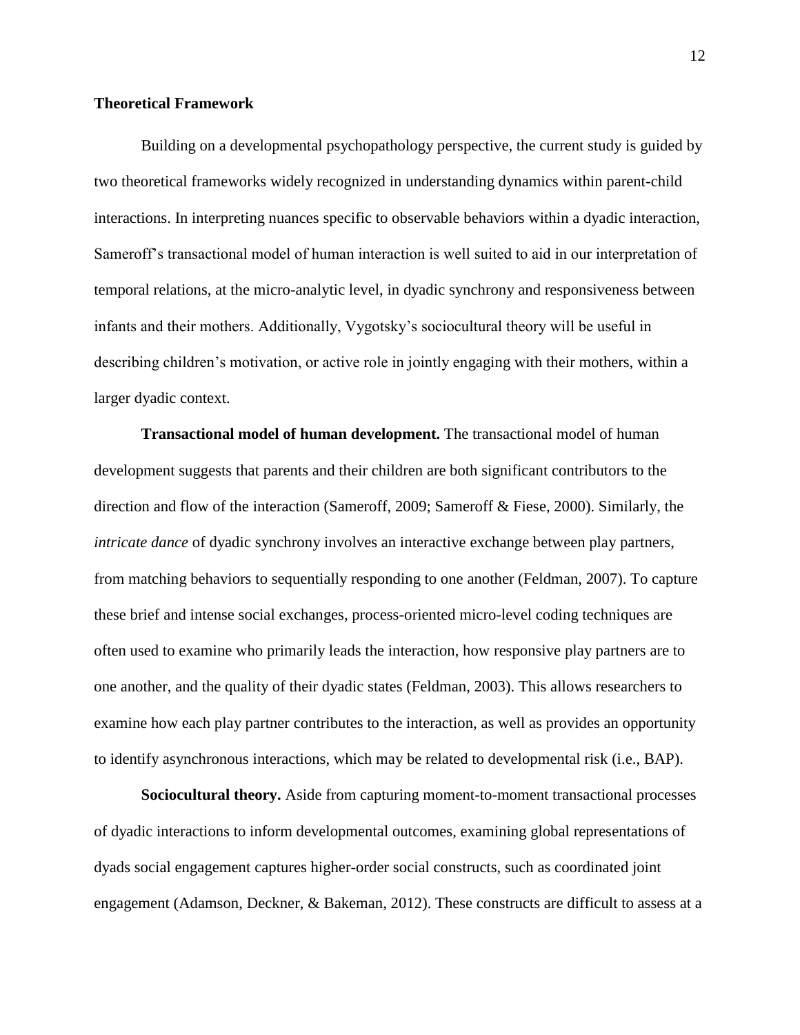## Theoretical Framework

Building on a developmental psychopathology perspective, the current study is guided by two theoretical frameworks widely recognized in understanding dynamics within parent-child interactions. In interpreting nuances specific to observable behaviors within a dyadic interaction, Sameroff's transactional model of human interaction is well suited to aid in our interpretation of temporal relations, at the micro-analytic level, in dyadic synchrony and responsiveness between infants and their mothers. Additionally, Vygotsky's sociocultural theory will be useful in describing children's motivation, or active role in jointly engaging with their mothers, within a larger dyadic context.

**Transactional model of human development.** The transactional model of human development suggests that parents and their children are both significant contributors to the direction and flow of the interaction (Sameroff, 2009; Sameroff & Fiese, 2000). Similarly, the *intricate dance* of dyadic synchrony involves an interactive exchange between play partners, from matching behaviors to sequentially responding to one another (Feldman, 2007). To capture these brief and intense social exchanges, process-oriented micro-level coding techniques are often used to examine who primarily leads the interaction, how responsive play partners are to one another, and the quality of their dyadic states (Feldman, 2003). This allows researchers to examine how each play partner contributes to the interaction, as well as provides an opportunity to identify asynchronous interactions, which may be related to developmental risk (i.e., BAP).

**Sociocultural theory.** Aside from capturing moment-to-moment transactional processes of dyadic interactions to inform developmental outcomes, examining global representations of dyads social engagement captures higher-order social constructs, such as coordinated joint engagement (Adamson, Deckner, & Bakeman, 2012). These constructs are difficult to assess at a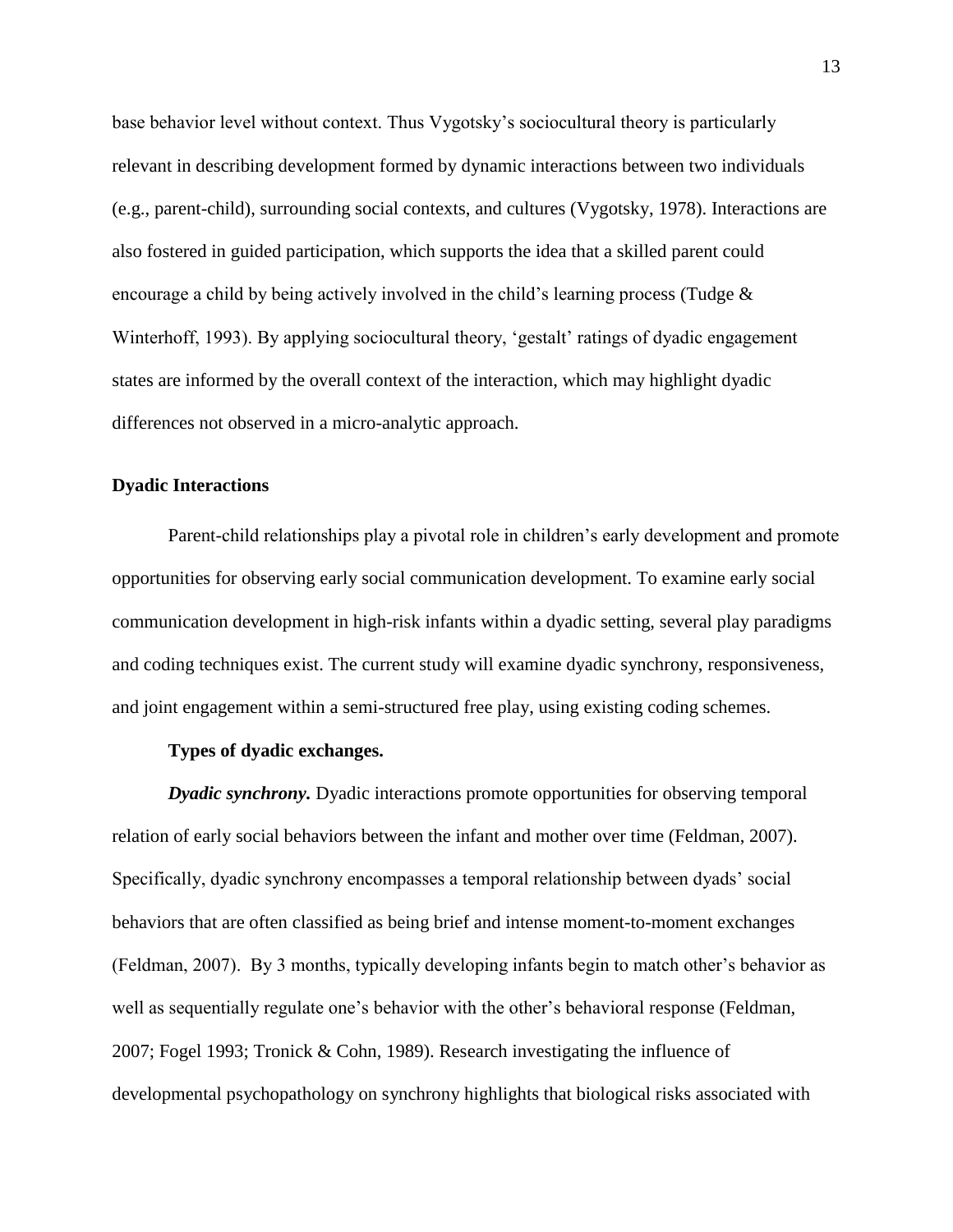base behavior level without context. Thus Vygotsky's sociocultural theory is particularly relevant in describing development formed by dynamic interactions between two individuals (e.g., parent-child), surrounding social contexts, and cultures (Vygotsky, 1978). Interactions are also fostered in guided participation, which supports the idea that a skilled parent could encourage a child by being actively involved in the child's learning process (Tudge & Winterhoff, 1993). By applying sociocultural theory, 'gestalt' ratings of dyadic engagement states are informed by the overall context of the interaction, which may highlight dyadic differences not observed in a micro-analytic approach.

## Dyadic Interactions

Parent-child relationships play a pivotal role in children's early development and promote opportunities for observing early social communication development. To examine early social communication development in high-risk infants within a dyadic setting, several play paradigms and coding techniques exist. The current study will examine dyadic synchrony, responsiveness, and joint engagement within a semi-structured free play, using existing coding schemes.

### Types of dyadic exchanges.

***Dyadic synchrony.*** Dyadic interactions promote opportunities for observing temporal relation of early social behaviors between the infant and mother over time (Feldman, 2007). Specifically, dyadic synchrony encompasses a temporal relationship between dyads' social behaviors that are often classified as being brief and intense moment-to-moment exchanges (Feldman, 2007). By 3 months, typically developing infants begin to match other's behavior as well as sequentially regulate one's behavior with the other's behavioral response (Feldman, 2007; Fogel 1993; Tronick & Cohn, 1989). Research investigating the influence of developmental psychopathology on synchrony highlights that biological risks associated with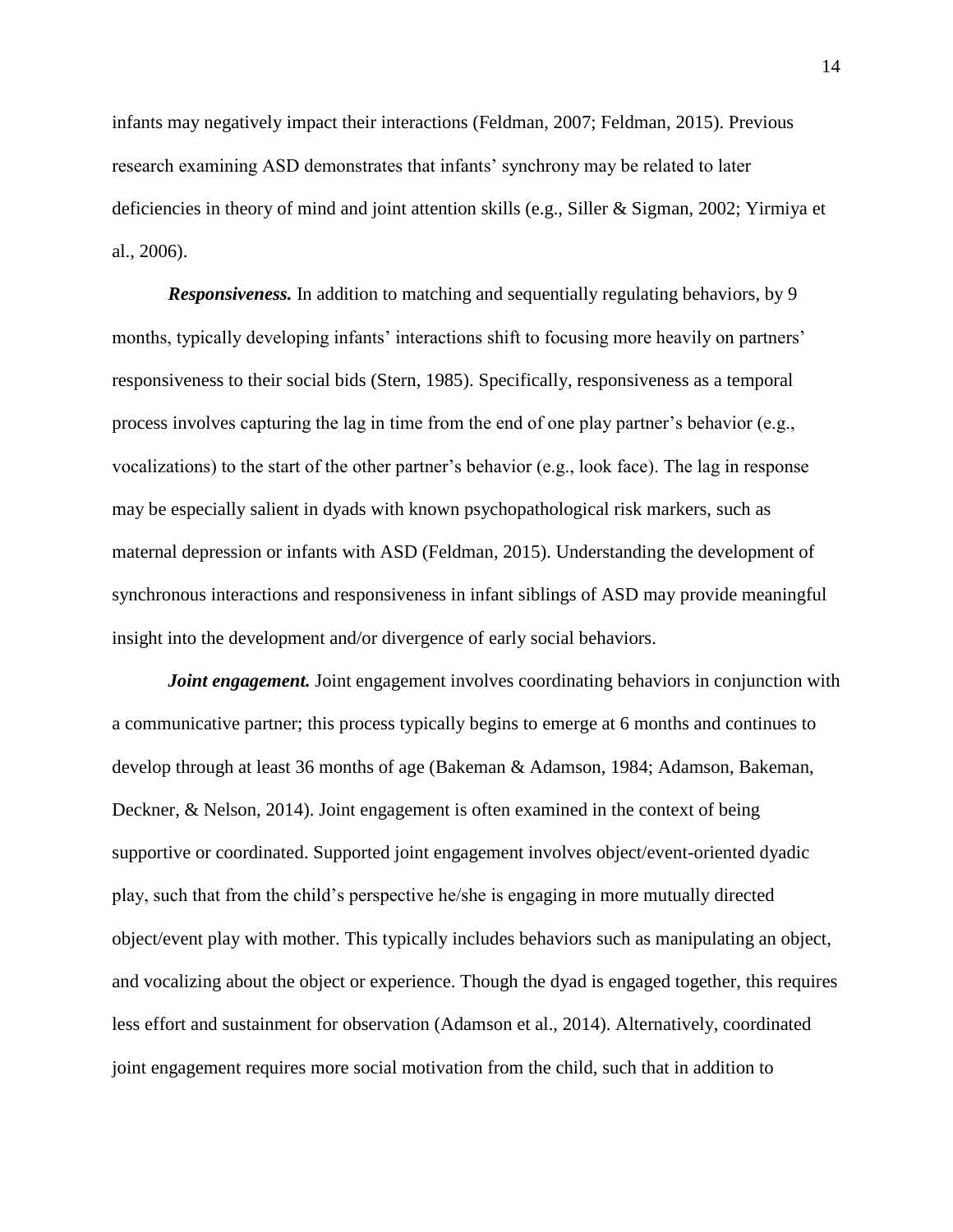infants may negatively impact their interactions (Feldman, 2007; Feldman, 2015). Previous research examining ASD demonstrates that infants' synchrony may be related to later deficiencies in theory of mind and joint attention skills (e.g., Siller & Sigman, 2002; Yirmiya et al., 2006).

***Responsiveness.*** In addition to matching and sequentially regulating behaviors, by 9 months, typically developing infants' interactions shift to focusing more heavily on partners' responsiveness to their social bids (Stern, 1985). Specifically, responsiveness as a temporal process involves capturing the lag in time from the end of one play partner's behavior (e.g., vocalizations) to the start of the other partner's behavior (e.g., look face). The lag in response may be especially salient in dyads with known psychopathological risk markers, such as maternal depression or infants with ASD (Feldman, 2015). Understanding the development of synchronous interactions and responsiveness in infant siblings of ASD may provide meaningful insight into the development and/or divergence of early social behaviors.

***Joint engagement.*** Joint engagement involves coordinating behaviors in conjunction with a communicative partner; this process typically begins to emerge at 6 months and continues to develop through at least 36 months of age (Bakeman & Adamson, 1984; Adamson, Bakeman, Deckner, & Nelson, 2014). Joint engagement is often examined in the context of being supportive or coordinated. Supported joint engagement involves object/event-oriented dyadic play, such that from the child's perspective he/she is engaging in more mutually directed object/event play with mother. This typically includes behaviors such as manipulating an object, and vocalizing about the object or experience. Though the dyad is engaged together, this requires less effort and sustainment for observation (Adamson et al., 2014). Alternatively, coordinated joint engagement requires more social motivation from the child, such that in addition to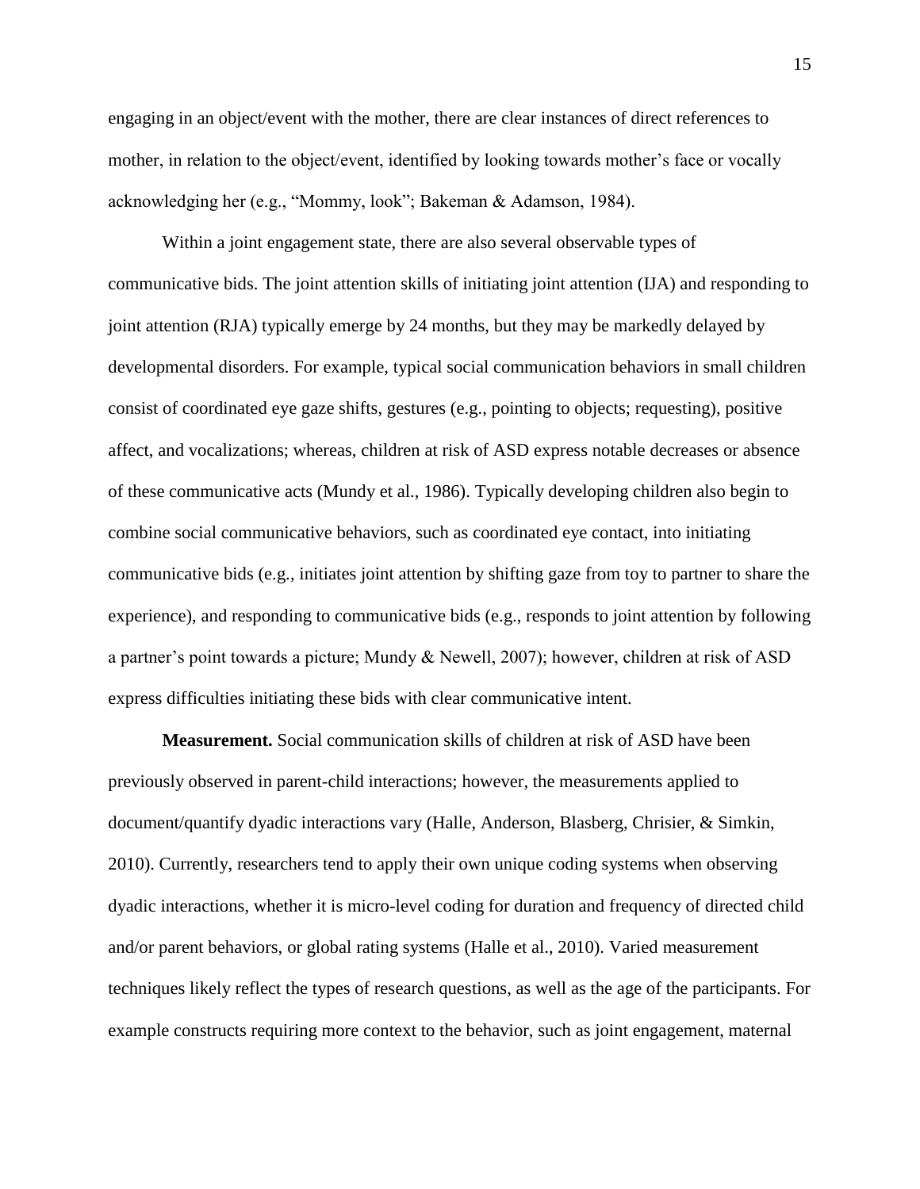engaging in an object/event with the mother, there are clear instances of direct references to mother, in relation to the object/event, identified by looking towards mother's face or vocally acknowledging her (e.g., "Mommy, look"; Bakeman & Adamson, 1984).

Within a joint engagement state, there are also several observable types of communicative bids. The joint attention skills of initiating joint attention (IJA) and responding to joint attention (RJA) typically emerge by 24 months, but they may be markedly delayed by developmental disorders. For example, typical social communication behaviors in small children consist of coordinated eye gaze shifts, gestures (e.g., pointing to objects; requesting), positive affect, and vocalizations; whereas, children at risk of ASD express notable decreases or absence of these communicative acts (Mundy et al., 1986). Typically developing children also begin to combine social communicative behaviors, such as coordinated eye contact, into initiating communicative bids (e.g., initiates joint attention by shifting gaze from toy to partner to share the experience), and responding to communicative bids (e.g., responds to joint attention by following a partner's point towards a picture; Mundy & Newell, 2007); however, children at risk of ASD express difficulties initiating these bids with clear communicative intent.

**Measurement.** Social communication skills of children at risk of ASD have been previously observed in parent-child interactions; however, the measurements applied to document/quantify dyadic interactions vary (Halle, Anderson, Blasberg, Chrisier, & Simkin, 2010). Currently, researchers tend to apply their own unique coding systems when observing dyadic interactions, whether it is micro-level coding for duration and frequency of directed child and/or parent behaviors, or global rating systems (Halle et al., 2010). Varied measurement techniques likely reflect the types of research questions, as well as the age of the participants. For example constructs requiring more context to the behavior, such as joint engagement, maternal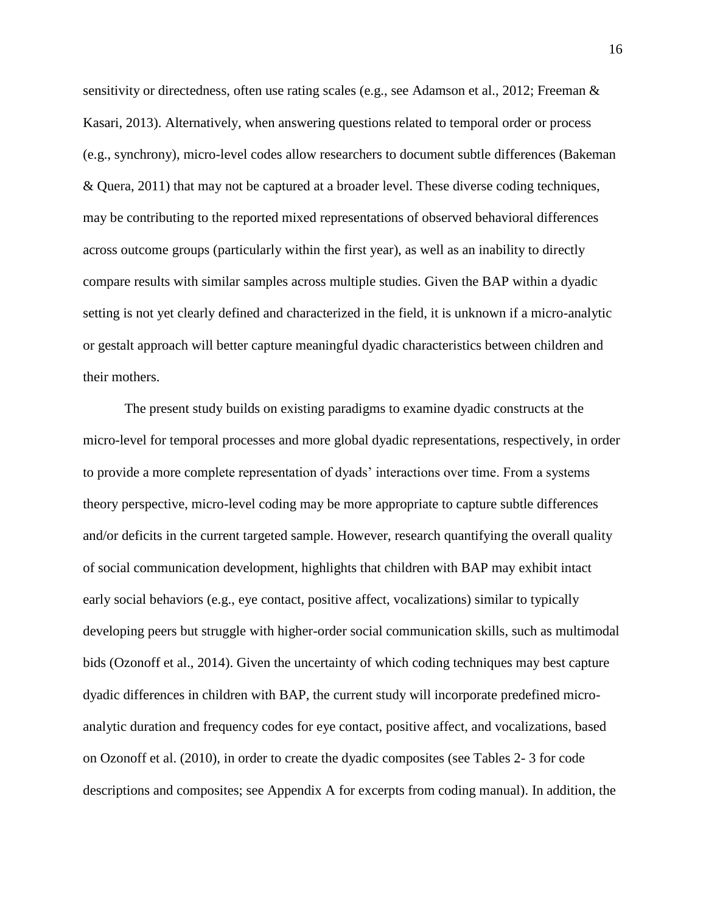sensitivity or directedness, often use rating scales (e.g., see Adamson et al., 2012; Freeman & Kasari, 2013). Alternatively, when answering questions related to temporal order or process (e.g., synchrony), micro-level codes allow researchers to document subtle differences (Bakeman & Quera, 2011) that may not be captured at a broader level. These diverse coding techniques, may be contributing to the reported mixed representations of observed behavioral differences across outcome groups (particularly within the first year), as well as an inability to directly compare results with similar samples across multiple studies. Given the BAP within a dyadic setting is not yet clearly defined and characterized in the field, it is unknown if a micro-analytic or gestalt approach will better capture meaningful dyadic characteristics between children and their mothers.

The present study builds on existing paradigms to examine dyadic constructs at the micro-level for temporal processes and more global dyadic representations, respectively, in order to provide a more complete representation of dyads' interactions over time. From a systems theory perspective, micro-level coding may be more appropriate to capture subtle differences and/or deficits in the current targeted sample. However, research quantifying the overall quality of social communication development, highlights that children with BAP may exhibit intact early social behaviors (e.g., eye contact, positive affect, vocalizations) similar to typically developing peers but struggle with higher-order social communication skills, such as multimodal bids (Ozonoff et al., 2014). Given the uncertainty of which coding techniques may best capture dyadic differences in children with BAP, the current study will incorporate predefined micro-analytic duration and frequency codes for eye contact, positive affect, and vocalizations, based on Ozonoff et al. (2010), in order to create the dyadic composites (see Tables 2- 3 for code descriptions and composites; see Appendix A for excerpts from coding manual). In addition, the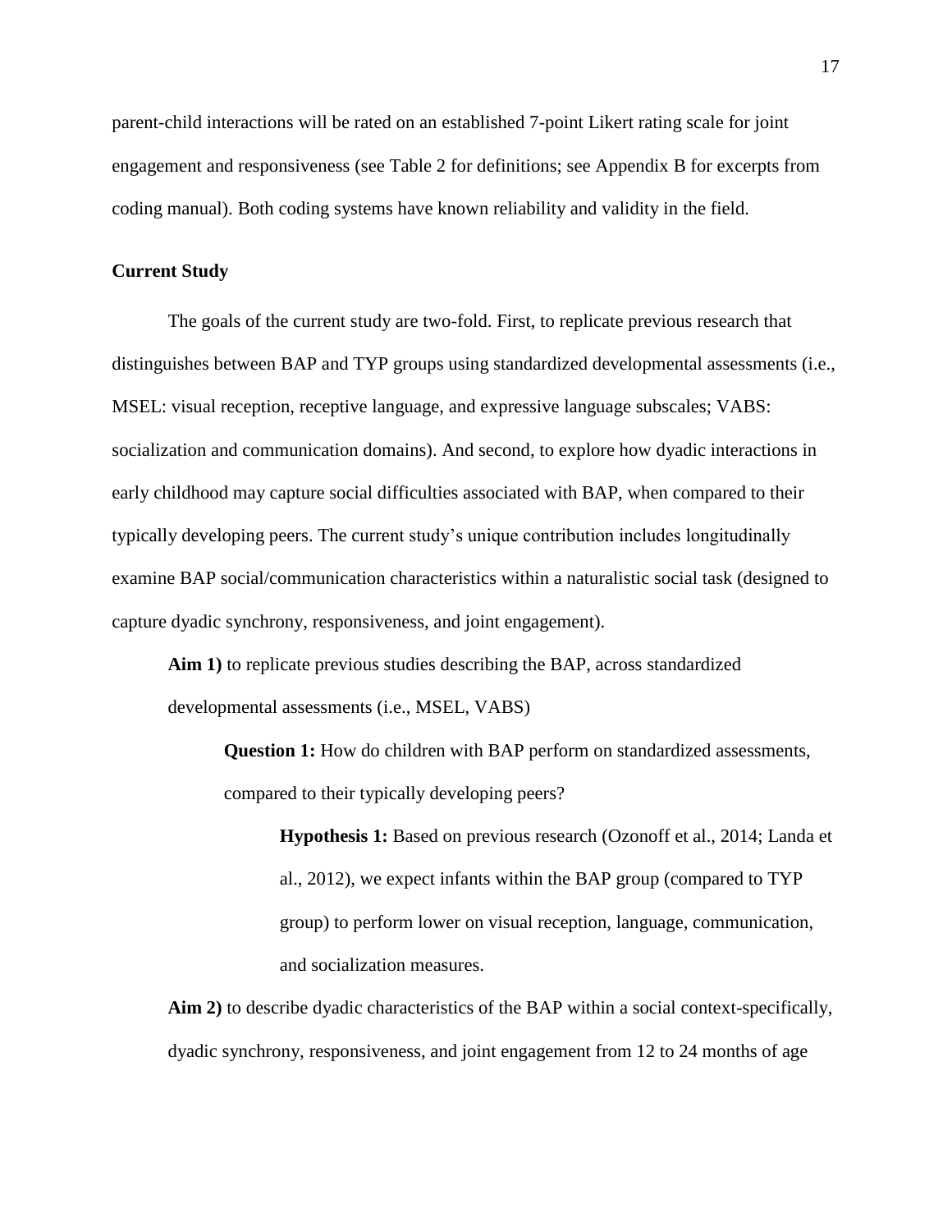parent-child interactions will be rated on an established 7-point Likert rating scale for joint engagement and responsiveness (see Table 2 for definitions; see Appendix B for excerpts from coding manual). Both coding systems have known reliability and validity in the field.

## Current Study

The goals of the current study are two-fold. First, to replicate previous research that distinguishes between BAP and TYP groups using standardized developmental assessments (i.e., MSEL: visual reception, receptive language, and expressive language subscales; VABS: socialization and communication domains). And second, to explore how dyadic interactions in early childhood may capture social difficulties associated with BAP, when compared to their typically developing peers. The current study's unique contribution includes longitudinally examine BAP social/communication characteristics within a naturalistic social task (designed to capture dyadic synchrony, responsiveness, and joint engagement).

**Aim 1)** to replicate previous studies describing the BAP, across standardized developmental assessments (i.e., MSEL, VABS)

> **Question 1:** How do children with BAP perform on standardized assessments, compared to their typically developing peers?
>
> > **Hypothesis 1:** Based on previous research (Ozonoff et al., 2014; Landa et al., 2012), we expect infants within the BAP group (compared to TYP group) to perform lower on visual reception, language, communication, and socialization measures.

**Aim 2)** to describe dyadic characteristics of the BAP within a social context-specifically, dyadic synchrony, responsiveness, and joint engagement from 12 to 24 months of age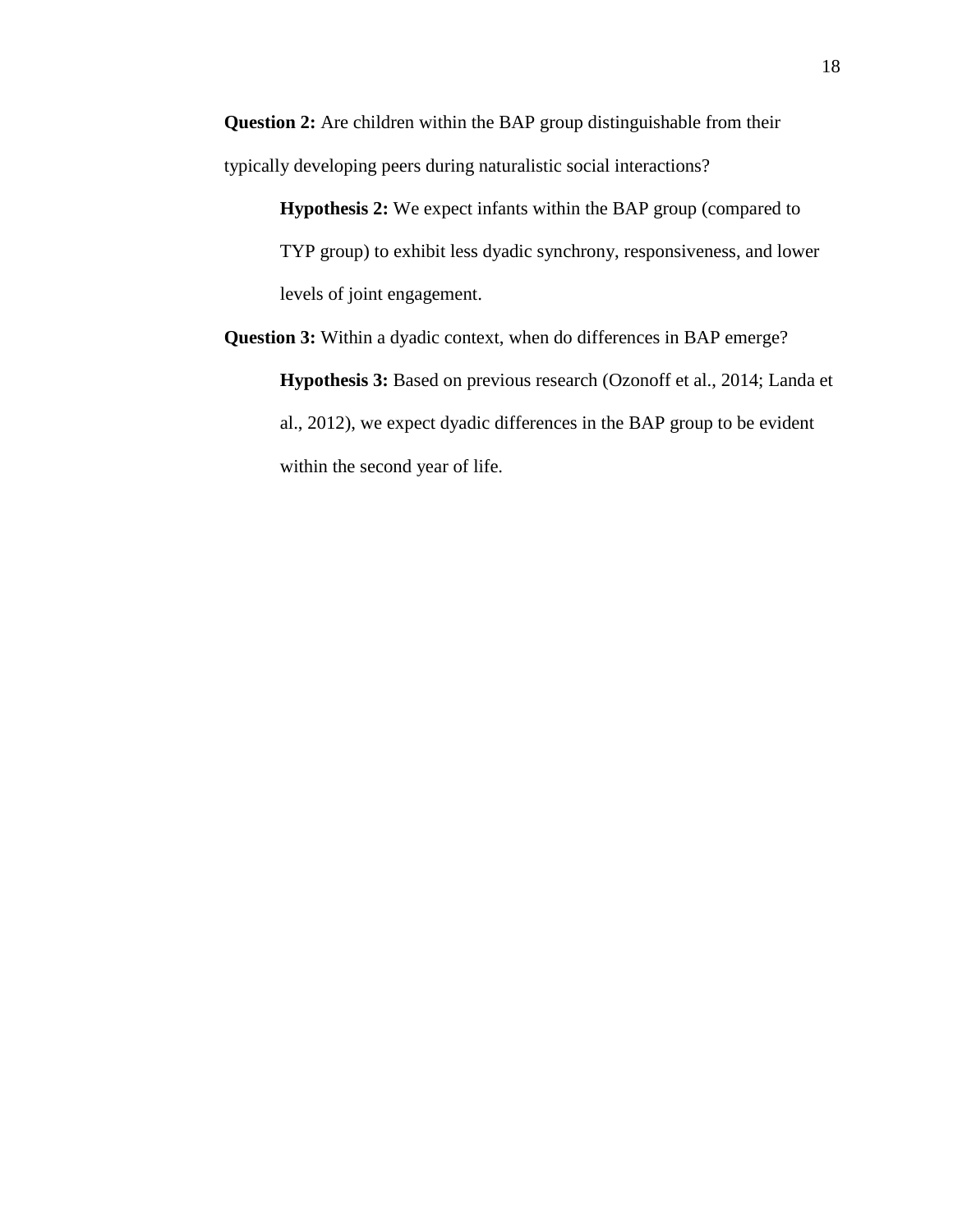**Question 2:** Are children within the BAP group distinguishable from their typically developing peers during naturalistic social interactions?

> **Hypothesis 2:** We expect infants within the BAP group (compared to TYP group) to exhibit less dyadic synchrony, responsiveness, and lower levels of joint engagement.

**Question 3:** Within a dyadic context, when do differences in BAP emerge?

> **Hypothesis 3:** Based on previous research (Ozonoff et al., 2014; Landa et al., 2012), we expect dyadic differences in the BAP group to be evident within the second year of life.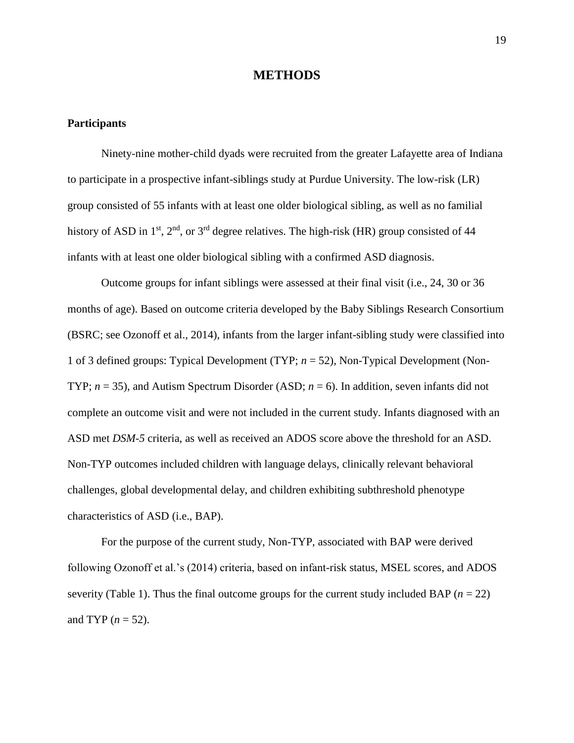# METHODS

## Participants

Ninety-nine mother-child dyads were recruited from the greater Lafayette area of Indiana to participate in a prospective infant-siblings study at Purdue University. The low-risk (LR) group consisted of 55 infants with at least one older biological sibling, as well as no familial history of ASD in 1st, 2nd, or 3rd degree relatives. The high-risk (HR) group consisted of 44 infants with at least one older biological sibling with a confirmed ASD diagnosis.

Outcome groups for infant siblings were assessed at their final visit (i.e., 24, 30 or 36 months of age). Based on outcome criteria developed by the Baby Siblings Research Consortium (BSRC; see Ozonoff et al., 2014), infants from the larger infant-sibling study were classified into 1 of 3 defined groups: Typical Development (TYP; *n* = 52), Non-Typical Development (Non-TYP; *n* = 35), and Autism Spectrum Disorder (ASD; *n* = 6). In addition, seven infants did not complete an outcome visit and were not included in the current study. Infants diagnosed with an ASD met *DSM-5* criteria, as well as received an ADOS score above the threshold for an ASD. Non-TYP outcomes included children with language delays, clinically relevant behavioral challenges, global developmental delay, and children exhibiting subthreshold phenotype characteristics of ASD (i.e., BAP).

For the purpose of the current study, Non-TYP, associated with BAP were derived following Ozonoff et al.'s (2014) criteria, based on infant-risk status, MSEL scores, and ADOS severity (Table 1). Thus the final outcome groups for the current study included BAP (*n* = 22) and TYP (*n* = 52).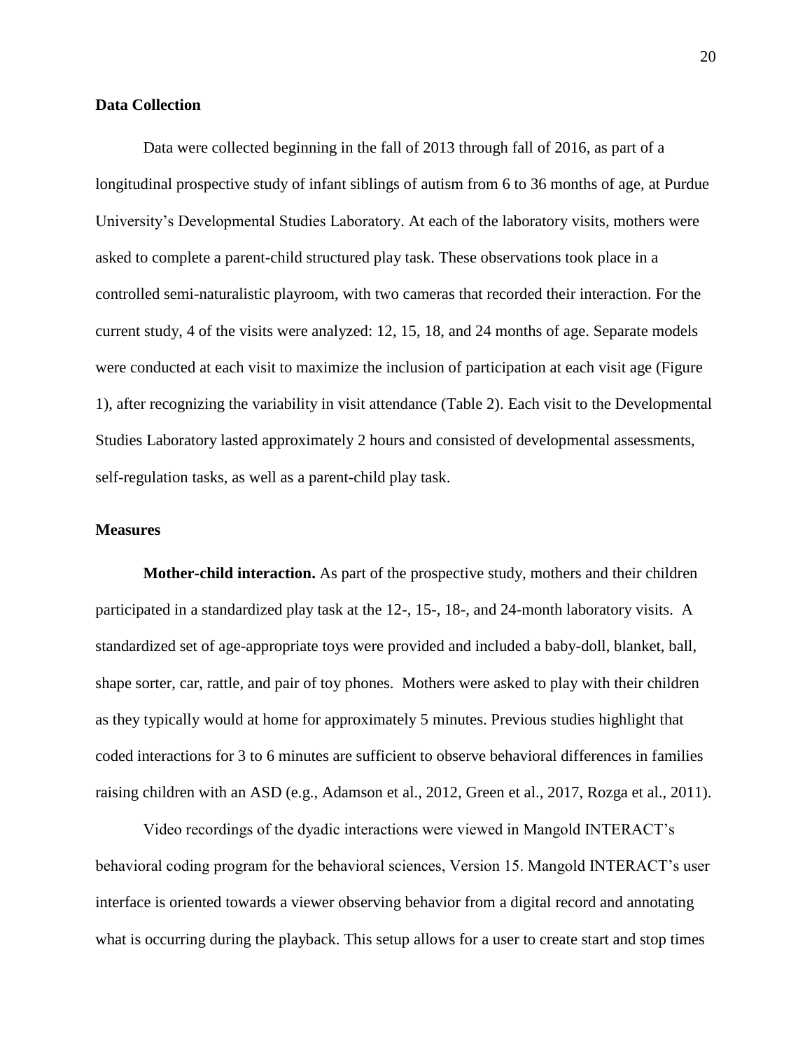**Data Collection**

Data were collected beginning in the fall of 2013 through fall of 2016, as part of a longitudinal prospective study of infant siblings of autism from 6 to 36 months of age, at Purdue University's Developmental Studies Laboratory. At each of the laboratory visits, mothers were asked to complete a parent-child structured play task. These observations took place in a controlled semi-naturalistic playroom, with two cameras that recorded their interaction. For the current study, 4 of the visits were analyzed: 12, 15, 18, and 24 months of age. Separate models were conducted at each visit to maximize the inclusion of participation at each visit age (Figure 1), after recognizing the variability in visit attendance (Table 2). Each visit to the Developmental Studies Laboratory lasted approximately 2 hours and consisted of developmental assessments, self-regulation tasks, as well as a parent-child play task.

**Measures**

**Mother-child interaction.** As part of the prospective study, mothers and their children participated in a standardized play task at the 12-, 15-, 18-, and 24-month laboratory visits. A standardized set of age-appropriate toys were provided and included a baby-doll, blanket, ball, shape sorter, car, rattle, and pair of toy phones. Mothers were asked to play with their children as they typically would at home for approximately 5 minutes. Previous studies highlight that coded interactions for 3 to 6 minutes are sufficient to observe behavioral differences in families raising children with an ASD (e.g., Adamson et al., 2012, Green et al., 2017, Rozga et al., 2011).

Video recordings of the dyadic interactions were viewed in Mangold INTERACT's behavioral coding program for the behavioral sciences, Version 15. Mangold INTERACT's user interface is oriented towards a viewer observing behavior from a digital record and annotating what is occurring during the playback. This setup allows for a user to create start and stop times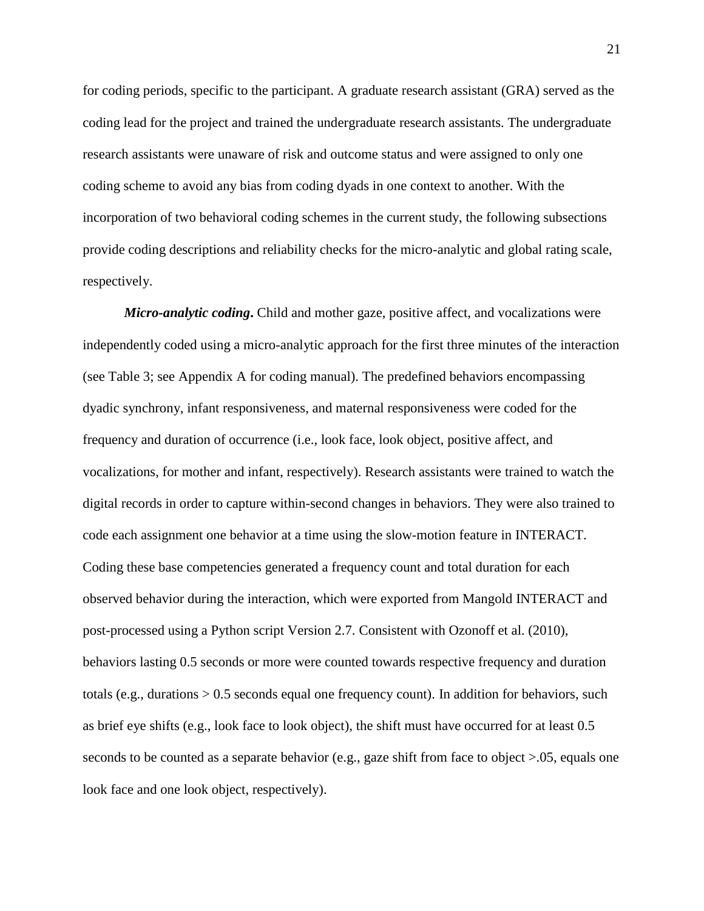for coding periods, specific to the participant. A graduate research assistant (GRA) served as the coding lead for the project and trained the undergraduate research assistants. The undergraduate research assistants were unaware of risk and outcome status and were assigned to only one coding scheme to avoid any bias from coding dyads in one context to another. With the incorporation of two behavioral coding schemes in the current study, the following subsections provide coding descriptions and reliability checks for the micro-analytic and global rating scale, respectively.

***Micro-analytic coding*.** Child and mother gaze, positive affect, and vocalizations were independently coded using a micro-analytic approach for the first three minutes of the interaction (see Table 3; see Appendix A for coding manual). The predefined behaviors encompassing dyadic synchrony, infant responsiveness, and maternal responsiveness were coded for the frequency and duration of occurrence (i.e., look face, look object, positive affect, and vocalizations, for mother and infant, respectively). Research assistants were trained to watch the digital records in order to capture within-second changes in behaviors. They were also trained to code each assignment one behavior at a time using the slow-motion feature in INTERACT. Coding these base competencies generated a frequency count and total duration for each observed behavior during the interaction, which were exported from Mangold INTERACT and post-processed using a Python script Version 2.7. Consistent with Ozonoff et al. (2010), behaviors lasting 0.5 seconds or more were counted towards respective frequency and duration totals (e.g., durations > 0.5 seconds equal one frequency count). In addition for behaviors, such as brief eye shifts (e.g., look face to look object), the shift must have occurred for at least 0.5 seconds to be counted as a separate behavior (e.g., gaze shift from face to object >.05, equals one look face and one look object, respectively).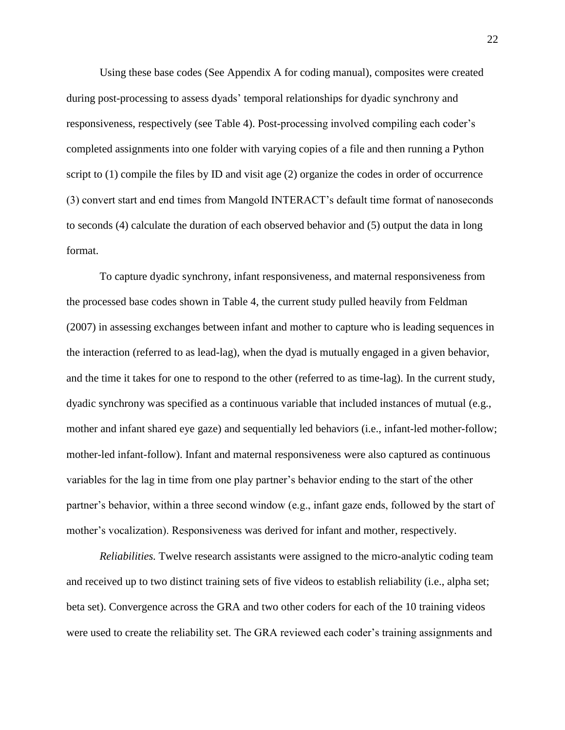Using these base codes (See Appendix A for coding manual), composites were created during post-processing to assess dyads' temporal relationships for dyadic synchrony and responsiveness, respectively (see Table 4). Post-processing involved compiling each coder's completed assignments into one folder with varying copies of a file and then running a Python script to (1) compile the files by ID and visit age (2) organize the codes in order of occurrence (3) convert start and end times from Mangold INTERACT's default time format of nanoseconds to seconds (4) calculate the duration of each observed behavior and (5) output the data in long format.

To capture dyadic synchrony, infant responsiveness, and maternal responsiveness from the processed base codes shown in Table 4, the current study pulled heavily from Feldman (2007) in assessing exchanges between infant and mother to capture who is leading sequences in the interaction (referred to as lead-lag), when the dyad is mutually engaged in a given behavior, and the time it takes for one to respond to the other (referred to as time-lag). In the current study, dyadic synchrony was specified as a continuous variable that included instances of mutual (e.g., mother and infant shared eye gaze) and sequentially led behaviors (i.e., infant-led mother-follow; mother-led infant-follow). Infant and maternal responsiveness were also captured as continuous variables for the lag in time from one play partner's behavior ending to the start of the other partner's behavior, within a three second window (e.g., infant gaze ends, followed by the start of mother's vocalization). Responsiveness was derived for infant and mother, respectively.

*Reliabilities.* Twelve research assistants were assigned to the micro-analytic coding team and received up to two distinct training sets of five videos to establish reliability (i.e., alpha set; beta set). Convergence across the GRA and two other coders for each of the 10 training videos were used to create the reliability set. The GRA reviewed each coder's training assignments and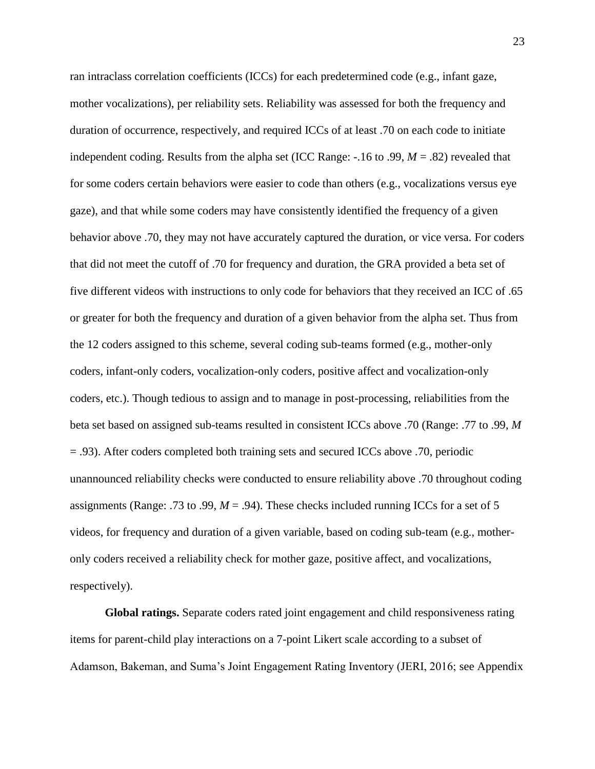ran intraclass correlation coefficients (ICCs) for each predetermined code (e.g., infant gaze, mother vocalizations), per reliability sets. Reliability was assessed for both the frequency and duration of occurrence, respectively, and required ICCs of at least .70 on each code to initiate independent coding. Results from the alpha set (ICC Range: -.16 to .99, $M$ = .82) revealed that for some coders certain behaviors were easier to code than others (e.g., vocalizations versus eye gaze), and that while some coders may have consistently identified the frequency of a given behavior above .70, they may not have accurately captured the duration, or vice versa. For coders that did not meet the cutoff of .70 for frequency and duration, the GRA provided a beta set of five different videos with instructions to only code for behaviors that they received an ICC of .65 or greater for both the frequency and duration of a given behavior from the alpha set. Thus from the 12 coders assigned to this scheme, several coding sub-teams formed (e.g., mother-only coders, infant-only coders, vocalization-only coders, positive affect and vocalization-only coders, etc.). Though tedious to assign and to manage in post-processing, reliabilities from the beta set based on assigned sub-teams resulted in consistent ICCs above .70 (Range: .77 to .99, $M$ = .93). After coders completed both training sets and secured ICCs above .70, periodic unannounced reliability checks were conducted to ensure reliability above .70 throughout coding assignments (Range: .73 to .99, $M$ = .94). These checks included running ICCs for a set of 5 videos, for frequency and duration of a given variable, based on coding sub-team (e.g., mother-only coders received a reliability check for mother gaze, positive affect, and vocalizations, respectively).

**Global ratings.** Separate coders rated joint engagement and child responsiveness rating items for parent-child play interactions on a 7-point Likert scale according to a subset of Adamson, Bakeman, and Suma's Joint Engagement Rating Inventory (JERI, 2016; see Appendix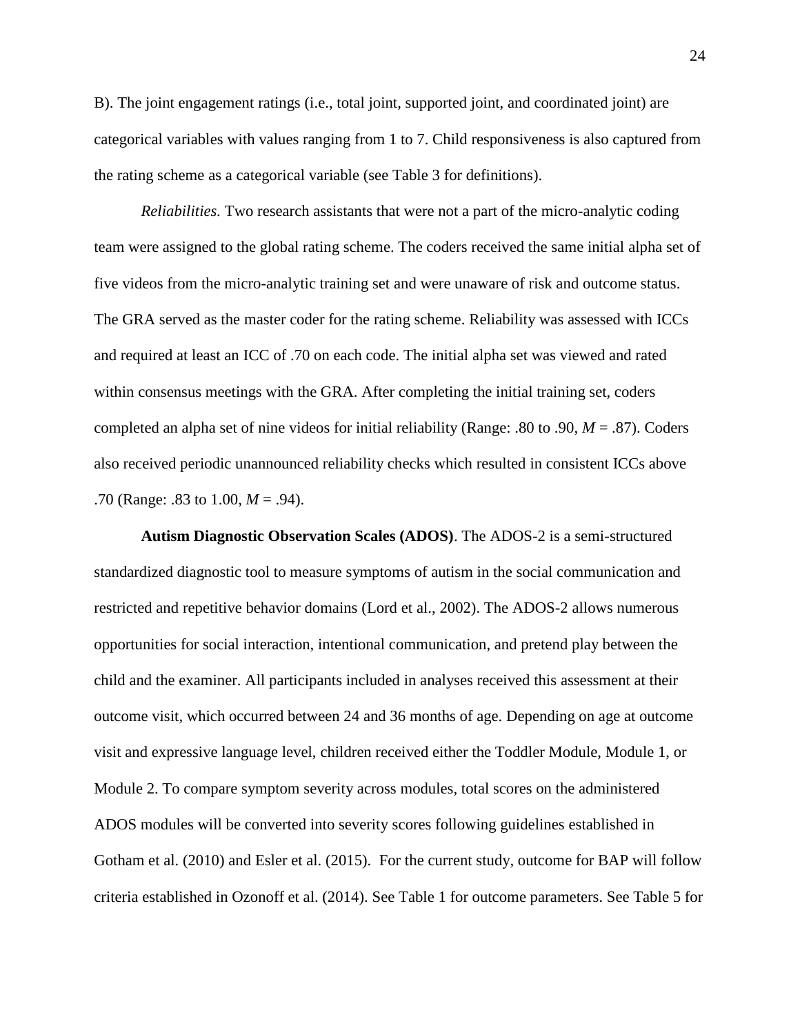B). The joint engagement ratings (i.e., total joint, supported joint, and coordinated joint) are categorical variables with values ranging from 1 to 7. Child responsiveness is also captured from the rating scheme as a categorical variable (see Table 3 for definitions).

*Reliabilities.* Two research assistants that were not a part of the micro-analytic coding team were assigned to the global rating scheme. The coders received the same initial alpha set of five videos from the micro-analytic training set and were unaware of risk and outcome status. The GRA served as the master coder for the rating scheme. Reliability was assessed with ICCs and required at least an ICC of .70 on each code. The initial alpha set was viewed and rated within consensus meetings with the GRA. After completing the initial training set, coders completed an alpha set of nine videos for initial reliability (Range: .80 to .90, $M$ = .87). Coders also received periodic unannounced reliability checks which resulted in consistent ICCs above .70 (Range: .83 to 1.00, $M$ = .94).

**Autism Diagnostic Observation Scales (ADOS)**. The ADOS-2 is a semi-structured standardized diagnostic tool to measure symptoms of autism in the social communication and restricted and repetitive behavior domains (Lord et al., 2002). The ADOS-2 allows numerous opportunities for social interaction, intentional communication, and pretend play between the child and the examiner. All participants included in analyses received this assessment at their outcome visit, which occurred between 24 and 36 months of age. Depending on age at outcome visit and expressive language level, children received either the Toddler Module, Module 1, or Module 2. To compare symptom severity across modules, total scores on the administered ADOS modules will be converted into severity scores following guidelines established in Gotham et al. (2010) and Esler et al. (2015). For the current study, outcome for BAP will follow criteria established in Ozonoff et al. (2014). See Table 1 for outcome parameters. See Table 5 for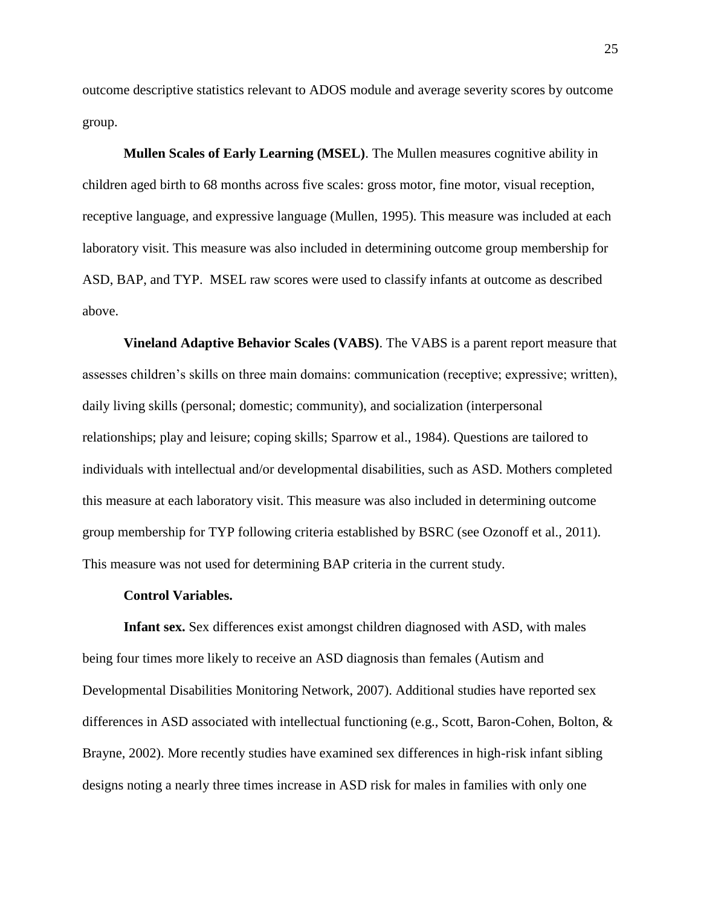outcome descriptive statistics relevant to ADOS module and average severity scores by outcome group.

**Mullen Scales of Early Learning (MSEL)**. The Mullen measures cognitive ability in children aged birth to 68 months across five scales: gross motor, fine motor, visual reception, receptive language, and expressive language (Mullen, 1995). This measure was included at each laboratory visit. This measure was also included in determining outcome group membership for ASD, BAP, and TYP. MSEL raw scores were used to classify infants at outcome as described above.

**Vineland Adaptive Behavior Scales (VABS)**. The VABS is a parent report measure that assesses children's skills on three main domains: communication (receptive; expressive; written), daily living skills (personal; domestic; community), and socialization (interpersonal relationships; play and leisure; coping skills; Sparrow et al., 1984). Questions are tailored to individuals with intellectual and/or developmental disabilities, such as ASD. Mothers completed this measure at each laboratory visit. This measure was also included in determining outcome group membership for TYP following criteria established by BSRC (see Ozonoff et al., 2011). This measure was not used for determining BAP criteria in the current study.

**Control Variables.**

**Infant sex.** Sex differences exist amongst children diagnosed with ASD, with males being four times more likely to receive an ASD diagnosis than females (Autism and Developmental Disabilities Monitoring Network, 2007). Additional studies have reported sex differences in ASD associated with intellectual functioning (e.g., Scott, Baron-Cohen, Bolton, & Brayne, 2002). More recently studies have examined sex differences in high-risk infant sibling designs noting a nearly three times increase in ASD risk for males in families with only one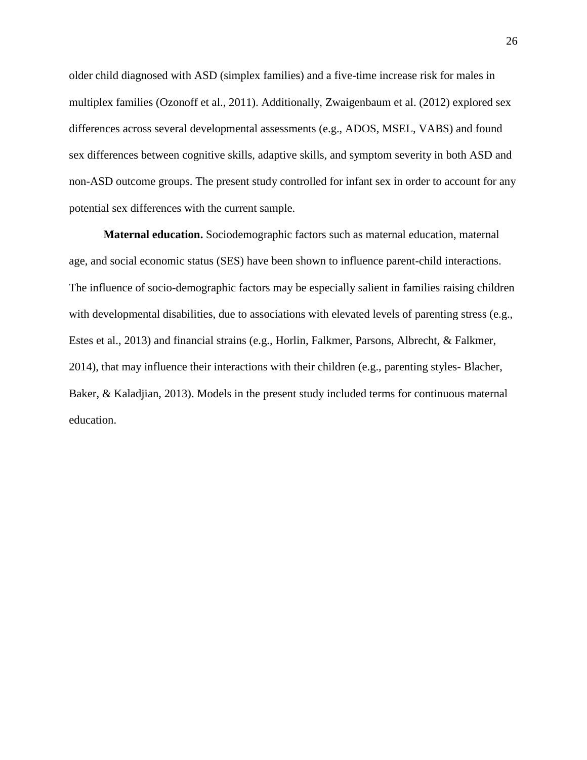older child diagnosed with ASD (simplex families) and a five-time increase risk for males in multiplex families (Ozonoff et al., 2011). Additionally, Zwaigenbaum et al. (2012) explored sex differences across several developmental assessments (e.g., ADOS, MSEL, VABS) and found sex differences between cognitive skills, adaptive skills, and symptom severity in both ASD and non-ASD outcome groups. The present study controlled for infant sex in order to account for any potential sex differences with the current sample.

**Maternal education.** Sociodemographic factors such as maternal education, maternal age, and social economic status (SES) have been shown to influence parent-child interactions. The influence of socio-demographic factors may be especially salient in families raising children with developmental disabilities, due to associations with elevated levels of parenting stress (e.g., Estes et al., 2013) and financial strains (e.g., Horlin, Falkmer, Parsons, Albrecht, & Falkmer, 2014), that may influence their interactions with their children (e.g., parenting styles- Blacher, Baker, & Kaladjian, 2013). Models in the present study included terms for continuous maternal education.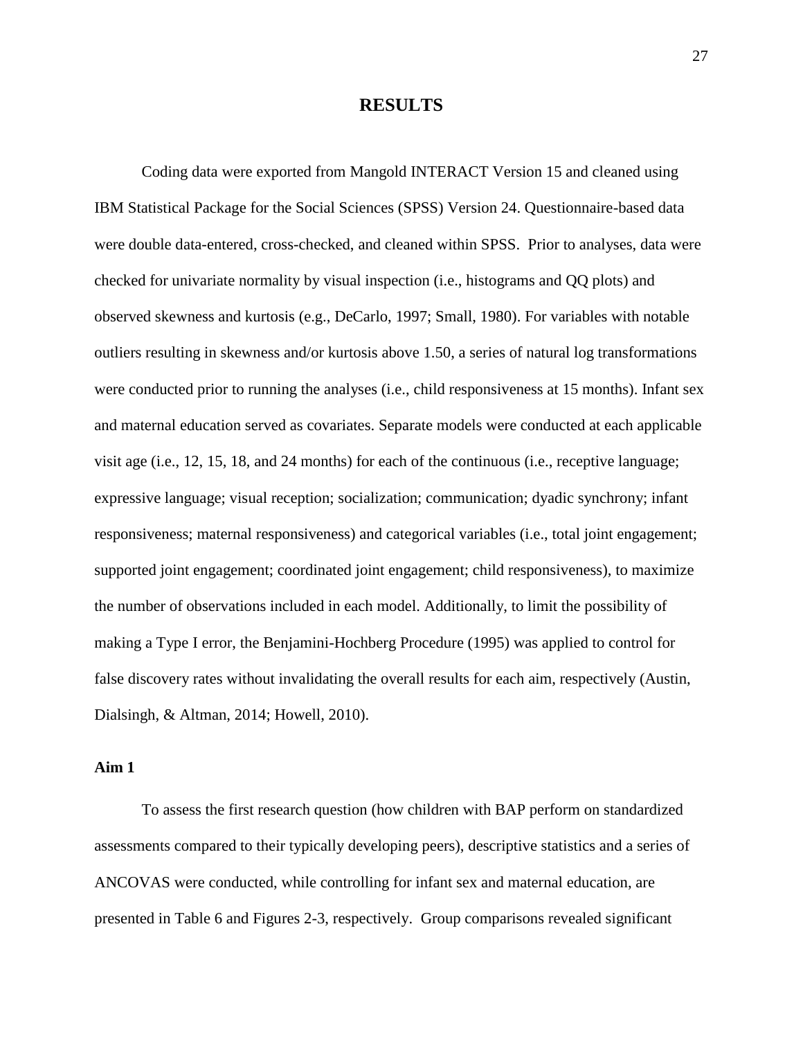# RESULTS

Coding data were exported from Mangold INTERACT Version 15 and cleaned using IBM Statistical Package for the Social Sciences (SPSS) Version 24. Questionnaire-based data were double data-entered, cross-checked, and cleaned within SPSS. Prior to analyses, data were checked for univariate normality by visual inspection (i.e., histograms and QQ plots) and observed skewness and kurtosis (e.g., DeCarlo, 1997; Small, 1980). For variables with notable outliers resulting in skewness and/or kurtosis above 1.50, a series of natural log transformations were conducted prior to running the analyses (i.e., child responsiveness at 15 months). Infant sex and maternal education served as covariates. Separate models were conducted at each applicable visit age (i.e., 12, 15, 18, and 24 months) for each of the continuous (i.e., receptive language; expressive language; visual reception; socialization; communication; dyadic synchrony; infant responsiveness; maternal responsiveness) and categorical variables (i.e., total joint engagement; supported joint engagement; coordinated joint engagement; child responsiveness), to maximize the number of observations included in each model. Additionally, to limit the possibility of making a Type I error, the Benjamini-Hochberg Procedure (1995) was applied to control for false discovery rates without invalidating the overall results for each aim, respectively (Austin, Dialsingh, & Altman, 2014; Howell, 2010).

## Aim 1

To assess the first research question (how children with BAP perform on standardized assessments compared to their typically developing peers), descriptive statistics and a series of ANCOVAS were conducted, while controlling for infant sex and maternal education, are presented in Table 6 and Figures 2-3, respectively. Group comparisons revealed significant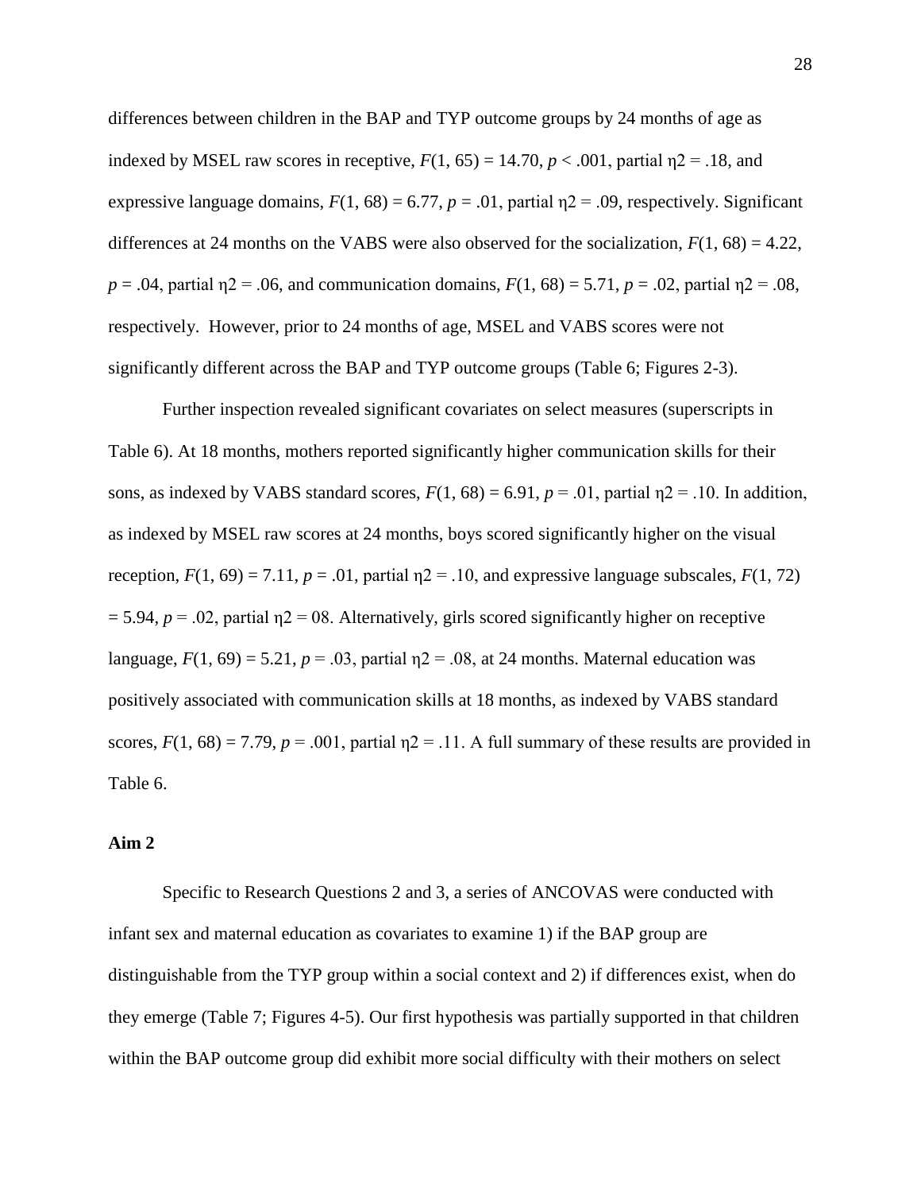differences between children in the BAP and TYP outcome groups by 24 months of age as indexed by MSEL raw scores in receptive, $F(1, 65) = 14.70$, $p < .001$, partial $\eta2 = .18$, and expressive language domains, $F(1, 68) = 6.77$, $p = .01$, partial $\eta2 = .09$, respectively. Significant differences at 24 months on the VABS were also observed for the socialization, $F(1, 68) = 4.22$, $p = .04$, partial $\eta2 = .06$, and communication domains, $F(1, 68) = 5.71$, $p = .02$, partial $\eta2 = .08$, respectively. However, prior to 24 months of age, MSEL and VABS scores were not significantly different across the BAP and TYP outcome groups (Table 6; Figures 2-3).

Further inspection revealed significant covariates on select measures (superscripts in Table 6). At 18 months, mothers reported significantly higher communication skills for their sons, as indexed by VABS standard scores, $F(1, 68) = 6.91$, $p = .01$, partial $\eta2 = .10$. In addition, as indexed by MSEL raw scores at 24 months, boys scored significantly higher on the visual reception, $F(1, 69) = 7.11$, $p = .01$, partial $\eta2 = .10$, and expressive language subscales, $F(1, 72) = 5.94$, $p = .02$, partial $\eta2 = 08$. Alternatively, girls scored significantly higher on receptive language, $F(1, 69) = 5.21$, $p = .03$, partial $\eta2 = .08$, at 24 months. Maternal education was positively associated with communication skills at 18 months, as indexed by VABS standard scores, $F(1, 68) = 7.79$, $p = .001$, partial $\eta2 = .11$. A full summary of these results are provided in Table 6.

**Aim 2**

Specific to Research Questions 2 and 3, a series of ANCOVAS were conducted with infant sex and maternal education as covariates to examine 1) if the BAP group are distinguishable from the TYP group within a social context and 2) if differences exist, when do they emerge (Table 7; Figures 4-5). Our first hypothesis was partially supported in that children within the BAP outcome group did exhibit more social difficulty with their mothers on select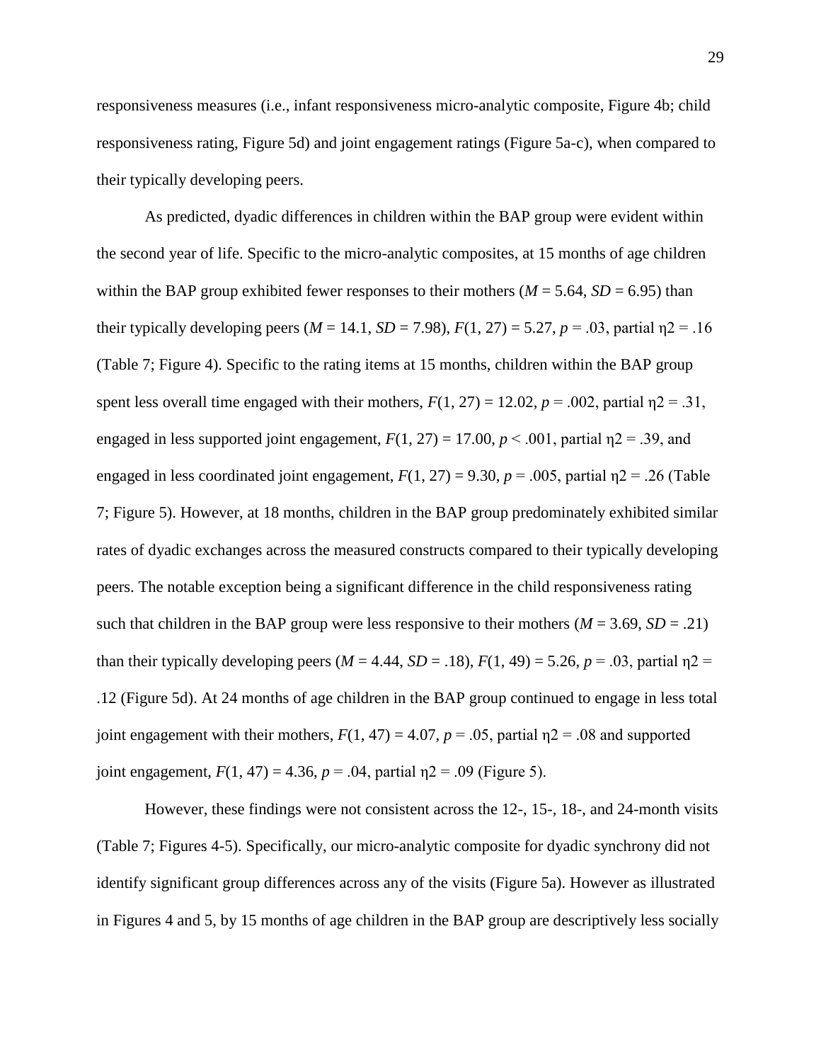responsiveness measures (i.e., infant responsiveness micro-analytic composite, Figure 4b; child responsiveness rating, Figure 5d) and joint engagement ratings (Figure 5a-c), when compared to their typically developing peers.

As predicted, dyadic differences in children within the BAP group were evident within the second year of life. Specific to the micro-analytic composites, at 15 months of age children within the BAP group exhibited fewer responses to their mothers ($M$ = 5.64, $SD$ = 6.95) than their typically developing peers ($M$ = 14.1, $SD$ = 7.98), $F(1, 27) = 5.27$, $p = .03$, partial $\eta 2 = .16$ (Table 7; Figure 4). Specific to the rating items at 15 months, children within the BAP group spent less overall time engaged with their mothers, $F(1, 27) = 12.02$, $p = .002$, partial $\eta 2 = .31$, engaged in less supported joint engagement, $F(1, 27) = 17.00$, $p < .001$, partial $\eta 2 = .39$, and engaged in less coordinated joint engagement, $F(1, 27) = 9.30$, $p = .005$, partial $\eta 2 = .26$ (Table 7; Figure 5). However, at 18 months, children in the BAP group predominately exhibited similar rates of dyadic exchanges across the measured constructs compared to their typically developing peers. The notable exception being a significant difference in the child responsiveness rating such that children in the BAP group were less responsive to their mothers ($M$ = 3.69, $SD$ = .21) than their typically developing peers ($M$ = 4.44, $SD$ = .18), $F(1, 49) = 5.26$, $p = .03$, partial $\eta 2 =$ .12 (Figure 5d). At 24 months of age children in the BAP group continued to engage in less total joint engagement with their mothers, $F(1, 47) = 4.07$, $p = .05$, partial $\eta 2 = .08$ and supported joint engagement, $F(1, 47) = 4.36$, $p = .04$, partial $\eta 2 = .09$ (Figure 5).

However, these findings were not consistent across the 12-, 15-, 18-, and 24-month visits (Table 7; Figures 4-5). Specifically, our micro-analytic composite for dyadic synchrony did not identify significant group differences across any of the visits (Figure 5a). However as illustrated in Figures 4 and 5, by 15 months of age children in the BAP group are descriptively less socially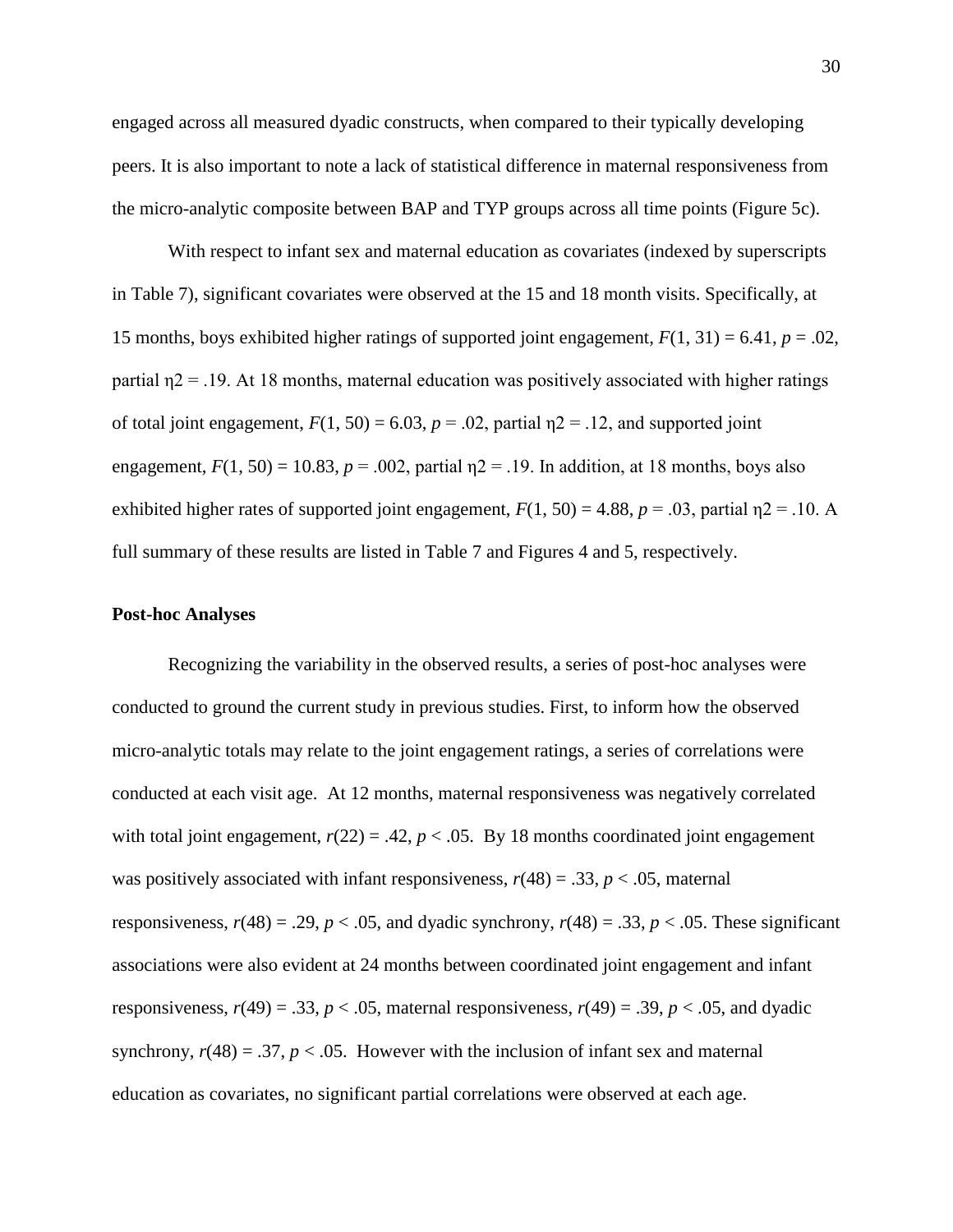engaged across all measured dyadic constructs, when compared to their typically developing peers. It is also important to note a lack of statistical difference in maternal responsiveness from the micro-analytic composite between BAP and TYP groups across all time points (Figure 5c).

With respect to infant sex and maternal education as covariates (indexed by superscripts in Table 7), significant covariates were observed at the 15 and 18 month visits. Specifically, at 15 months, boys exhibited higher ratings of supported joint engagement, $F(1, 31) = 6.41$, $p = .02$, partial $\eta2 = .19$. At 18 months, maternal education was positively associated with higher ratings of total joint engagement, $F(1, 50) = 6.03$, $p = .02$, partial $\eta2 = .12$, and supported joint engagement, $F(1, 50) = 10.83$, $p = .002$, partial $\eta2 = .19$. In addition, at 18 months, boys also exhibited higher rates of supported joint engagement, $F(1, 50) = 4.88$, $p = .03$, partial $\eta2 = .10$. A full summary of these results are listed in Table 7 and Figures 4 and 5, respectively.

**Post-hoc Analyses**

Recognizing the variability in the observed results, a series of post-hoc analyses were conducted to ground the current study in previous studies. First, to inform how the observed micro-analytic totals may relate to the joint engagement ratings, a series of correlations were conducted at each visit age. At 12 months, maternal responsiveness was negatively correlated with total joint engagement, $r(22) = .42$, $p < .05$. By 18 months coordinated joint engagement was positively associated with infant responsiveness, $r(48) = .33$, $p < .05$, maternal responsiveness, $r(48) = .29$, $p < .05$, and dyadic synchrony, $r(48) = .33$, $p < .05$. These significant associations were also evident at 24 months between coordinated joint engagement and infant responsiveness, $r(49) = .33$, $p < .05$, maternal responsiveness, $r(49) = .39$, $p < .05$, and dyadic synchrony, $r(48) = .37$, $p < .05$. However with the inclusion of infant sex and maternal education as covariates, no significant partial correlations were observed at each age.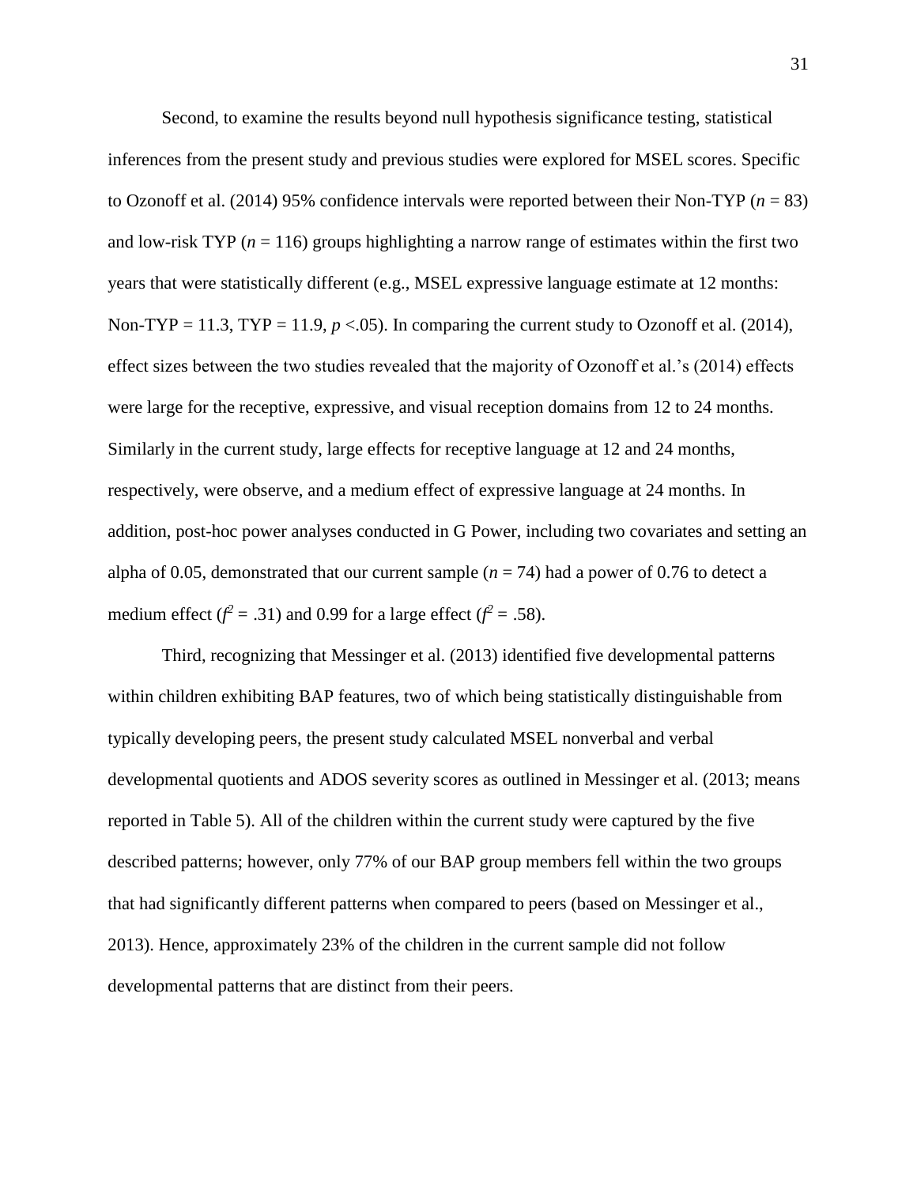Second, to examine the results beyond null hypothesis significance testing, statistical inferences from the present study and previous studies were explored for MSEL scores. Specific to Ozonoff et al. (2014) 95% confidence intervals were reported between their Non-TYP ($n$ = 83) and low-risk TYP ($n$ = 116) groups highlighting a narrow range of estimates within the first two years that were statistically different (e.g., MSEL expressive language estimate at 12 months: Non-TYP = 11.3, TYP = 11.9, $p$ <.05). In comparing the current study to Ozonoff et al. (2014), effect sizes between the two studies revealed that the majority of Ozonoff et al.'s (2014) effects were large for the receptive, expressive, and visual reception domains from 12 to 24 months. Similarly in the current study, large effects for receptive language at 12 and 24 months, respectively, were observe, and a medium effect of expressive language at 24 months. In addition, post-hoc power analyses conducted in G Power, including two covariates and setting an alpha of 0.05, demonstrated that our current sample ($n$ = 74) had a power of 0.76 to detect a medium effect ($f^2$ = .31) and 0.99 for a large effect ($f^2$ = .58).

Third, recognizing that Messinger et al. (2013) identified five developmental patterns within children exhibiting BAP features, two of which being statistically distinguishable from typically developing peers, the present study calculated MSEL nonverbal and verbal developmental quotients and ADOS severity scores as outlined in Messinger et al. (2013; means reported in Table 5). All of the children within the current study were captured by the five described patterns; however, only 77% of our BAP group members fell within the two groups that had significantly different patterns when compared to peers (based on Messinger et al., 2013). Hence, approximately 23% of the children in the current sample did not follow developmental patterns that are distinct from their peers.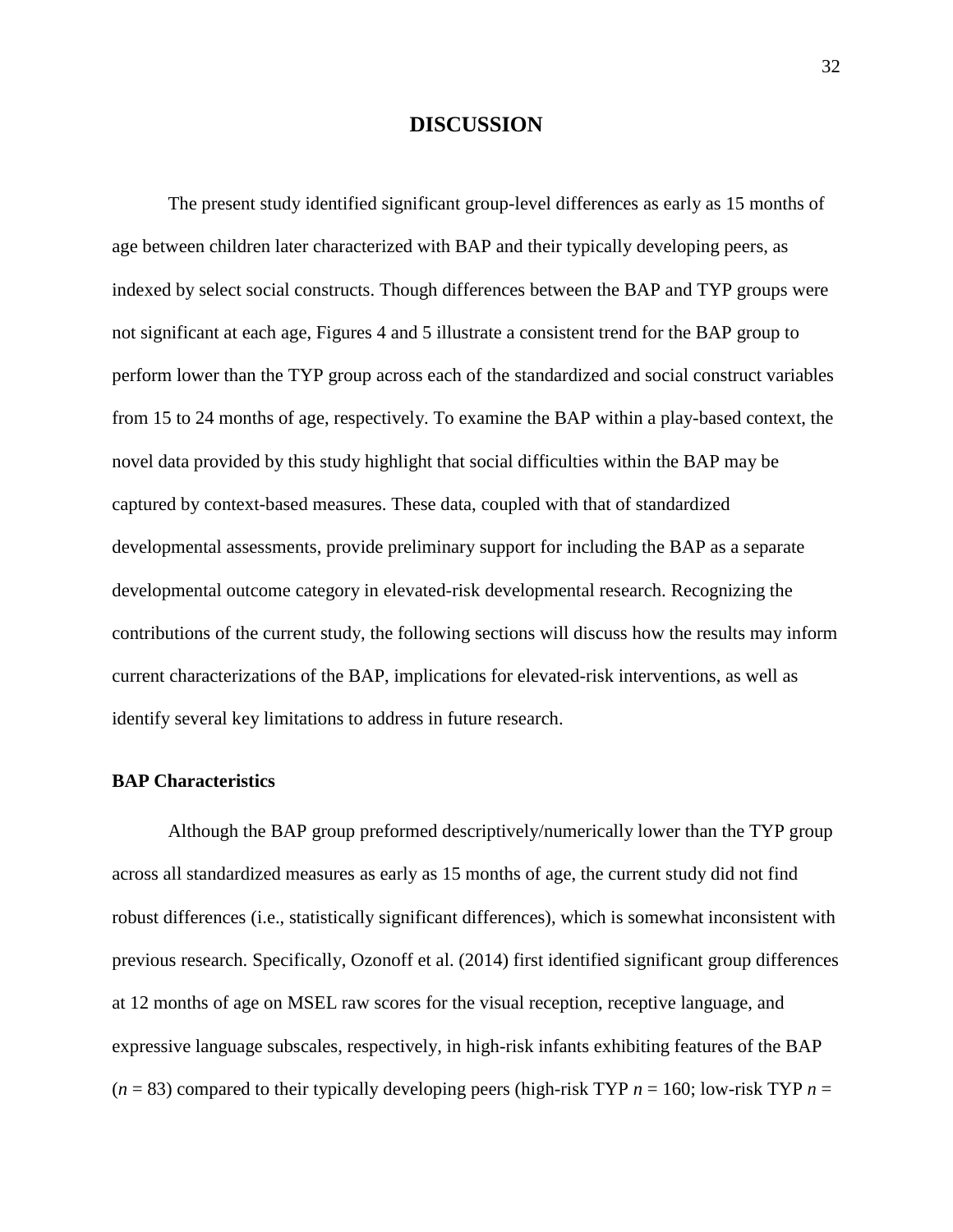# DISCUSSION

The present study identified significant group-level differences as early as 15 months of age between children later characterized with BAP and their typically developing peers, as indexed by select social constructs. Though differences between the BAP and TYP groups were not significant at each age, Figures 4 and 5 illustrate a consistent trend for the BAP group to perform lower than the TYP group across each of the standardized and social construct variables from 15 to 24 months of age, respectively. To examine the BAP within a play-based context, the novel data provided by this study highlight that social difficulties within the BAP may be captured by context-based measures. These data, coupled with that of standardized developmental assessments, provide preliminary support for including the BAP as a separate developmental outcome category in elevated-risk developmental research. Recognizing the contributions of the current study, the following sections will discuss how the results may inform current characterizations of the BAP, implications for elevated-risk interventions, as well as identify several key limitations to address in future research.

## BAP Characteristics

Although the BAP group preformed descriptively/numerically lower than the TYP group across all standardized measures as early as 15 months of age, the current study did not find robust differences (i.e., statistically significant differences), which is somewhat inconsistent with previous research. Specifically, Ozonoff et al. (2014) first identified significant group differences at 12 months of age on MSEL raw scores for the visual reception, receptive language, and expressive language subscales, respectively, in high-risk infants exhibiting features of the BAP ($n$ = 83) compared to their typically developing peers (high-risk TYP $n$ = 160; low-risk TYP $n$ =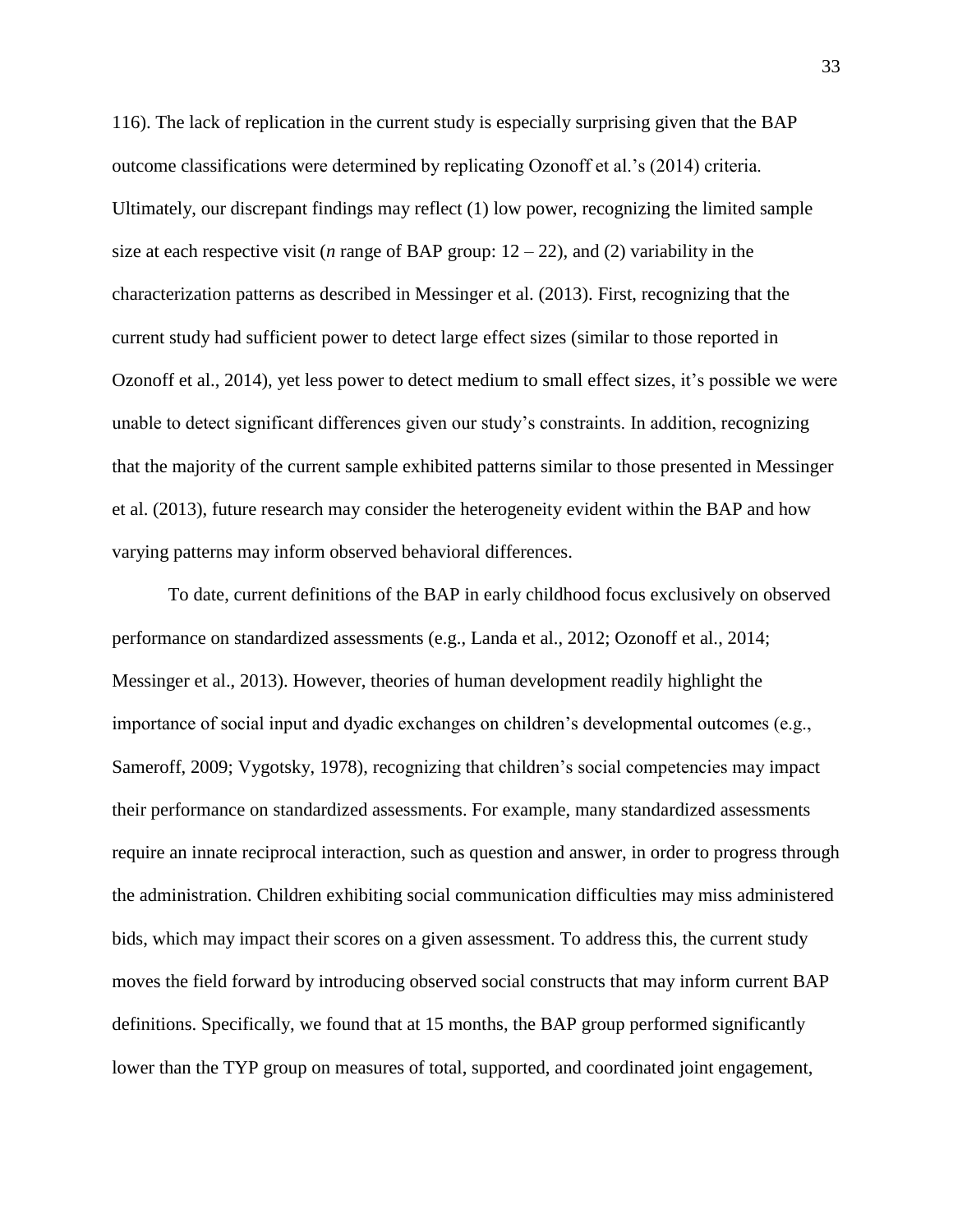116). The lack of replication in the current study is especially surprising given that the BAP outcome classifications were determined by replicating Ozonoff et al.'s (2014) criteria. Ultimately, our discrepant findings may reflect (1) low power, recognizing the limited sample size at each respective visit (*n* range of BAP group: 12 – 22), and (2) variability in the characterization patterns as described in Messinger et al. (2013). First, recognizing that the current study had sufficient power to detect large effect sizes (similar to those reported in Ozonoff et al., 2014), yet less power to detect medium to small effect sizes, it's possible we were unable to detect significant differences given our study's constraints. In addition, recognizing that the majority of the current sample exhibited patterns similar to those presented in Messinger et al. (2013), future research may consider the heterogeneity evident within the BAP and how varying patterns may inform observed behavioral differences.

To date, current definitions of the BAP in early childhood focus exclusively on observed performance on standardized assessments (e.g., Landa et al., 2012; Ozonoff et al., 2014; Messinger et al., 2013). However, theories of human development readily highlight the importance of social input and dyadic exchanges on children's developmental outcomes (e.g., Sameroff, 2009; Vygotsky, 1978), recognizing that children's social competencies may impact their performance on standardized assessments. For example, many standardized assessments require an innate reciprocal interaction, such as question and answer, in order to progress through the administration. Children exhibiting social communication difficulties may miss administered bids, which may impact their scores on a given assessment. To address this, the current study moves the field forward by introducing observed social constructs that may inform current BAP definitions. Specifically, we found that at 15 months, the BAP group performed significantly lower than the TYP group on measures of total, supported, and coordinated joint engagement,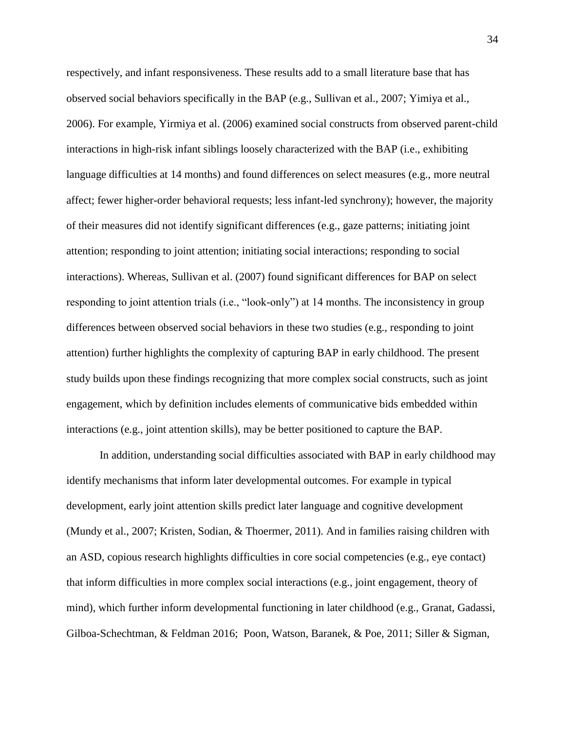respectively, and infant responsiveness. These results add to a small literature base that has observed social behaviors specifically in the BAP (e.g., Sullivan et al., 2007; Yimiya et al., 2006). For example, Yirmiya et al. (2006) examined social constructs from observed parent-child interactions in high-risk infant siblings loosely characterized with the BAP (i.e., exhibiting language difficulties at 14 months) and found differences on select measures (e.g., more neutral affect; fewer higher-order behavioral requests; less infant-led synchrony); however, the majority of their measures did not identify significant differences (e.g., gaze patterns; initiating joint attention; responding to joint attention; initiating social interactions; responding to social interactions). Whereas, Sullivan et al. (2007) found significant differences for BAP on select responding to joint attention trials (i.e., "look-only") at 14 months. The inconsistency in group differences between observed social behaviors in these two studies (e.g., responding to joint attention) further highlights the complexity of capturing BAP in early childhood. The present study builds upon these findings recognizing that more complex social constructs, such as joint engagement, which by definition includes elements of communicative bids embedded within interactions (e.g., joint attention skills), may be better positioned to capture the BAP.

In addition, understanding social difficulties associated with BAP in early childhood may identify mechanisms that inform later developmental outcomes. For example in typical development, early joint attention skills predict later language and cognitive development (Mundy et al., 2007; Kristen, Sodian, & Thoermer, 2011). And in families raising children with an ASD, copious research highlights difficulties in core social competencies (e.g., eye contact) that inform difficulties in more complex social interactions (e.g., joint engagement, theory of mind), which further inform developmental functioning in later childhood (e.g., Granat, Gadassi, Gilboa-Schechtman, & Feldman 2016; Poon, Watson, Baranek, & Poe, 2011; Siller & Sigman,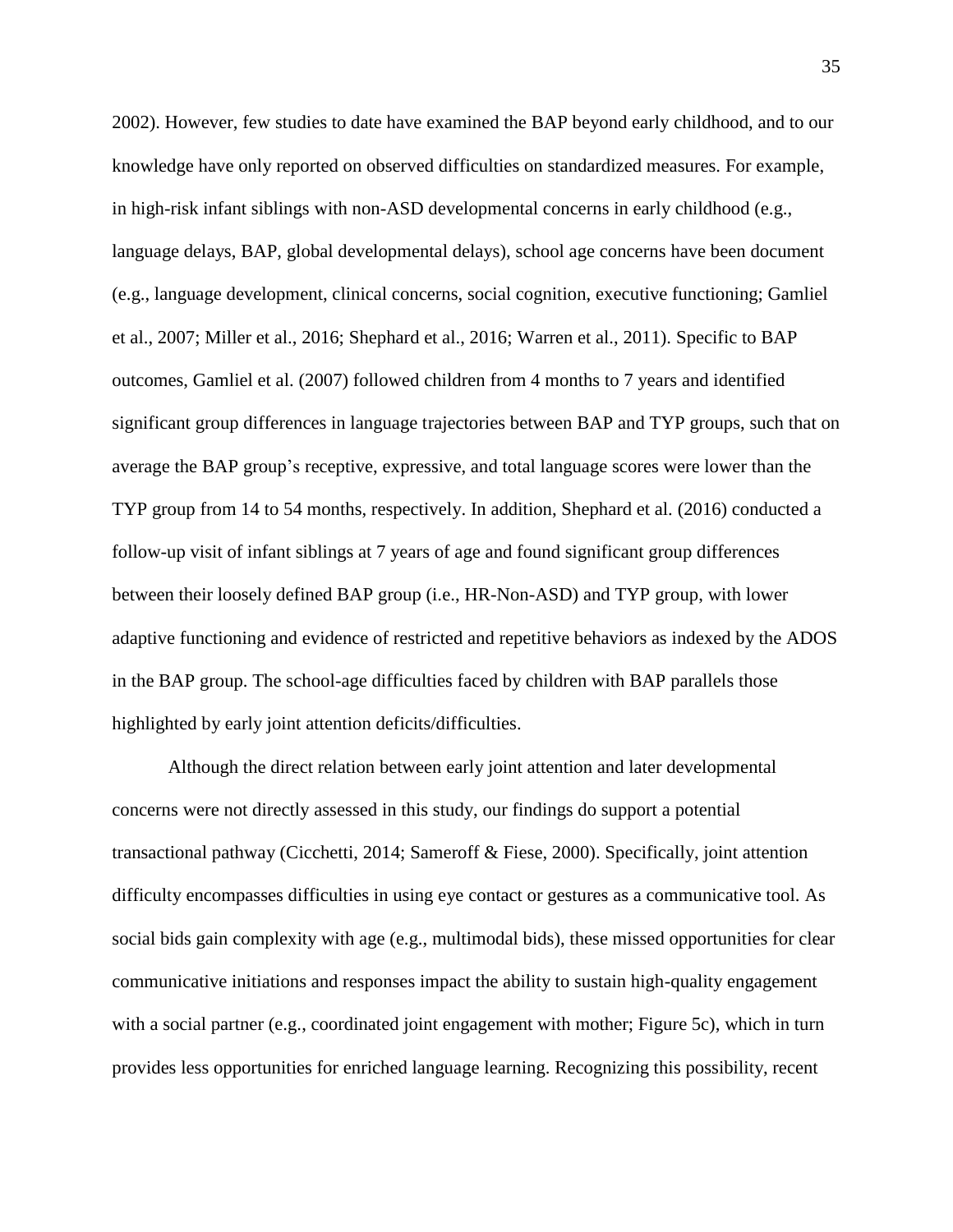2002). However, few studies to date have examined the BAP beyond early childhood, and to our knowledge have only reported on observed difficulties on standardized measures. For example, in high-risk infant siblings with non-ASD developmental concerns in early childhood (e.g., language delays, BAP, global developmental delays), school age concerns have been document (e.g., language development, clinical concerns, social cognition, executive functioning; Gamliel et al., 2007; Miller et al., 2016; Shephard et al., 2016; Warren et al., 2011). Specific to BAP outcomes, Gamliel et al. (2007) followed children from 4 months to 7 years and identified significant group differences in language trajectories between BAP and TYP groups, such that on average the BAP group's receptive, expressive, and total language scores were lower than the TYP group from 14 to 54 months, respectively. In addition, Shephard et al. (2016) conducted a follow-up visit of infant siblings at 7 years of age and found significant group differences between their loosely defined BAP group (i.e., HR-Non-ASD) and TYP group, with lower adaptive functioning and evidence of restricted and repetitive behaviors as indexed by the ADOS in the BAP group. The school-age difficulties faced by children with BAP parallels those highlighted by early joint attention deficits/difficulties.

Although the direct relation between early joint attention and later developmental concerns were not directly assessed in this study, our findings do support a potential transactional pathway (Cicchetti, 2014; Sameroff & Fiese, 2000). Specifically, joint attention difficulty encompasses difficulties in using eye contact or gestures as a communicative tool. As social bids gain complexity with age (e.g., multimodal bids), these missed opportunities for clear communicative initiations and responses impact the ability to sustain high-quality engagement with a social partner (e.g., coordinated joint engagement with mother; Figure 5c), which in turn provides less opportunities for enriched language learning. Recognizing this possibility, recent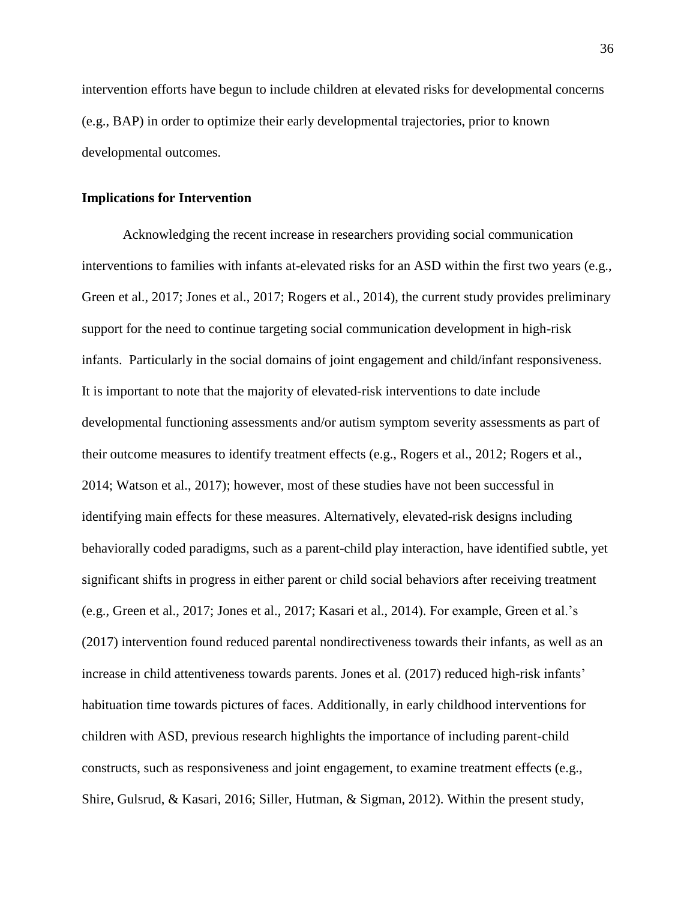intervention efforts have begun to include children at elevated risks for developmental concerns (e.g., BAP) in order to optimize their early developmental trajectories, prior to known developmental outcomes.

**Implications for Intervention**

Acknowledging the recent increase in researchers providing social communication interventions to families with infants at-elevated risks for an ASD within the first two years (e.g., Green et al., 2017; Jones et al., 2017; Rogers et al., 2014), the current study provides preliminary support for the need to continue targeting social communication development in high-risk infants. Particularly in the social domains of joint engagement and child/infant responsiveness. It is important to note that the majority of elevated-risk interventions to date include developmental functioning assessments and/or autism symptom severity assessments as part of their outcome measures to identify treatment effects (e.g., Rogers et al., 2012; Rogers et al., 2014; Watson et al., 2017); however, most of these studies have not been successful in identifying main effects for these measures. Alternatively, elevated-risk designs including behaviorally coded paradigms, such as a parent-child play interaction, have identified subtle, yet significant shifts in progress in either parent or child social behaviors after receiving treatment (e.g., Green et al., 2017; Jones et al., 2017; Kasari et al., 2014). For example, Green et al.'s (2017) intervention found reduced parental nondirectiveness towards their infants, as well as an increase in child attentiveness towards parents. Jones et al. (2017) reduced high-risk infants' habituation time towards pictures of faces. Additionally, in early childhood interventions for children with ASD, previous research highlights the importance of including parent-child constructs, such as responsiveness and joint engagement, to examine treatment effects (e.g., Shire, Gulsrud, & Kasari, 2016; Siller, Hutman, & Sigman, 2012). Within the present study,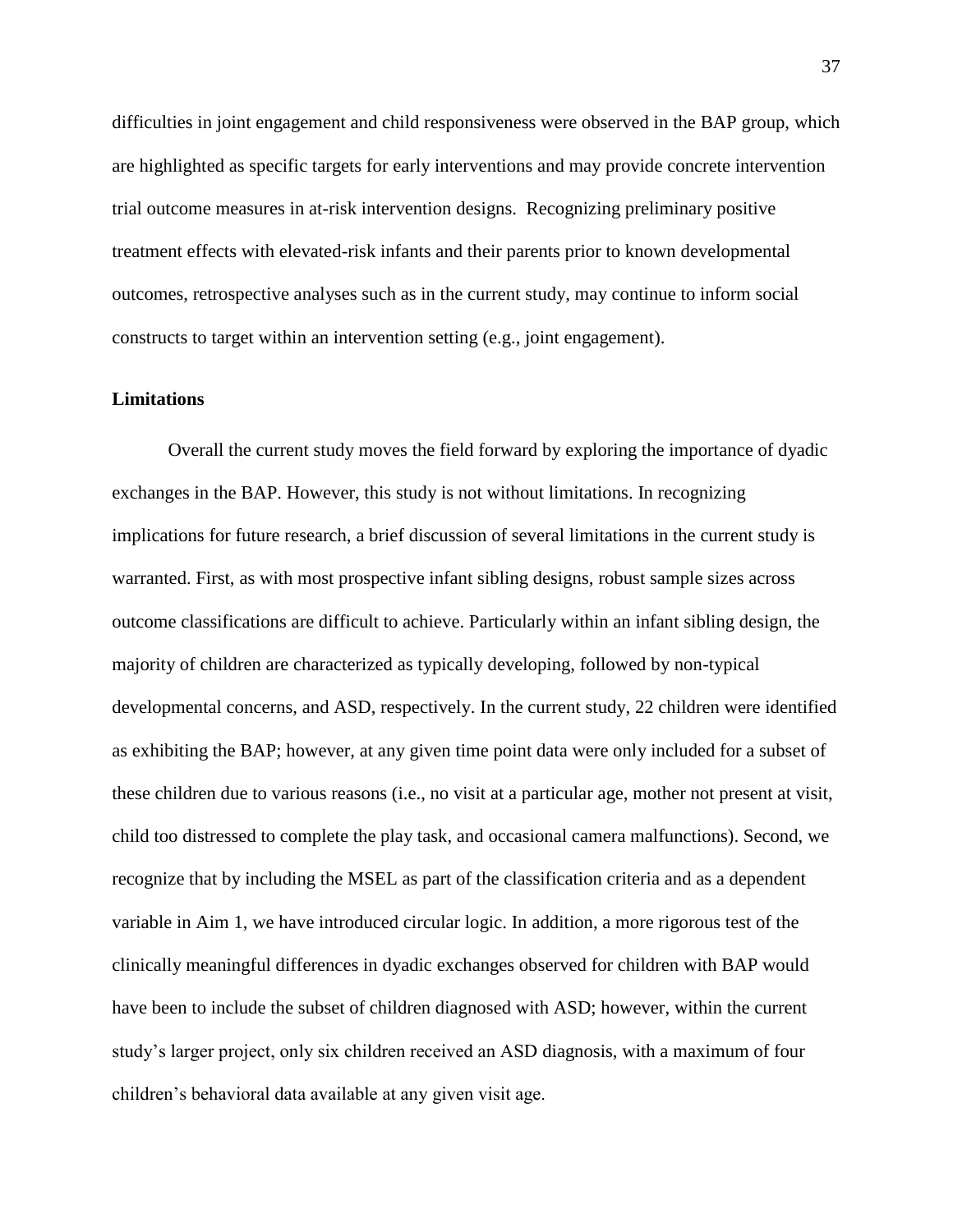difficulties in joint engagement and child responsiveness were observed in the BAP group, which are highlighted as specific targets for early interventions and may provide concrete intervention trial outcome measures in at-risk intervention designs. Recognizing preliminary positive treatment effects with elevated-risk infants and their parents prior to known developmental outcomes, retrospective analyses such as in the current study, may continue to inform social constructs to target within an intervention setting (e.g., joint engagement).

### Limitations

Overall the current study moves the field forward by exploring the importance of dyadic exchanges in the BAP. However, this study is not without limitations. In recognizing implications for future research, a brief discussion of several limitations in the current study is warranted. First, as with most prospective infant sibling designs, robust sample sizes across outcome classifications are difficult to achieve. Particularly within an infant sibling design, the majority of children are characterized as typically developing, followed by non-typical developmental concerns, and ASD, respectively. In the current study, 22 children were identified as exhibiting the BAP; however, at any given time point data were only included for a subset of these children due to various reasons (i.e., no visit at a particular age, mother not present at visit, child too distressed to complete the play task, and occasional camera malfunctions). Second, we recognize that by including the MSEL as part of the classification criteria and as a dependent variable in Aim 1, we have introduced circular logic. In addition, a more rigorous test of the clinically meaningful differences in dyadic exchanges observed for children with BAP would have been to include the subset of children diagnosed with ASD; however, within the current study's larger project, only six children received an ASD diagnosis, with a maximum of four children's behavioral data available at any given visit age.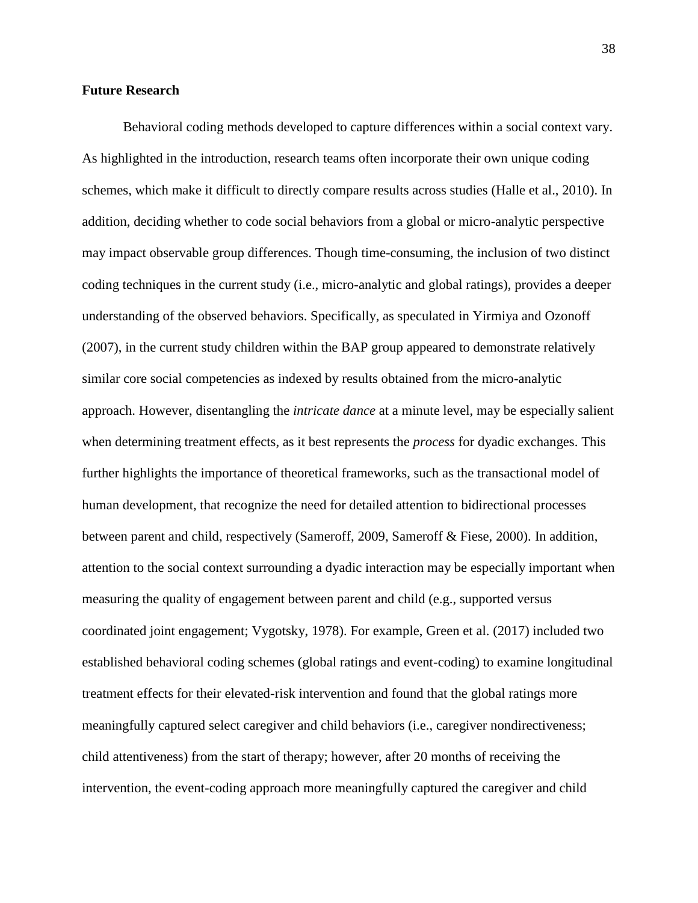### Future Research

Behavioral coding methods developed to capture differences within a social context vary. As highlighted in the introduction, research teams often incorporate their own unique coding schemes, which make it difficult to directly compare results across studies (Halle et al., 2010). In addition, deciding whether to code social behaviors from a global or micro-analytic perspective may impact observable group differences. Though time-consuming, the inclusion of two distinct coding techniques in the current study (i.e., micro-analytic and global ratings), provides a deeper understanding of the observed behaviors. Specifically, as speculated in Yirmiya and Ozonoff (2007), in the current study children within the BAP group appeared to demonstrate relatively similar core social competencies as indexed by results obtained from the micro-analytic approach. However, disentangling the *intricate dance* at a minute level, may be especially salient when determining treatment effects, as it best represents the *process* for dyadic exchanges. This further highlights the importance of theoretical frameworks, such as the transactional model of human development, that recognize the need for detailed attention to bidirectional processes between parent and child, respectively (Sameroff, 2009, Sameroff & Fiese, 2000). In addition, attention to the social context surrounding a dyadic interaction may be especially important when measuring the quality of engagement between parent and child (e.g., supported versus coordinated joint engagement; Vygotsky, 1978). For example, Green et al. (2017) included two established behavioral coding schemes (global ratings and event-coding) to examine longitudinal treatment effects for their elevated-risk intervention and found that the global ratings more meaningfully captured select caregiver and child behaviors (i.e., caregiver nondirectiveness; child attentiveness) from the start of therapy; however, after 20 months of receiving the intervention, the event-coding approach more meaningfully captured the caregiver and child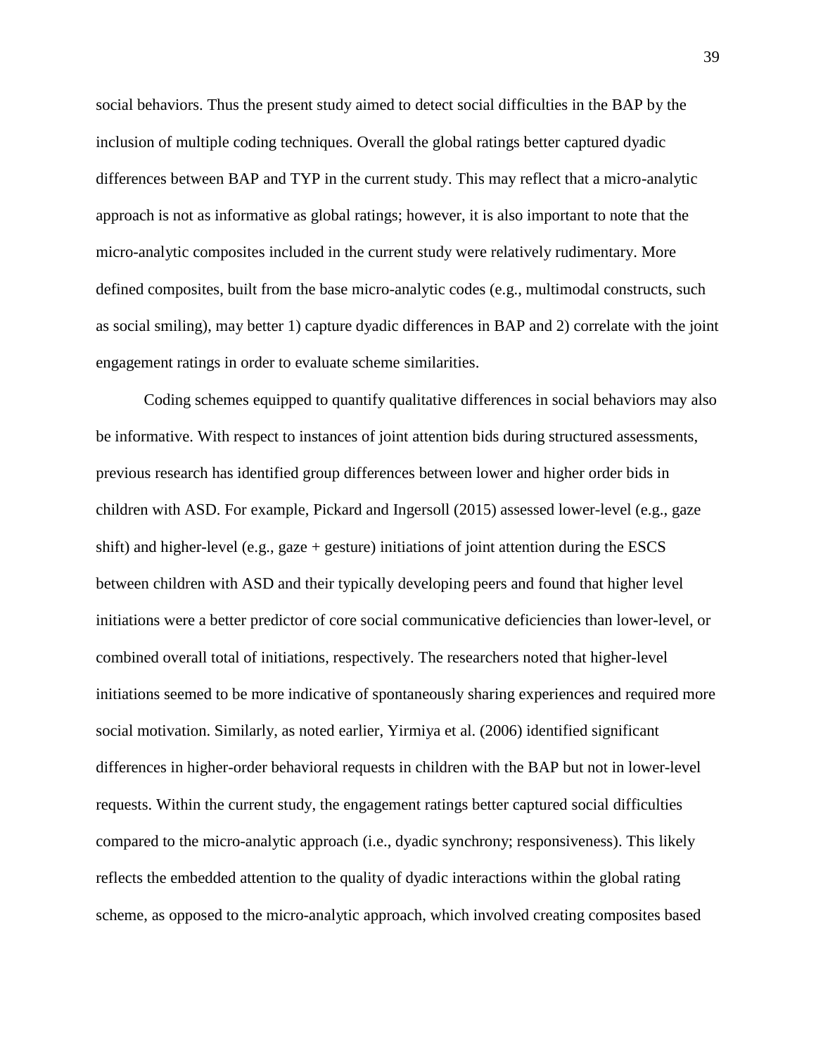social behaviors. Thus the present study aimed to detect social difficulties in the BAP by the inclusion of multiple coding techniques. Overall the global ratings better captured dyadic differences between BAP and TYP in the current study. This may reflect that a micro-analytic approach is not as informative as global ratings; however, it is also important to note that the micro-analytic composites included in the current study were relatively rudimentary. More defined composites, built from the base micro-analytic codes (e.g., multimodal constructs, such as social smiling), may better 1) capture dyadic differences in BAP and 2) correlate with the joint engagement ratings in order to evaluate scheme similarities.

Coding schemes equipped to quantify qualitative differences in social behaviors may also be informative. With respect to instances of joint attention bids during structured assessments, previous research has identified group differences between lower and higher order bids in children with ASD. For example, Pickard and Ingersoll (2015) assessed lower-level (e.g., gaze shift) and higher-level (e.g., gaze + gesture) initiations of joint attention during the ESCS between children with ASD and their typically developing peers and found that higher level initiations were a better predictor of core social communicative deficiencies than lower-level, or combined overall total of initiations, respectively. The researchers noted that higher-level initiations seemed to be more indicative of spontaneously sharing experiences and required more social motivation. Similarly, as noted earlier, Yirmiya et al. (2006) identified significant differences in higher-order behavioral requests in children with the BAP but not in lower-level requests. Within the current study, the engagement ratings better captured social difficulties compared to the micro-analytic approach (i.e., dyadic synchrony; responsiveness). This likely reflects the embedded attention to the quality of dyadic interactions within the global rating scheme, as opposed to the micro-analytic approach, which involved creating composites based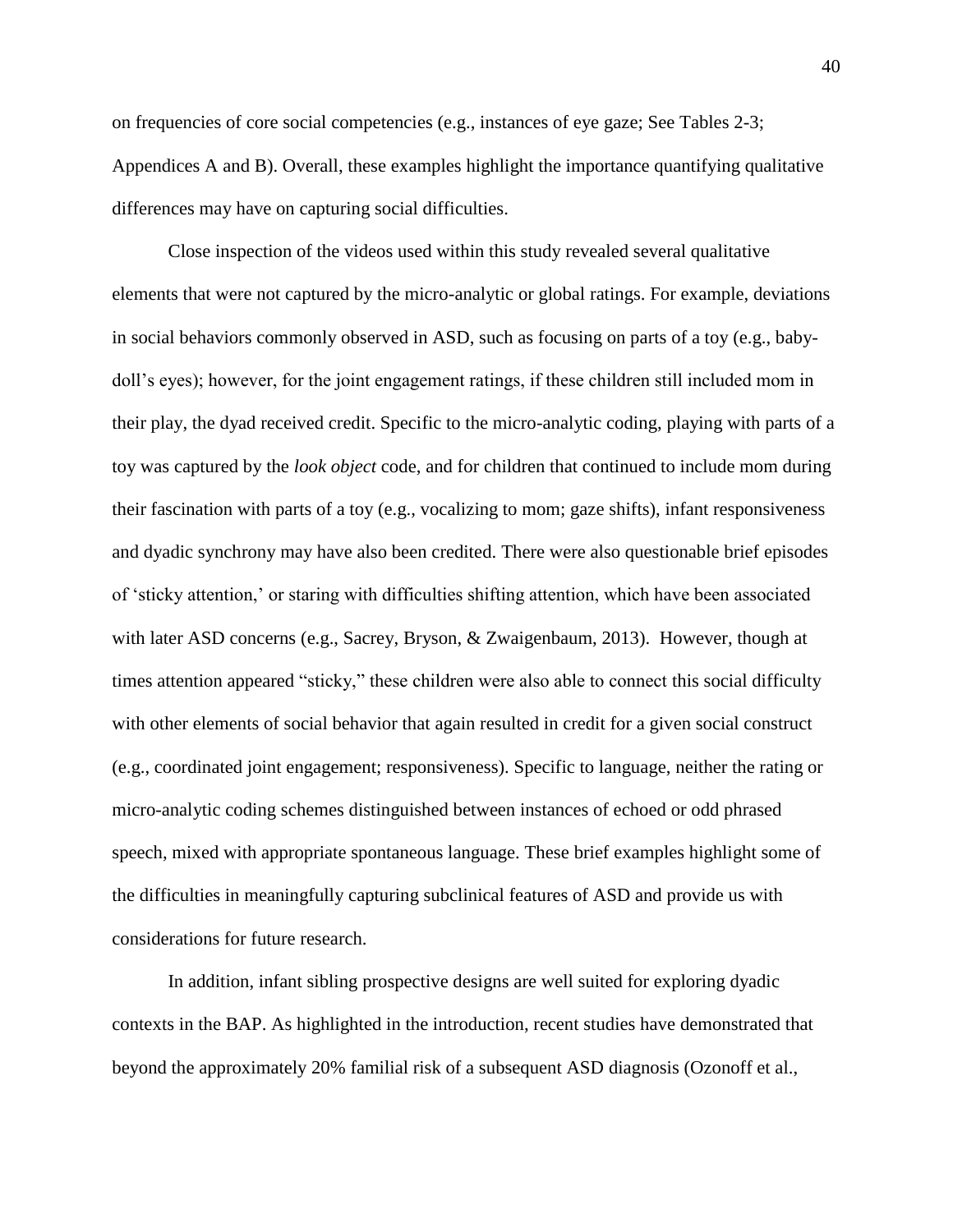on frequencies of core social competencies (e.g., instances of eye gaze; See Tables 2-3; Appendices A and B). Overall, these examples highlight the importance quantifying qualitative differences may have on capturing social difficulties.

Close inspection of the videos used within this study revealed several qualitative elements that were not captured by the micro-analytic or global ratings. For example, deviations in social behaviors commonly observed in ASD, such as focusing on parts of a toy (e.g., baby-doll's eyes); however, for the joint engagement ratings, if these children still included mom in their play, the dyad received credit. Specific to the micro-analytic coding, playing with parts of a toy was captured by the *look object* code, and for children that continued to include mom during their fascination with parts of a toy (e.g., vocalizing to mom; gaze shifts), infant responsiveness and dyadic synchrony may have also been credited. There were also questionable brief episodes of 'sticky attention,' or staring with difficulties shifting attention, which have been associated with later ASD concerns (e.g., Sacrey, Bryson, & Zwaigenbaum, 2013). However, though at times attention appeared "sticky," these children were also able to connect this social difficulty with other elements of social behavior that again resulted in credit for a given social construct (e.g., coordinated joint engagement; responsiveness). Specific to language, neither the rating or micro-analytic coding schemes distinguished between instances of echoed or odd phrased speech, mixed with appropriate spontaneous language. These brief examples highlight some of the difficulties in meaningfully capturing subclinical features of ASD and provide us with considerations for future research.

In addition, infant sibling prospective designs are well suited for exploring dyadic contexts in the BAP. As highlighted in the introduction, recent studies have demonstrated that beyond the approximately 20% familial risk of a subsequent ASD diagnosis (Ozonoff et al.,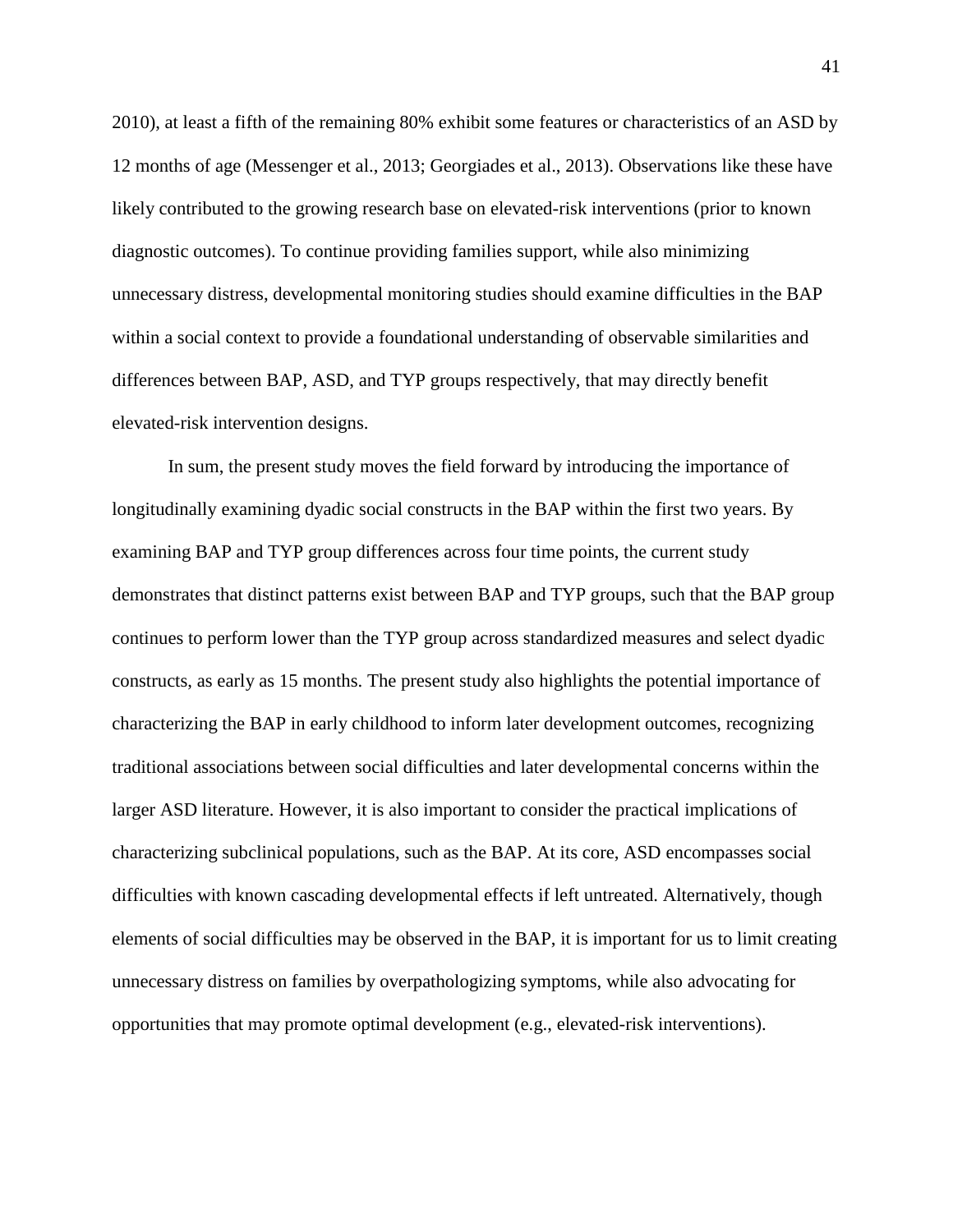2010), at least a fifth of the remaining 80% exhibit some features or characteristics of an ASD by 12 months of age (Messenger et al., 2013; Georgiades et al., 2013). Observations like these have likely contributed to the growing research base on elevated-risk interventions (prior to known diagnostic outcomes). To continue providing families support, while also minimizing unnecessary distress, developmental monitoring studies should examine difficulties in the BAP within a social context to provide a foundational understanding of observable similarities and differences between BAP, ASD, and TYP groups respectively, that may directly benefit elevated-risk intervention designs.

In sum, the present study moves the field forward by introducing the importance of longitudinally examining dyadic social constructs in the BAP within the first two years. By examining BAP and TYP group differences across four time points, the current study demonstrates that distinct patterns exist between BAP and TYP groups, such that the BAP group continues to perform lower than the TYP group across standardized measures and select dyadic constructs, as early as 15 months. The present study also highlights the potential importance of characterizing the BAP in early childhood to inform later development outcomes, recognizing traditional associations between social difficulties and later developmental concerns within the larger ASD literature. However, it is also important to consider the practical implications of characterizing subclinical populations, such as the BAP. At its core, ASD encompasses social difficulties with known cascading developmental effects if left untreated. Alternatively, though elements of social difficulties may be observed in the BAP, it is important for us to limit creating unnecessary distress on families by overpathologizing symptoms, while also advocating for opportunities that may promote optimal development (e.g., elevated-risk interventions).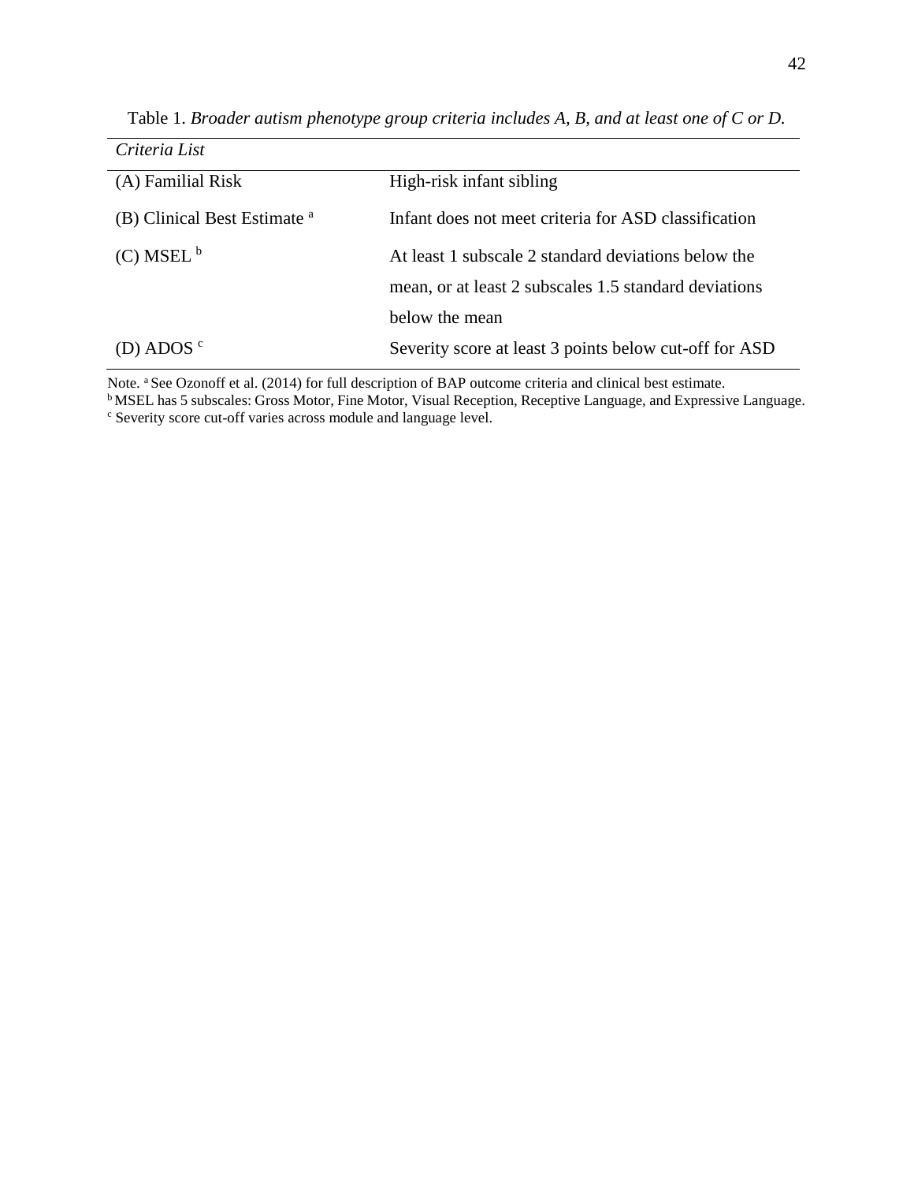Table 1. *Broader autism phenotype group criteria includes A, B, and at least one of C or D.*

| *Criteria List* | |
|---|---|
| (A) Familial Risk | High-risk infant sibling |
| (B) Clinical Best Estimate [a] | Infant does not meet criteria for ASD classification |
| (C) MSEL [b] | At least 1 subscale 2 standard deviations below the mean, or at least 2 subscales 1.5 standard deviations below the mean |
| (D) ADOS [c] | Severity score at least 3 points below cut-off for ASD |

Note. [a] See Ozonoff et al. (2014) for full description of BAP outcome criteria and clinical best estimate.
[b] MSEL has 5 subscales: Gross Motor, Fine Motor, Visual Reception, Receptive Language, and Expressive Language.
[c] Severity score cut-off varies across module and language level.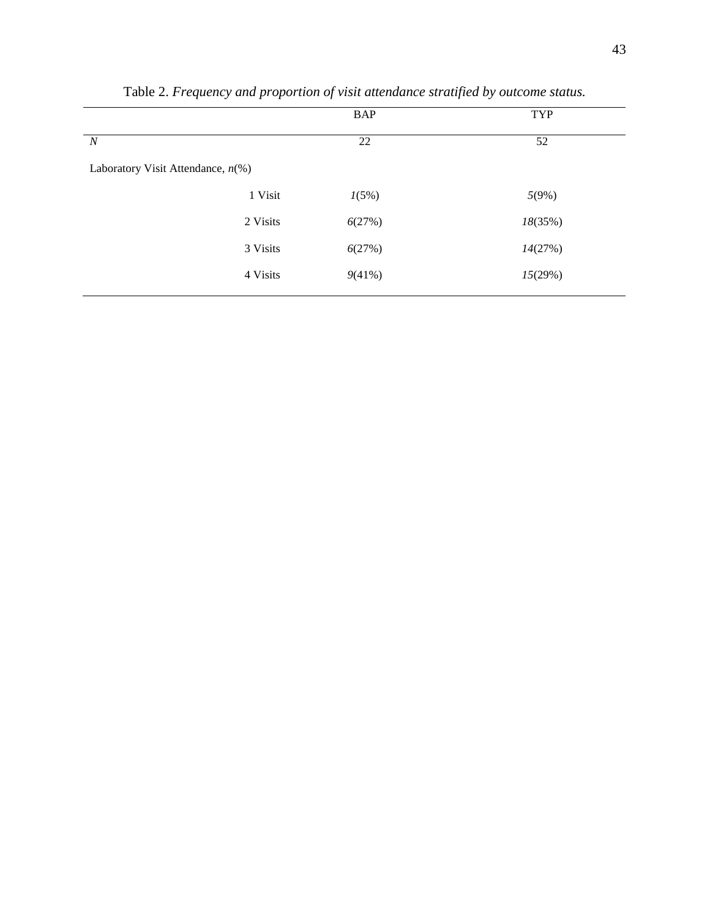Table 2. *Frequency and proportion of visit attendance stratified by outcome status.*

| | BAP | TYP |
|---|---|---|
| *N* | 22 | 52 |
| Laboratory Visit Attendance, *n*(%) | | |
| 1 Visit | *1*(5%) | *5*(9%) |
| 2 Visits | *6*(27%) | *18*(35%) |
| 3 Visits | *6*(27%) | *14*(27%) |
| 4 Visits | *9*(41%) | *15*(29%) |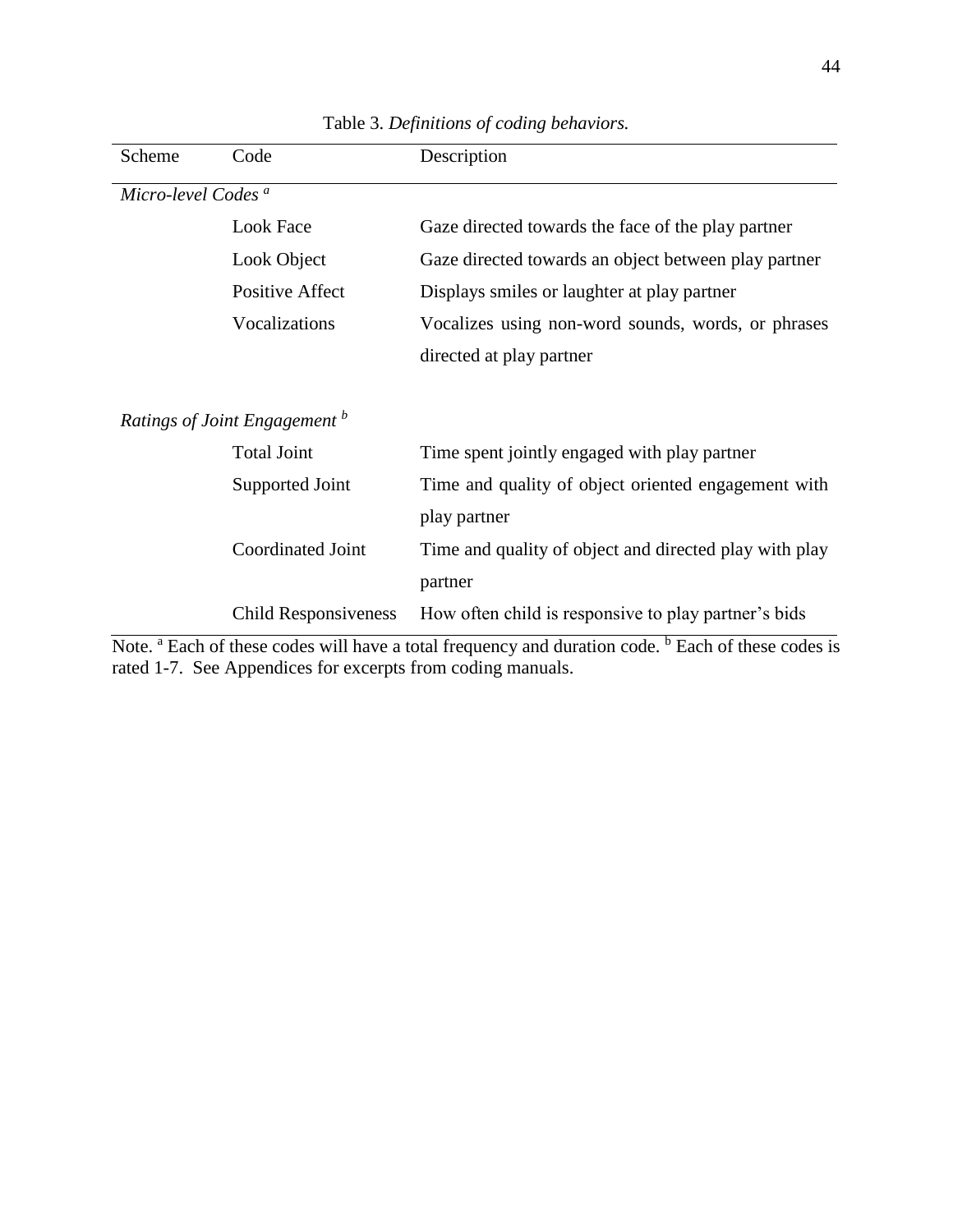Table 3. *Definitions of coding behaviors.*

| Scheme | Code | Description |
|---|---|---|
| *Micro-level Codes* [a] | | |
| | Look Face | Gaze directed towards the face of the play partner |
| | Look Object | Gaze directed towards an object between play partner |
| | Positive Affect | Displays smiles or laughter at play partner |
| | Vocalizations | Vocalizes using non-word sounds, words, or phrases directed at play partner |
| *Ratings of Joint Engagement* [b] | | |
| | Total Joint | Time spent jointly engaged with play partner |
| | Supported Joint | Time and quality of object oriented engagement with play partner |
| | Coordinated Joint | Time and quality of object and directed play with play partner |
| | Child Responsiveness | How often child is responsive to play partner's bids |

Note. [a] Each of these codes will have a total frequency and duration code. [b] Each of these codes is rated 1-7. See Appendices for excerpts from coding manuals.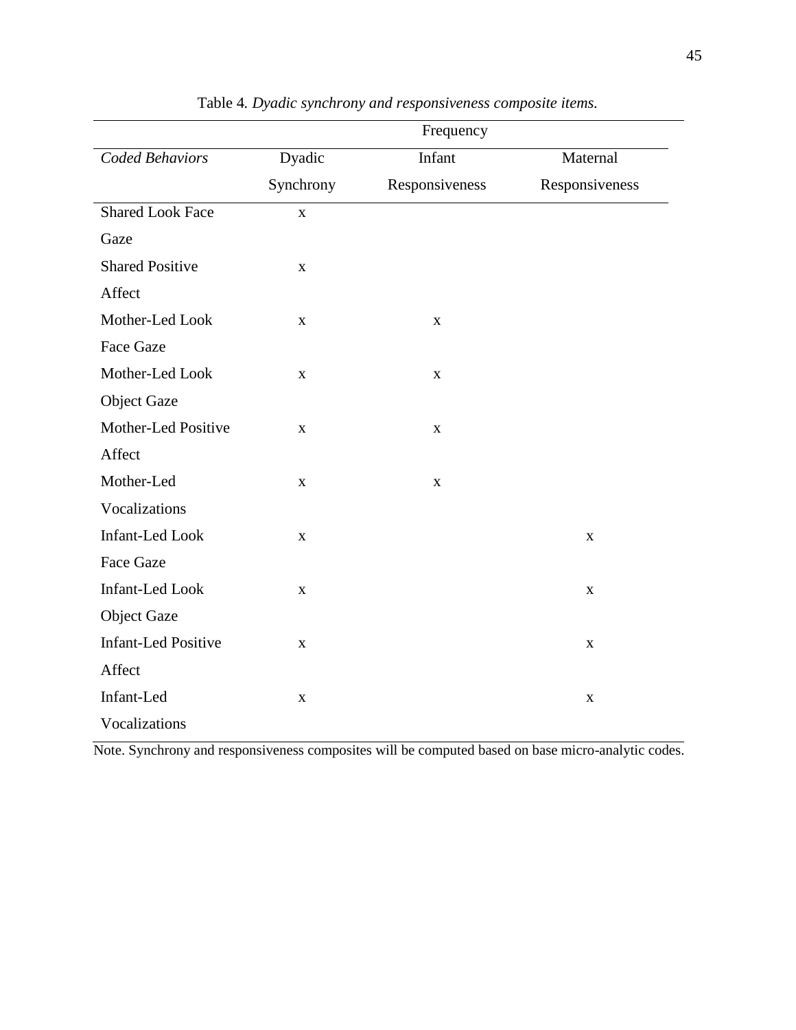Table 4. *Dyadic synchrony and responsiveness composite items.*

| | Frequency | | |
|---|---|---|---|
| *Coded Behaviors* | Dyadic Synchrony | Infant Responsiveness | Maternal Responsiveness |
| Shared Look Face Gaze | x | | |
| Shared Positive Affect | x | | |
| Mother-Led Look Face Gaze | x | x | |
| Mother-Led Look Object Gaze | x | x | |
| Mother-Led Positive Affect | x | x | |
| Mother-Led Vocalizations | x | x | |
| Infant-Led Look Face Gaze | x | | x |
| Infant-Led Look Object Gaze | x | | x |
| Infant-Led Positive Affect | x | | x |
| Infant-Led Vocalizations | x | | x |

Note. Synchrony and responsiveness composites will be computed based on base micro-analytic codes.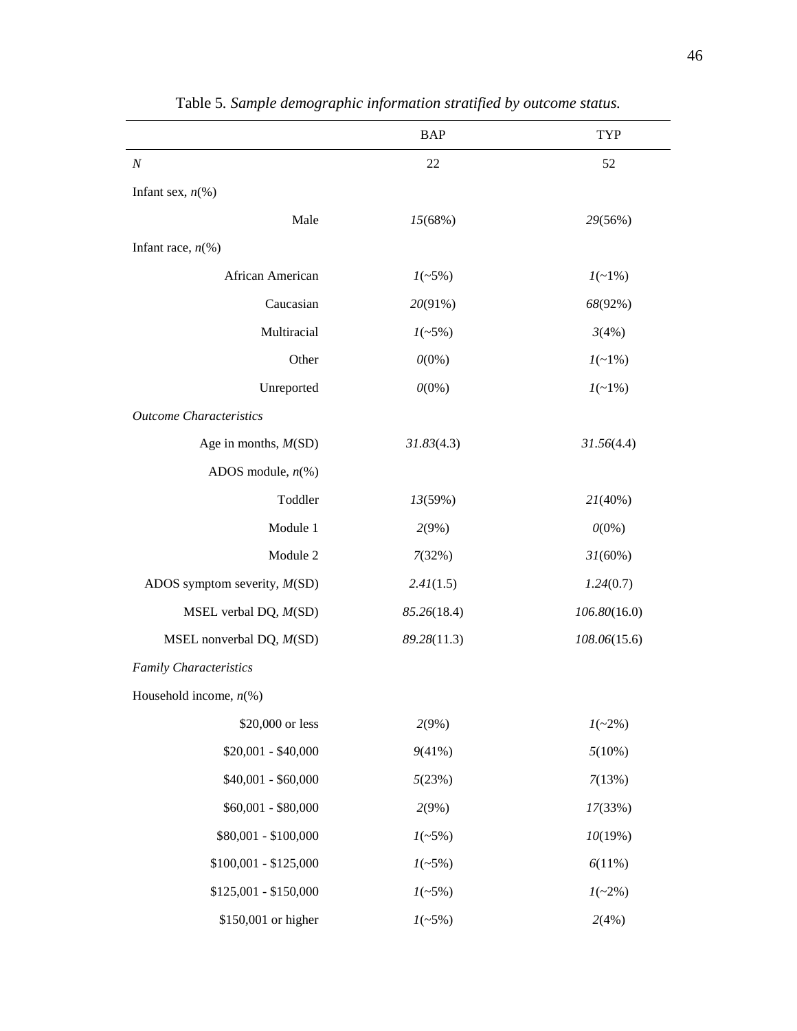Table 5. *Sample demographic information stratified by outcome status.*

| | BAP | TYP |
|---|---|---|
| *N* | 22 | 52 |
| Infant sex, *n*(%) | | |
| Male | *15*(68%) | *29*(56%) |
| Infant race, *n*(%) | | |
| African American | *1*(~5%) | *1*(~1%) |
| Caucasian | *20*(91%) | *68*(92%) |
| Multiracial | *1*(~5%) | *3*(4%) |
| Other | *0*(0%) | *1*(~1%) |
| Unreported | *0*(0%) | *1*(~1%) |
| *Outcome Characteristics* | | |
| Age in months, *M*(SD) | *31.83*(4.3) | *31.56*(4.4) |
| ADOS module, *n*(%) | | |
| Toddler | *13*(59%) | *21*(40%) |
| Module 1 | *2*(9%) | *0*(0%) |
| Module 2 | *7*(32%) | *31*(60%) |
| ADOS symptom severity, *M*(SD) | *2.41*(1.5) | *1.24*(0.7) |
| MSEL verbal DQ, *M*(SD) | *85.26*(18.4) | *106.80*(16.0) |
| MSEL nonverbal DQ, *M*(SD) | *89.28*(11.3) | *108.06*(15.6) |
| *Family Characteristics* | | |
| Household income, *n*(%) | | |
| $20,000 or less | *2*(9%) | *1*(~2%) |
| $20,001 - $40,000 | *9*(41%) | *5*(10%) |
| $40,001 - $60,000 | *5*(23%) | *7*(13%) |
| $60,001 - $80,000 | *2*(9%) | *17*(33%) |
| $80,001 - $100,000 | *1*(~5%) | *10*(19%) |
| $100,001 - $125,000 | *1*(~5%) | *6*(11%) |
| $125,001 - $150,000 | *1*(~5%) | *1*(~2%) |
| $150,001 or higher | *1*(~5%) | *2*(4%) |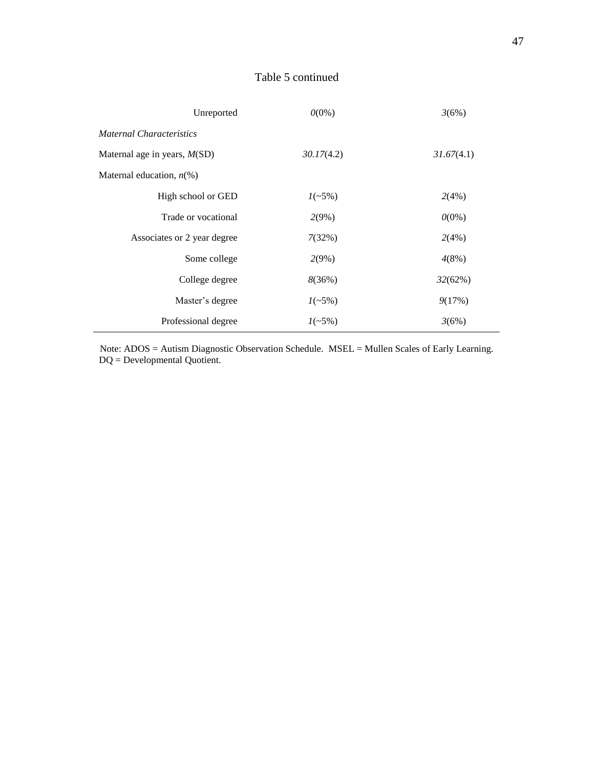Table 5 continued

| | | |
|---|---|---|
| Unreported | *0*(0%) | *3*(6%) |
| *Maternal Characteristics* | | |
| Maternal age in years, *M*(SD) | *30.17*(4.2) | *31.67*(4.1) |
| Maternal education, *n*(%) | | |
| High school or GED | *1*(~5%) | *2*(4%) |
| Trade or vocational | *2*(9%) | *0*(0%) |
| Associates or 2 year degree | *7*(32%) | *2*(4%) |
| Some college | *2*(9%) | *4*(8%) |
| College degree | *8*(36%) | *32*(62%) |
| Master's degree | *1*(~5%) | *9*(17%) |
| Professional degree | *1*(~5%) | *3*(6%) |

Note: ADOS = Autism Diagnostic Observation Schedule. MSEL = Mullen Scales of Early Learning. DQ = Developmental Quotient.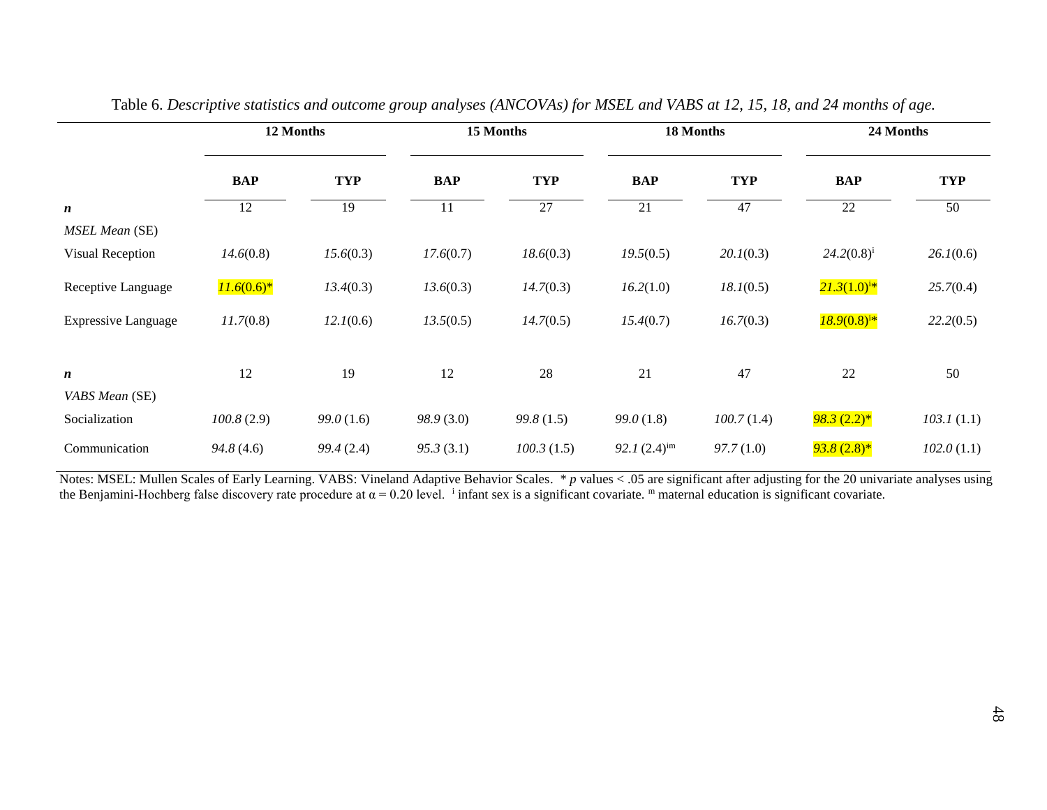Table 6. *Descriptive statistics and outcome group analyses (ANCOVAs) for MSEL and VABS at 12, 15, 18, and 24 months of age.*

| | **12 Months** | | **15 Months** | | **18 Months** | | **24 Months** | |
|---|---|---|---|---|---|---|---|---|
| | **BAP** | **TYP** | **BAP** | **TYP** | **BAP** | **TYP** | **BAP** | **TYP** |
| ***n*** | 12 | 19 | 11 | 27 | 21 | 47 | 22 | 50 |
| *MSEL Mean* (SE) | | | | | | | | |
| Visual Reception | *14.6*(0.8) | *15.6*(0.3) | *17.6*(0.7) | *18.6*(0.3) | *19.5*(0.5) | *20.1*(0.3) | *24.2*(0.8)[i] | *26.1*(0.6) |
| Receptive Language | *11.6*(0.6)* | *13.4*(0.3) | *13.6*(0.3) | *14.7*(0.3) | *16.2*(1.0) | *18.1*(0.5) | *21.3*(1.0)[i]* | *25.7*(0.4) |
| Expressive Language | *11.7*(0.8) | *12.1*(0.6) | *13.5*(0.5) | *14.7*(0.5) | *15.4*(0.7) | *16.7*(0.3) | *18.9*(0.8)[i]* | *22.2*(0.5) |
| ***n*** | 12 | 19 | 12 | 28 | 21 | 47 | 22 | 50 |
| *VABS Mean* (SE) | | | | | | | | |
| Socialization | *100.8* (2.9) | *99.0* (1.6) | *98.9* (3.0) | *99.8* (1.5) | *99.0* (1.8) | *100.7* (1.4) | *98.3* (2.2)* | *103.1* (1.1) |
| Communication | *94.8* (4.6) | *99.4* (2.4) | *95.3* (3.1) | *100.3* (1.5) | *92.1* (2.4)[im] | *97.7* (1.0) | *93.8* (2.8)* | *102.0* (1.1) |

Notes: MSEL: Mullen Scales of Early Learning. VABS: Vineland Adaptive Behavior Scales. * $p$ values < .05 are significant after adjusting for the 20 univariate analyses using the Benjamini-Hochberg false discovery rate procedure at $\alpha = 0.20$ level. [i] infant sex is a significant covariate. [m] maternal education is significant covariate.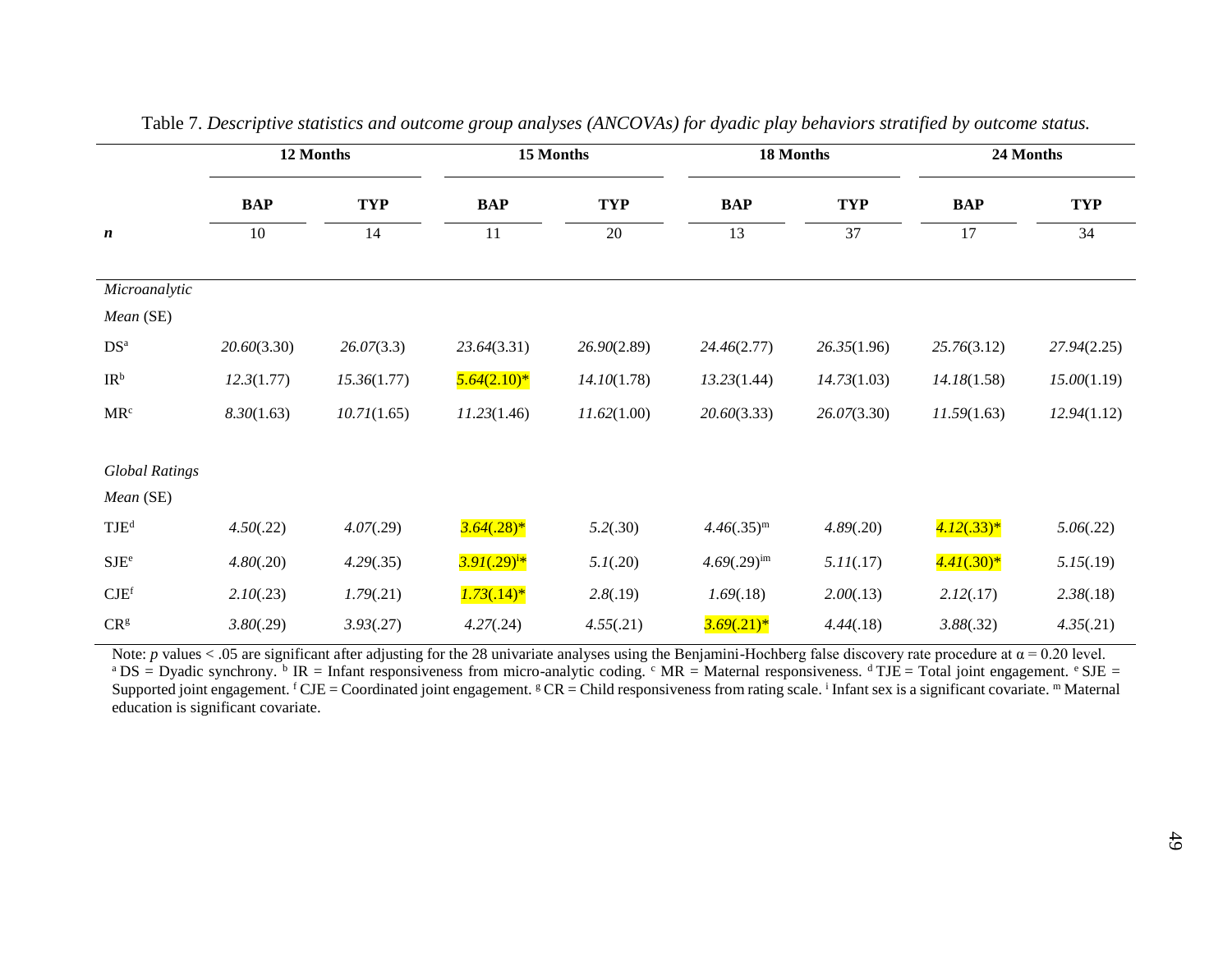Table 7. *Descriptive statistics and outcome group analyses (ANCOVAs) for dyadic play behaviors stratified by outcome status.*

| | 12 Months | | 15 Months | | 18 Months | | 24 Months | |
|---|---|---|---|---|---|---|---|---|
| | **BAP** | **TYP** | **BAP** | **TYP** | **BAP** | **TYP** | **BAP** | **TYP** |
| ***n*** | 10 | 14 | 11 | 20 | 13 | 37 | 17 | 34 |
| *Microanalytic* | | | | | | | | |
| *Mean* (SE) | | | | | | | | |
| DS[a] | *20.60*(3.30) | *26.07*(3.3) | *23.64*(3.31) | *26.90*(2.89) | *24.46*(2.77) | *26.35*(1.96) | *25.76*(3.12) | *27.94*(2.25) |
| IR[b] | *12.3*(1.77) | *15.36*(1.77) | *5.64*(2.10)* | *14.10*(1.78) | *13.23*(1.44) | *14.73*(1.03) | *14.18*(1.58) | *15.00*(1.19) |
| MR[c] | *8.30*(1.63) | *10.71*(1.65) | *11.23*(1.46) | *11.62*(1.00) | *20.60*(3.33) | *26.07*(3.30) | *11.59*(1.63) | *12.94*(1.12) |
| *Global Ratings* | | | | | | | | |
| *Mean* (SE) | | | | | | | | |
| TJE[d] | *4.50*(.22) | *4.07*(.29) | *3.64*(.28)* | *5.2*(.30) | *4.46*(.35)[m] | *4.89*(.20) | *4.12*(.33)* | *5.06*(.22) |
| SJE[e] | *4.80*(.20) | *4.29*(.35) | *3.91*(.29)[i]* | *5.1*(.20) | *4.69*(.29)[im] | *5.11*(.17) | *4.41*(.30)* | *5.15*(.19) |
| CJE[f] | *2.10*(.23) | *1.79*(.21) | *1.73*(.14)* | *2.8*(.19) | *1.69*(.18) | *2.00*(.13) | *2.12*(.17) | *2.38*(.18) |
| CR[g] | *3.80*(.29) | *3.93*(.27) | *4.27*(.24) | *4.55*(.21) | *3.69*(.21)* | *4.44*(.18) | *3.88*(.32) | *4.35*(.21) |

Note: *p* values < .05 are significant after adjusting for the 28 univariate analyses using the Benjamini-Hochberg false discovery rate procedure at $\alpha = 0.20$ level. [a] DS = Dyadic synchrony. [b] IR = Infant responsiveness from micro-analytic coding. [c] MR = Maternal responsiveness. [d] TJE = Total joint engagement. [e] SJE = Supported joint engagement. [f] CJE = Coordinated joint engagement. [g] CR = Child responsiveness from rating scale. [i] Infant sex is a significant covariate. [m] Maternal education is significant covariate.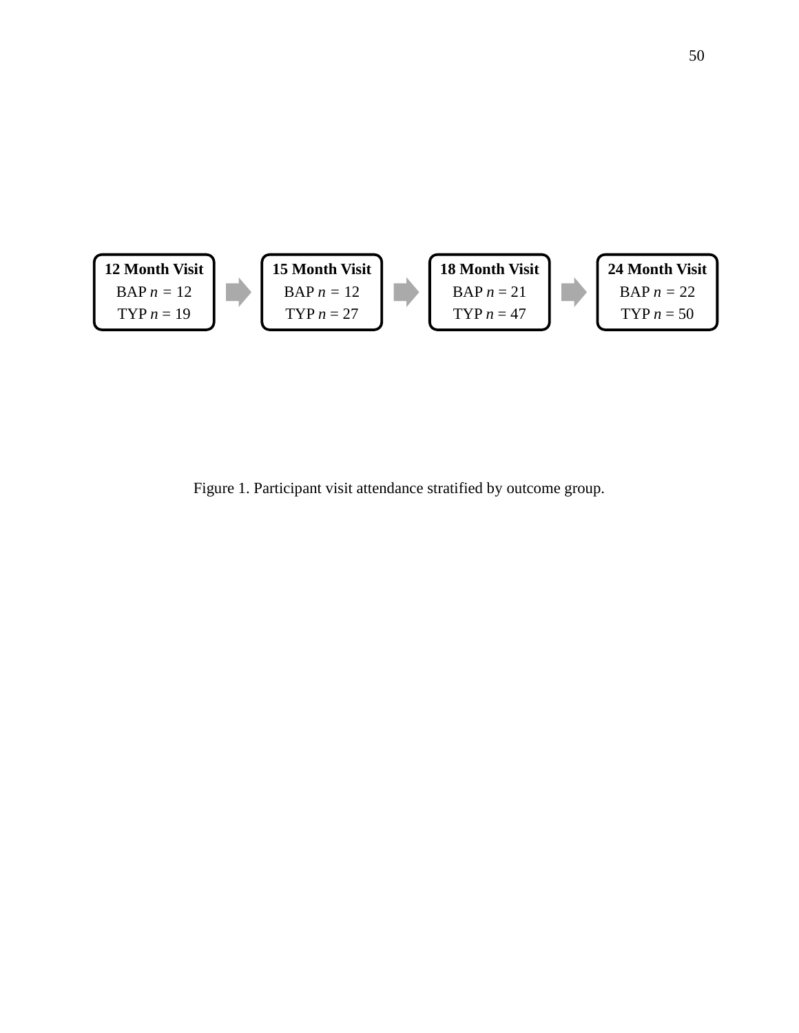**12 Month Visit**
BAP *n* = 12
TYP *n* = 19

**15 Month Visit**
BAP *n* = 12
TYP *n* = 27

**18 Month Visit**
BAP *n* = 21
TYP *n* = 47

**24 Month Visit**
BAP *n* = 22
TYP *n* = 50

Figure 1. Participant visit attendance stratified by outcome group.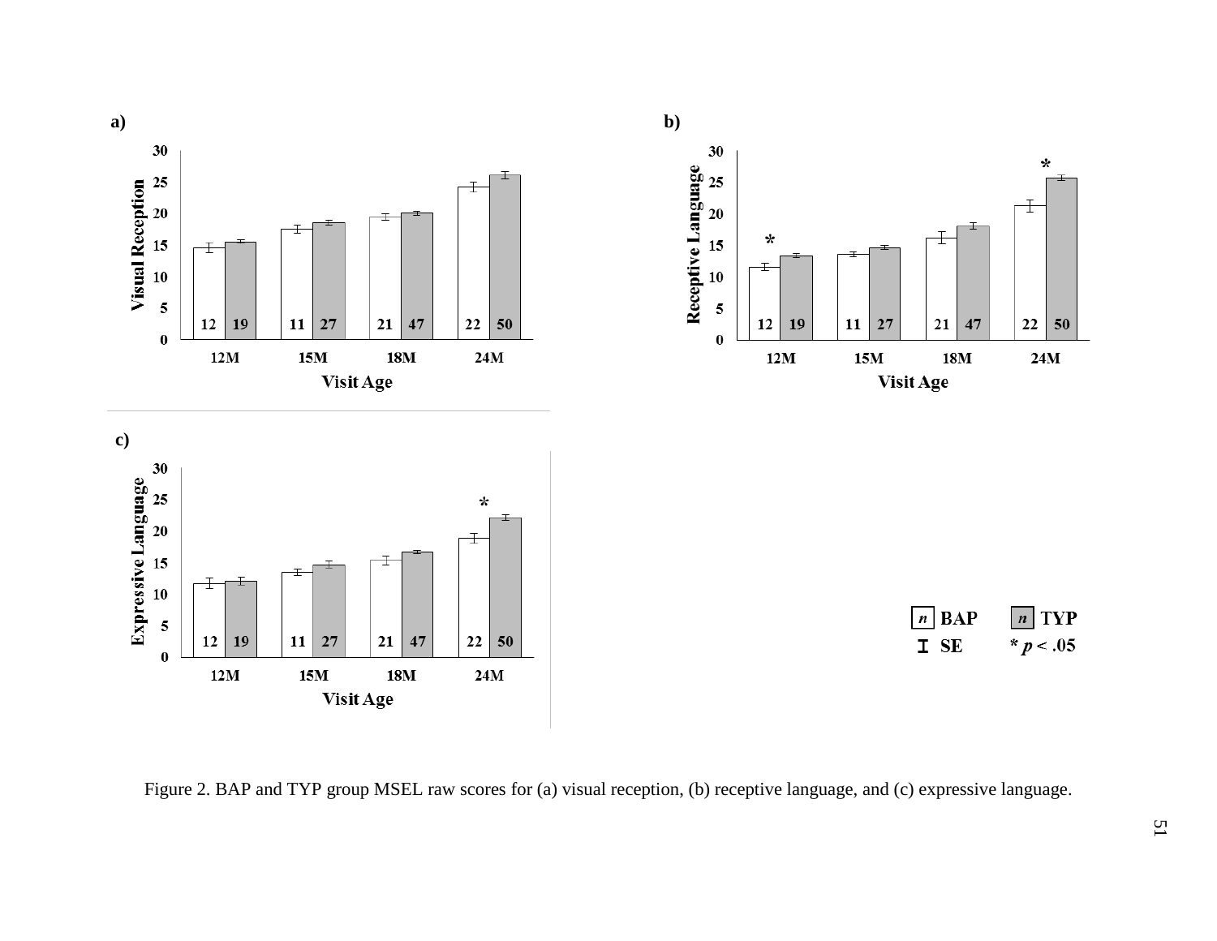Figure 2. BAP and TYP group MSEL raw scores for (a) visual reception, (b) receptive language, and (c) expressive language.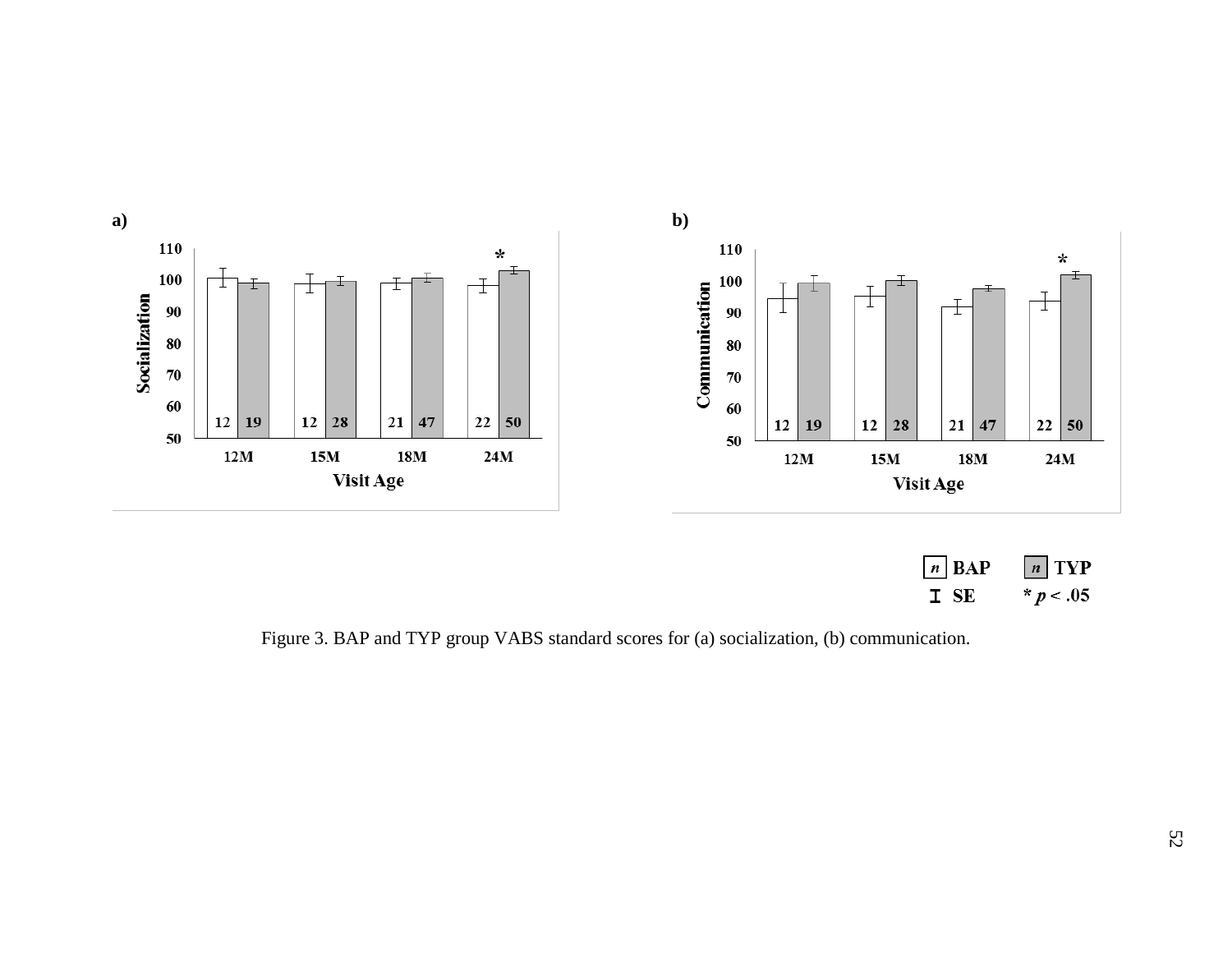a)

| Visit Age | BAP n | TYP n |
| --- | --- | --- |
| 12M | 12 | 19 |
| 15M | 12 | 28 |
| 18M | 21 | 47 |
| 24M | 22 | 50* |

b)

| Visit Age | BAP n | TYP n |
| --- | --- | --- |
| 12M | 12 | 19 |
| 15M | 12 | 28 |
| 18M | 21 | 47 |
| 24M | 22 | 50* |

*n* BAP *n* TYP
I SE * $p < .05$

Figure 3. BAP and TYP group VABS standard scores for (a) socialization, (b) communication.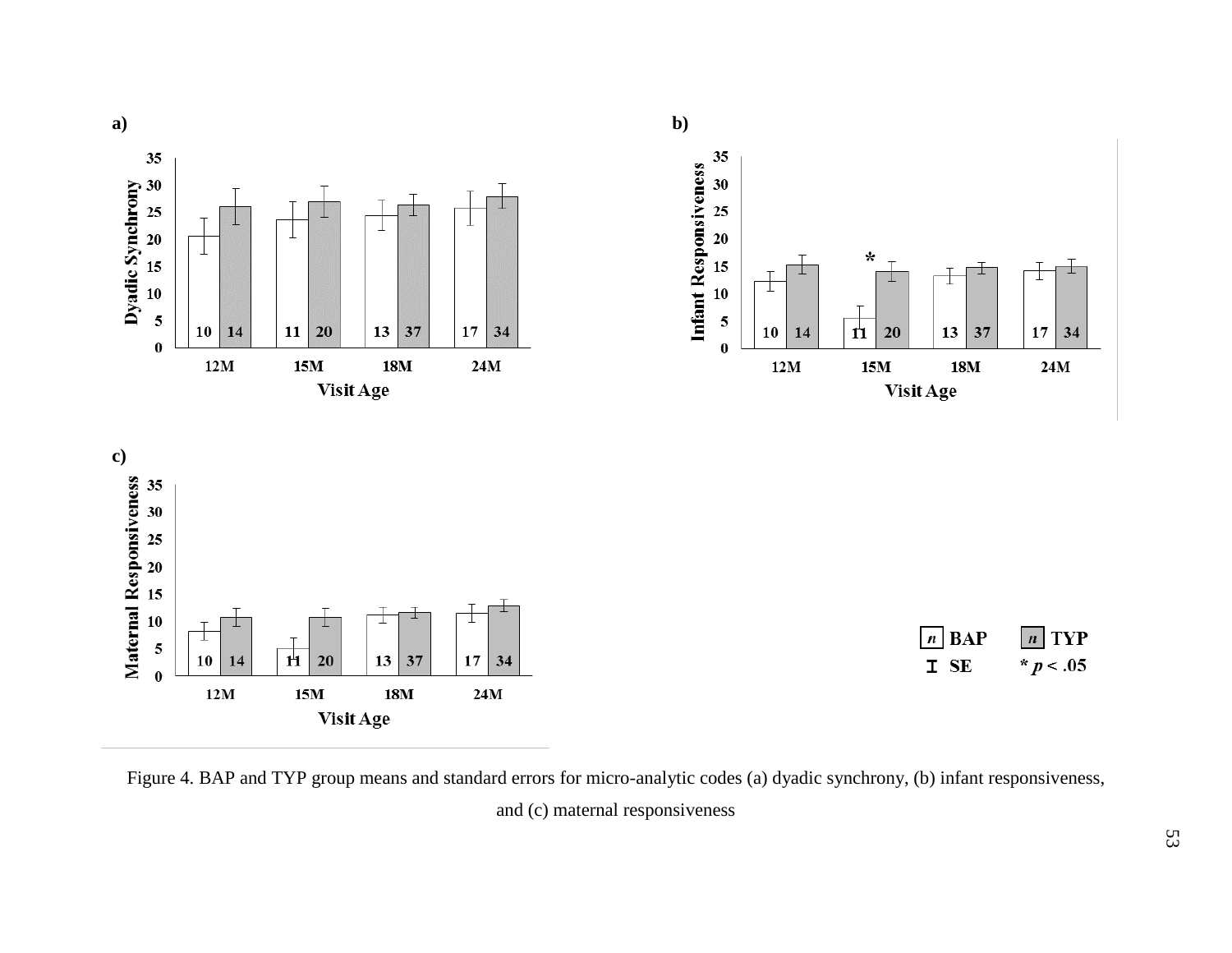Figure 4. BAP and TYP group means and standard errors for micro-analytic codes (a) dyadic synchrony, (b) infant responsiveness, and (c) maternal responsiveness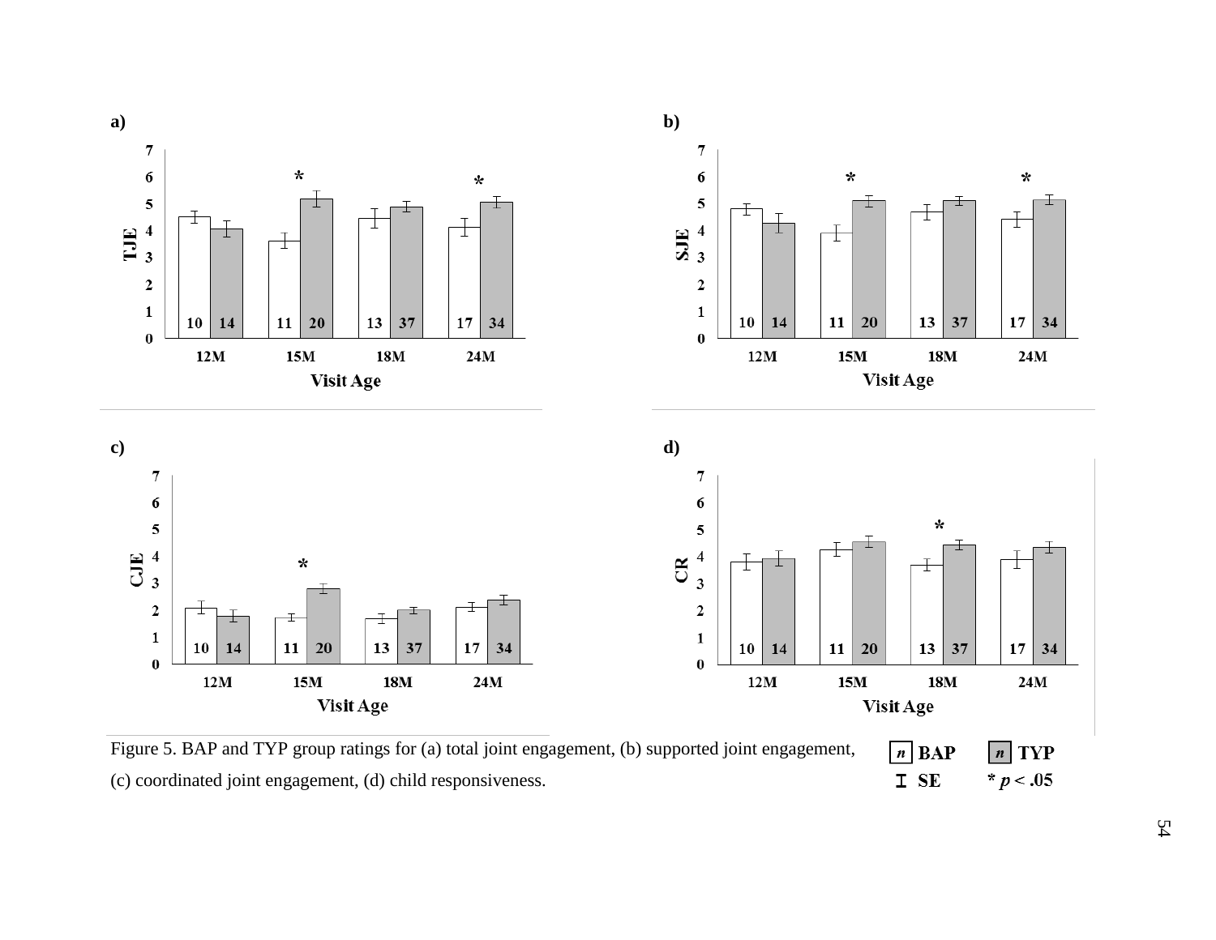Figure 5. BAP and TYP group ratings for (a) total joint engagement, (b) supported joint engagement, (c) coordinated joint engagement, (d) child responsiveness.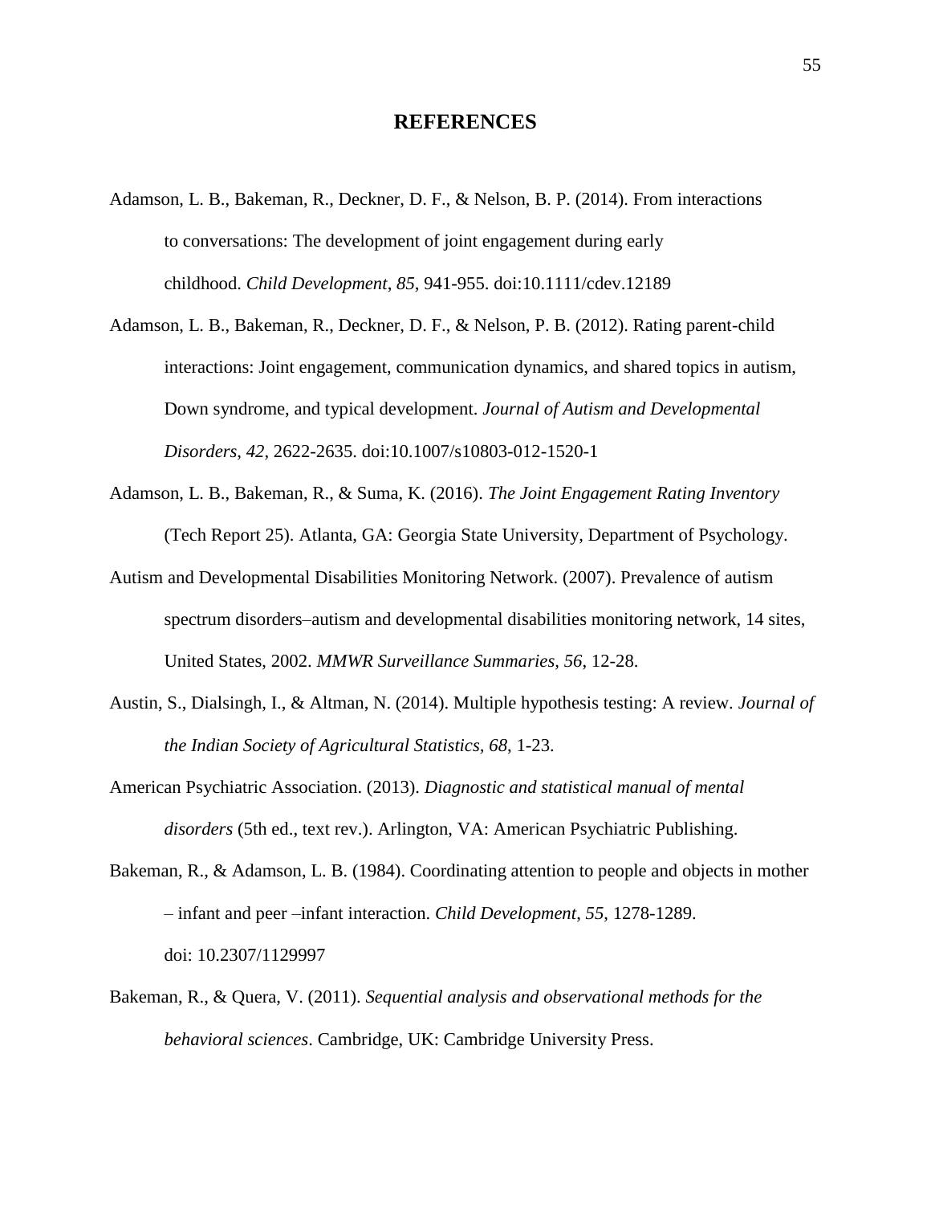# REFERENCES

Adamson, L. B., Bakeman, R., Deckner, D. F., & Nelson, B. P. (2014). From interactions to conversations: The development of joint engagement during early childhood. *Child Development*, *85*, 941-955. doi:10.1111/cdev.12189

Adamson, L. B., Bakeman, R., Deckner, D. F., & Nelson, P. B. (2012). Rating parent-child interactions: Joint engagement, communication dynamics, and shared topics in autism, Down syndrome, and typical development. *Journal of Autism and Developmental Disorders*, *42*, 2622-2635. doi:10.1007/s10803-012-1520-1

Adamson, L. B., Bakeman, R., & Suma, K. (2016). *The Joint Engagement Rating Inventory* (Tech Report 25). Atlanta, GA: Georgia State University, Department of Psychology.

Autism and Developmental Disabilities Monitoring Network. (2007). Prevalence of autism spectrum disorders–autism and developmental disabilities monitoring network, 14 sites, United States, 2002. *MMWR Surveillance Summaries, 56,* 12-28.

Austin, S., Dialsingh, I., & Altman, N. (2014). Multiple hypothesis testing: A review. *Journal of the Indian Society of Agricultural Statistics, 68*, 1-23.

American Psychiatric Association. (2013). *Diagnostic and statistical manual of mental disorders* (5th ed., text rev.). Arlington, VA: American Psychiatric Publishing.

Bakeman, R., & Adamson, L. B. (1984). Coordinating attention to people and objects in mother – infant and peer –infant interaction. *Child Development*, *55*, 1278-1289. doi: 10.2307/1129997

Bakeman, R., & Quera, V. (2011). *Sequential analysis and observational methods for the behavioral sciences*. Cambridge, UK: Cambridge University Press.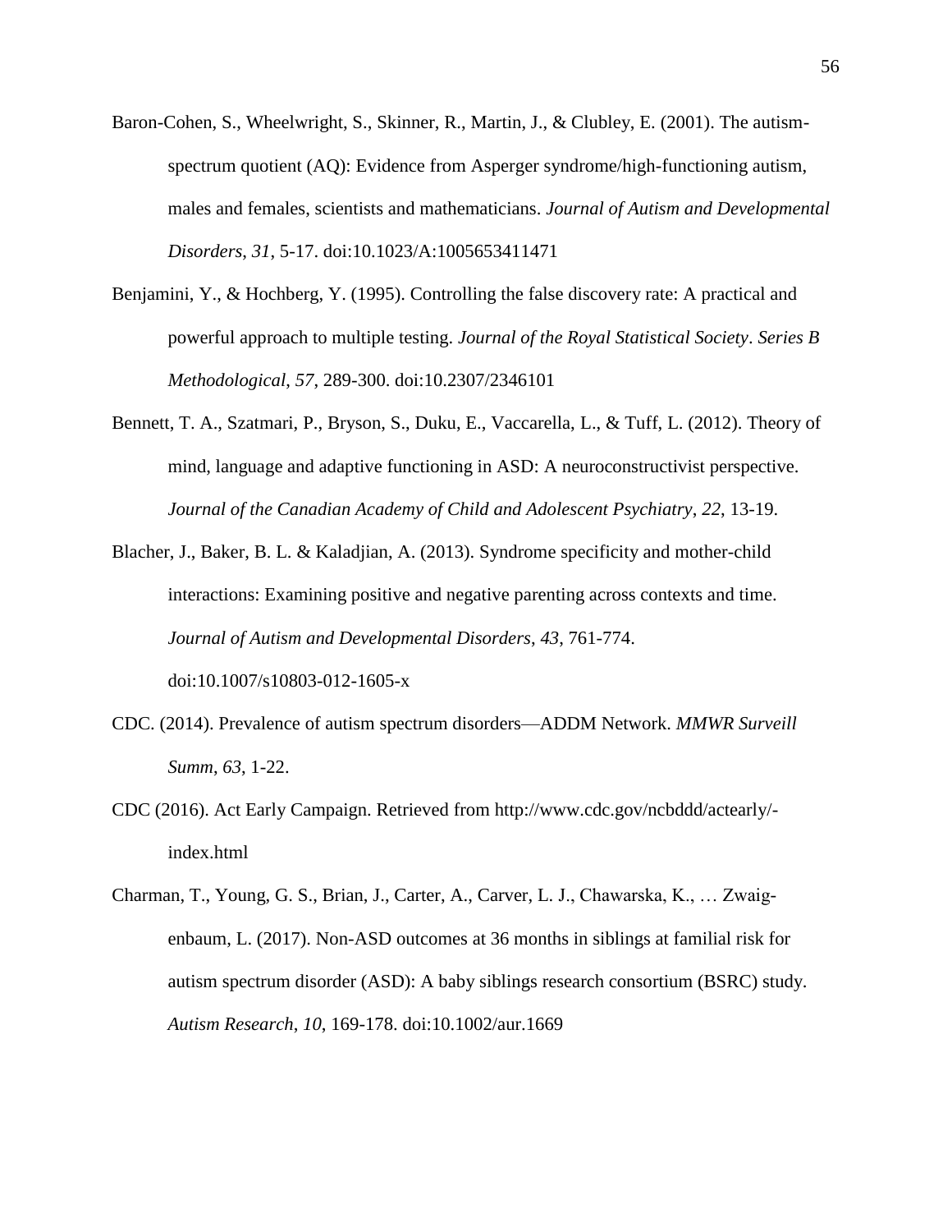Baron-Cohen, S., Wheelwright, S., Skinner, R., Martin, J., & Clubley, E. (2001). The autism-spectrum quotient (AQ): Evidence from Asperger syndrome/high-functioning autism, males and females, scientists and mathematicians. *Journal of Autism and Developmental Disorders*, *31*, 5-17. doi:10.1023/A:1005653411471

Benjamini, Y., & Hochberg, Y. (1995). Controlling the false discovery rate: A practical and powerful approach to multiple testing. *Journal of the Royal Statistical Society*. *Series B Methodological*, *57*, 289-300. doi:10.2307/2346101

Bennett, T. A., Szatmari, P., Bryson, S., Duku, E., Vaccarella, L., & Tuff, L. (2012). Theory of mind, language and adaptive functioning in ASD: A neuroconstructivist perspective. *Journal of the Canadian Academy of Child and Adolescent Psychiatry*, *22*, 13-19.

Blacher, J., Baker, B. L. & Kaladjian, A. (2013). Syndrome specificity and mother-child interactions: Examining positive and negative parenting across contexts and time. *Journal of Autism and Developmental Disorders*, *43*, 761-774. doi:10.1007/s10803-012-1605-x

CDC. (2014). Prevalence of autism spectrum disorders—ADDM Network. *MMWR Surveill Summ*, *63*, 1-22.

CDC (2016). Act Early Campaign. Retrieved from http://www.cdc.gov/ncbddd/actearly/-index.html

Charman, T., Young, G. S., Brian, J., Carter, A., Carver, L. J., Chawarska, K., … Zwaig-enbaum, L. (2017). Non-ASD outcomes at 36 months in siblings at familial risk for autism spectrum disorder (ASD): A baby siblings research consortium (BSRC) study. *Autism Research*, *10*, 169-178. doi:10.1002/aur.1669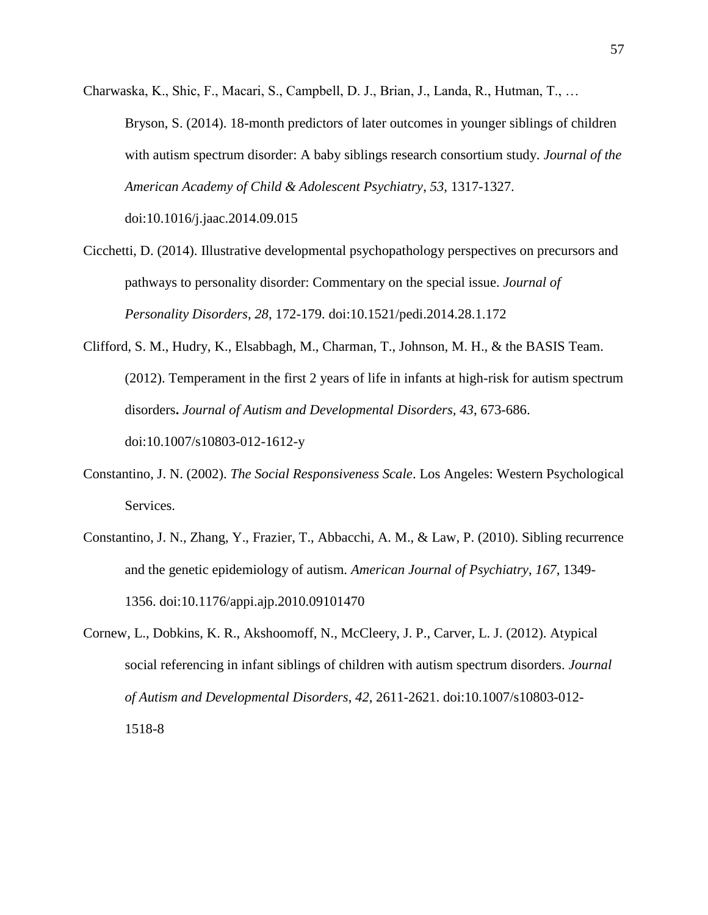Charwaska, K., Shic, F., Macari, S., Campbell, D. J., Brian, J., Landa, R., Hutman, T., … Bryson, S. (2014). 18-month predictors of later outcomes in younger siblings of children with autism spectrum disorder: A baby siblings research consortium study. *Journal of the American Academy of Child & Adolescent Psychiatry*, *53*, 1317-1327. doi:10.1016/j.jaac.2014.09.015

Cicchetti, D. (2014). Illustrative developmental psychopathology perspectives on precursors and pathways to personality disorder: Commentary on the special issue. *Journal of Personality Disorders*, *28*, 172-179. doi:10.1521/pedi.2014.28.1.172

Clifford, S. M., Hudry, K., Elsabbagh, M., Charman, T., Johnson, M. H., & the BASIS Team. (2012). Temperament in the first 2 years of life in infants at high-risk for autism spectrum disorders**.** *Journal of Autism and Developmental Disorders, 43*, 673-686. doi:10.1007/s10803-012-1612-y

Constantino, J. N. (2002). *The Social Responsiveness Scale*. Los Angeles: Western Psychological Services.

Constantino, J. N., Zhang, Y., Frazier, T., Abbacchi, A. M., & Law, P. (2010). Sibling recurrence and the genetic epidemiology of autism. *American Journal of Psychiatry*, *167*, 1349-1356. doi:10.1176/appi.ajp.2010.09101470

Cornew, L., Dobkins, K. R., Akshoomoff, N., McCleery, J. P., Carver, L. J. (2012). Atypical social referencing in infant siblings of children with autism spectrum disorders. *Journal of Autism and Developmental Disorders*, *42*, 2611-2621. doi:10.1007/s10803-012-1518-8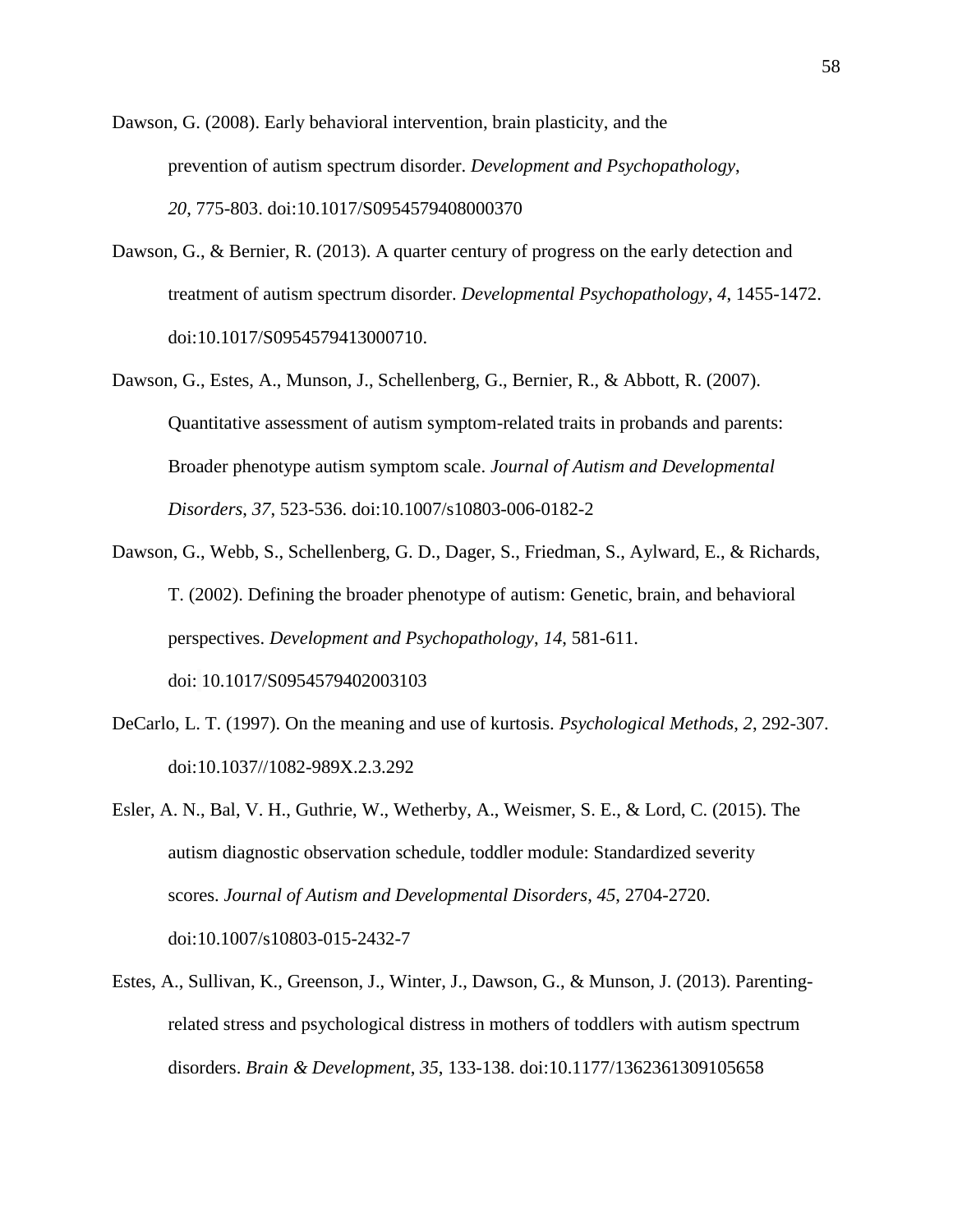Dawson, G. (2008). Early behavioral intervention, brain plasticity, and the prevention of autism spectrum disorder. *Development and Psychopathology*, *20*, 775-803. doi:10.1017/S0954579408000370

Dawson, G., & Bernier, R. (2013). A quarter century of progress on the early detection and treatment of autism spectrum disorder. *Developmental Psychopathology*, *4*, 1455-1472. doi:10.1017/S0954579413000710.

Dawson, G., Estes, A., Munson, J., Schellenberg, G., Bernier, R., & Abbott, R. (2007). Quantitative assessment of autism symptom-related traits in probands and parents: Broader phenotype autism symptom scale. *Journal of Autism and Developmental Disorders*, *37*, 523-536. doi:10.1007/s10803-006-0182-2

Dawson, G., Webb, S., Schellenberg, G. D., Dager, S., Friedman, S., Aylward, E., & Richards, T. (2002). Defining the broader phenotype of autism: Genetic, brain, and behavioral perspectives. *Development and Psychopathology*, *14*, 581-611. doi: 10.1017/S0954579402003103

DeCarlo, L. T. (1997). On the meaning and use of kurtosis. *Psychological Methods*, *2*, 292-307. doi:10.1037//1082-989X.2.3.292

Esler, A. N., Bal, V. H., Guthrie, W., Wetherby, A., Weismer, S. E., & Lord, C. (2015). The autism diagnostic observation schedule, toddler module: Standardized severity scores. *Journal of Autism and Developmental Disorders*, *45*, 2704-2720. doi:10.1007/s10803-015-2432-7

Estes, A., Sullivan, K., Greenson, J., Winter, J., Dawson, G., & Munson, J. (2013). Parenting-related stress and psychological distress in mothers of toddlers with autism spectrum disorders. *Brain & Development*, *35*, 133-138. doi:10.1177/1362361309105658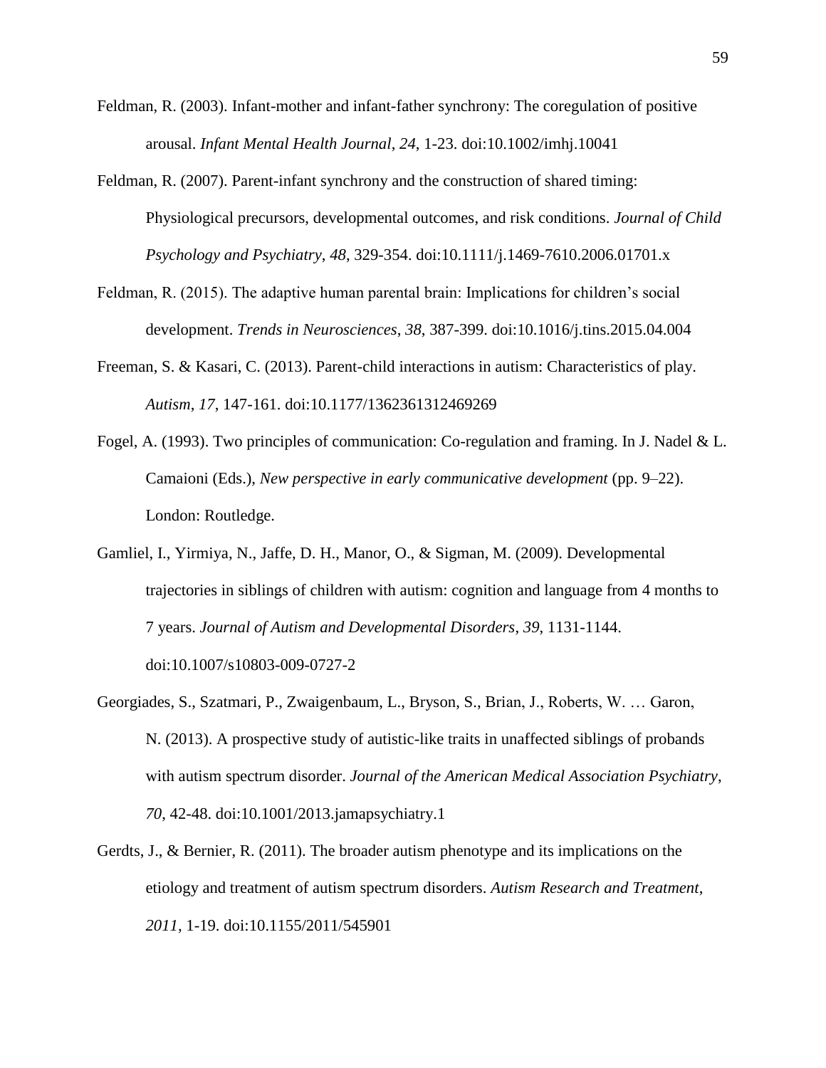Feldman, R. (2003). Infant-mother and infant-father synchrony: The coregulation of positive arousal. *Infant Mental Health Journal*, *24*, 1-23. doi:10.1002/imhj.10041

Feldman, R. (2007). Parent-infant synchrony and the construction of shared timing: Physiological precursors, developmental outcomes, and risk conditions. *Journal of Child Psychology and Psychiatry*, *48*, 329-354. doi:10.1111/j.1469-7610.2006.01701.x

Feldman, R. (2015). The adaptive human parental brain: Implications for children's social development. *Trends in Neurosciences*, *38*, 387-399. doi:10.1016/j.tins.2015.04.004

Freeman, S. & Kasari, C. (2013). Parent-child interactions in autism: Characteristics of play. *Autism*, *17*, 147-161. doi:10.1177/1362361312469269

Fogel, A. (1993). Two principles of communication: Co-regulation and framing. In J. Nadel & L. Camaioni (Eds.), *New perspective in early communicative development* (pp. 9–22). London: Routledge.

Gamliel, I., Yirmiya, N., Jaffe, D. H., Manor, O., & Sigman, M. (2009). Developmental trajectories in siblings of children with autism: cognition and language from 4 months to 7 years. *Journal of Autism and Developmental Disorders*, *39*, 1131-1144. doi:10.1007/s10803-009-0727-2

Georgiades, S., Szatmari, P., Zwaigenbaum, L., Bryson, S., Brian, J., Roberts, W. … Garon, N. (2013). A prospective study of autistic-like traits in unaffected siblings of probands with autism spectrum disorder. *Journal of the American Medical Association Psychiatry*, *70*, 42-48. doi:10.1001/2013.jamapsychiatry.1

Gerdts, J., & Bernier, R. (2011). The broader autism phenotype and its implications on the etiology and treatment of autism spectrum disorders. *Autism Research and Treatment*, *2011*, 1-19. doi:10.1155/2011/545901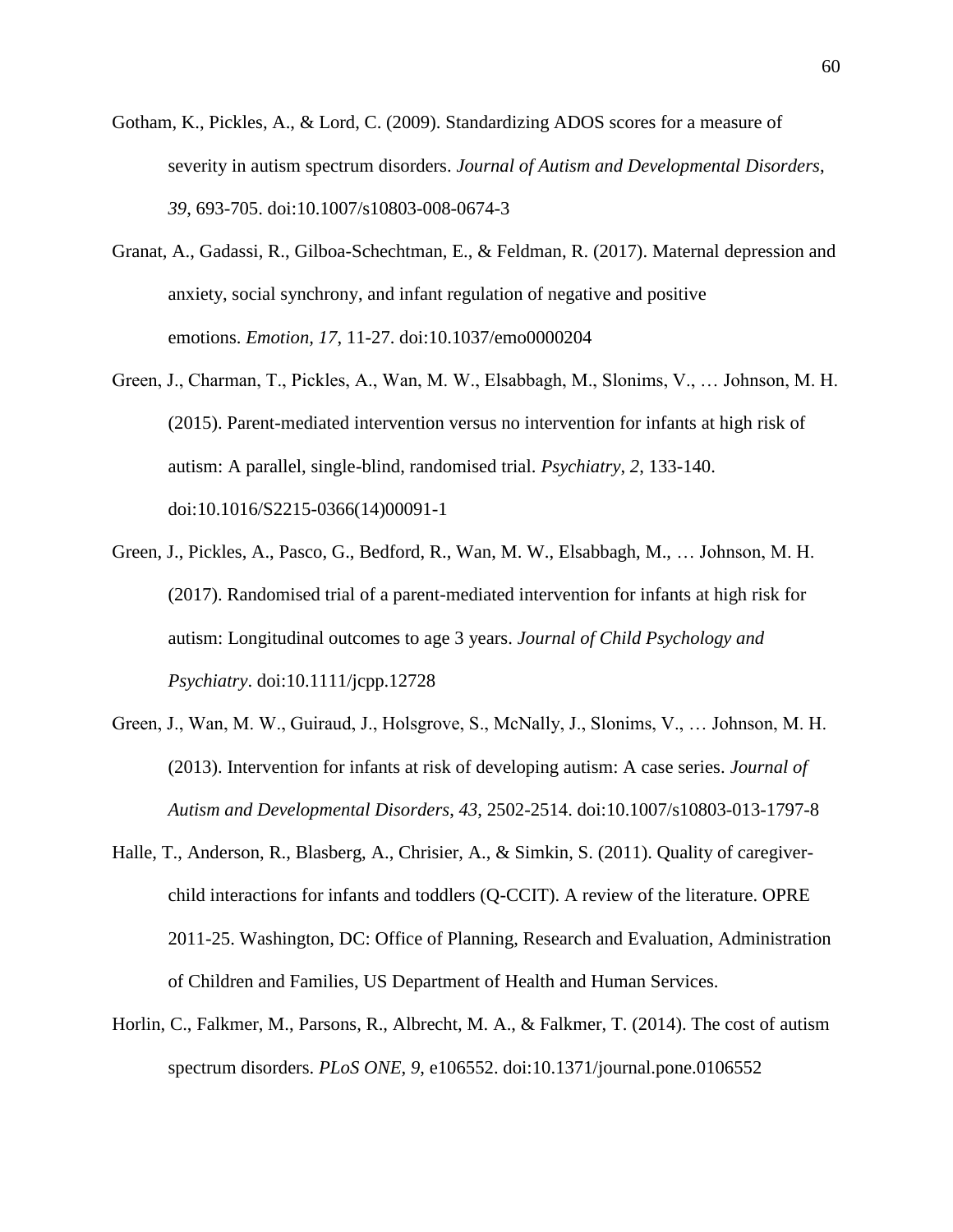Gotham, K., Pickles, A., & Lord, C. (2009). Standardizing ADOS scores for a measure of severity in autism spectrum disorders. *Journal of Autism and Developmental Disorders*, *39*, 693-705. doi:10.1007/s10803-008-0674-3

Granat, A., Gadassi, R., Gilboa-Schechtman, E., & Feldman, R. (2017). Maternal depression and anxiety, social synchrony, and infant regulation of negative and positive emotions. *Emotion, 17*, 11-27. doi:10.1037/emo0000204

Green, J., Charman, T., Pickles, A., Wan, M. W., Elsabbagh, M., Slonims, V., … Johnson, M. H. (2015). Parent-mediated intervention versus no intervention for infants at high risk of autism: A parallel, single-blind, randomised trial. *Psychiatry*, *2*, 133-140. doi:10.1016/S2215-0366(14)00091-1

Green, J., Pickles, A., Pasco, G., Bedford, R., Wan, M. W., Elsabbagh, M., … Johnson, M. H. (2017). Randomised trial of a parent-mediated intervention for infants at high risk for autism: Longitudinal outcomes to age 3 years. *Journal of Child Psychology and Psychiatry*. doi:10.1111/jcpp.12728

Green, J., Wan, M. W., Guiraud, J., Holsgrove, S., McNally, J., Slonims, V., … Johnson, M. H. (2013). Intervention for infants at risk of developing autism: A case series. *Journal of Autism and Developmental Disorders*, *43*, 2502-2514. doi:10.1007/s10803-013-1797-8

Halle, T., Anderson, R., Blasberg, A., Chrisier, A., & Simkin, S. (2011). Quality of caregiver-child interactions for infants and toddlers (Q-CCIT). A review of the literature. OPRE 2011-25. Washington, DC: Office of Planning, Research and Evaluation, Administration of Children and Families, US Department of Health and Human Services.

Horlin, C., Falkmer, M., Parsons, R., Albrecht, M. A., & Falkmer, T. (2014). The cost of autism spectrum disorders. *PLoS ONE*, *9*, e106552. doi:10.1371/journal.pone.0106552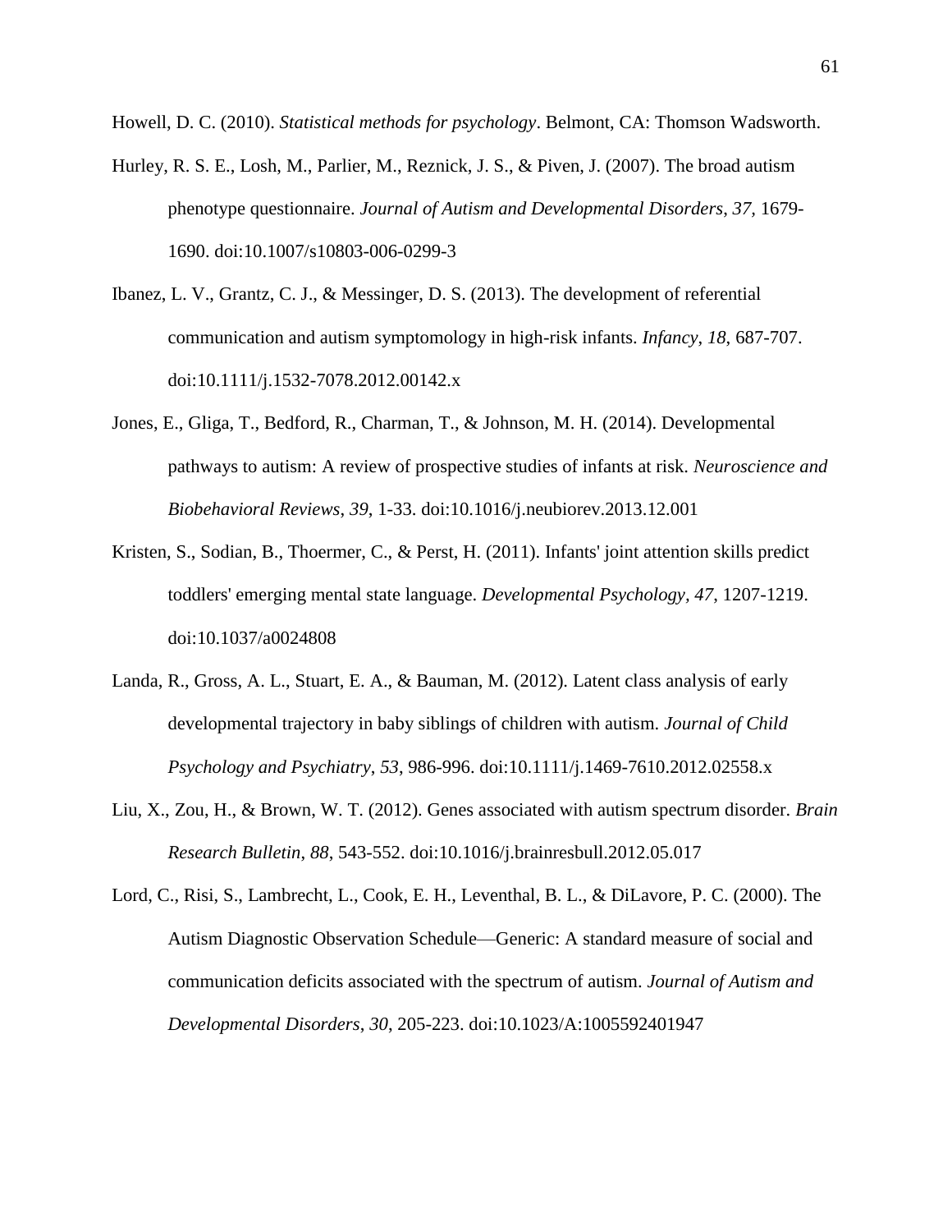Howell, D. C. (2010). *Statistical methods for psychology*. Belmont, CA: Thomson Wadsworth.

Hurley, R. S. E., Losh, M., Parlier, M., Reznick, J. S., & Piven, J. (2007). The broad autism phenotype questionnaire. *Journal of Autism and Developmental Disorders*, *37,* 1679-1690. doi:10.1007/s10803-006-0299-3

Ibanez, L. V., Grantz, C. J., & Messinger, D. S. (2013). The development of referential communication and autism symptomology in high-risk infants. *Infancy, 18*, 687-707. doi:10.1111/j.1532-7078.2012.00142.x

Jones, E., Gliga, T., Bedford, R., Charman, T., & Johnson, M. H. (2014). Developmental pathways to autism: A review of prospective studies of infants at risk. *Neuroscience and Biobehavioral Reviews, 39*, 1-33. doi:10.1016/j.neubiorev.2013.12.001

Kristen, S., Sodian, B., Thoermer, C., & Perst, H. (2011). Infants' joint attention skills predict toddlers' emerging mental state language. *Developmental Psychology, 47*, 1207-1219. doi:10.1037/a0024808

Landa, R., Gross, A. L., Stuart, E. A., & Bauman, M. (2012). Latent class analysis of early developmental trajectory in baby siblings of children with autism. *Journal of Child Psychology and Psychiatry*, *53*, 986-996. doi:10.1111/j.1469-7610.2012.02558.x

Liu, X., Zou, H., & Brown, W. T. (2012). Genes associated with autism spectrum disorder. *Brain Research Bulletin*, *88*, 543-552. doi:10.1016/j.brainresbull.2012.05.017

Lord, C., Risi, S., Lambrecht, L., Cook, E. H., Leventhal, B. L., & DiLavore, P. C. (2000). The Autism Diagnostic Observation Schedule—Generic: A standard measure of social and communication deficits associated with the spectrum of autism. *Journal of Autism and Developmental Disorders*, *30*, 205-223. doi:10.1023/A:1005592401947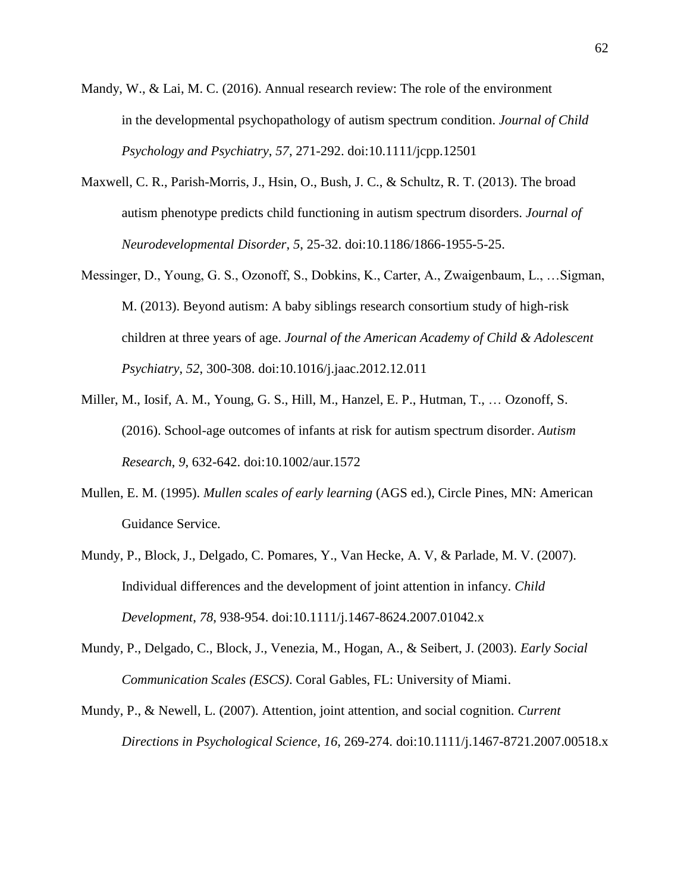Mandy, W., & Lai, M. C. (2016). Annual research review: The role of the environment in the developmental psychopathology of autism spectrum condition. *Journal of Child Psychology and Psychiatry*, *57*, 271-292. doi:10.1111/jcpp.12501

Maxwell, C. R., Parish-Morris, J., Hsin, O., Bush, J. C., & Schultz, R. T. (2013). The broad autism phenotype predicts child functioning in autism spectrum disorders. *Journal of Neurodevelopmental Disorder*, *5*, 25-32. doi:10.1186/1866-1955-5-25.

Messinger, D., Young, G. S., Ozonoff, S., Dobkins, K., Carter, A., Zwaigenbaum, L., …Sigman, M. (2013). Beyond autism: A baby siblings research consortium study of high-risk children at three years of age. *Journal of the American Academy of Child & Adolescent Psychiatry*, *52*, 300-308. doi:10.1016/j.jaac.2012.12.011

Miller, M., Iosif, A. M., Young, G. S., Hill, M., Hanzel, E. P., Hutman, T., … Ozonoff, S. (2016). School-age outcomes of infants at risk for autism spectrum disorder. *Autism Research*, *9*, 632-642. doi:10.1002/aur.1572

Mullen, E. M. (1995). *Mullen scales of early learning* (AGS ed.), Circle Pines, MN: American Guidance Service.

Mundy, P., Block, J., Delgado, C. Pomares, Y., Van Hecke, A. V, & Parlade, M. V. (2007). Individual differences and the development of joint attention in infancy. *Child Development*, *78*, 938-954. doi:10.1111/j.1467-8624.2007.01042.x

Mundy, P., Delgado, C., Block, J., Venezia, M., Hogan, A., & Seibert, J. (2003). *Early Social Communication Scales (ESCS)*. Coral Gables, FL: University of Miami.

Mundy, P., & Newell, L. (2007). Attention, joint attention, and social cognition. *Current Directions in Psychological Science*, *16*, 269-274. doi:10.1111/j.1467-8721.2007.00518.x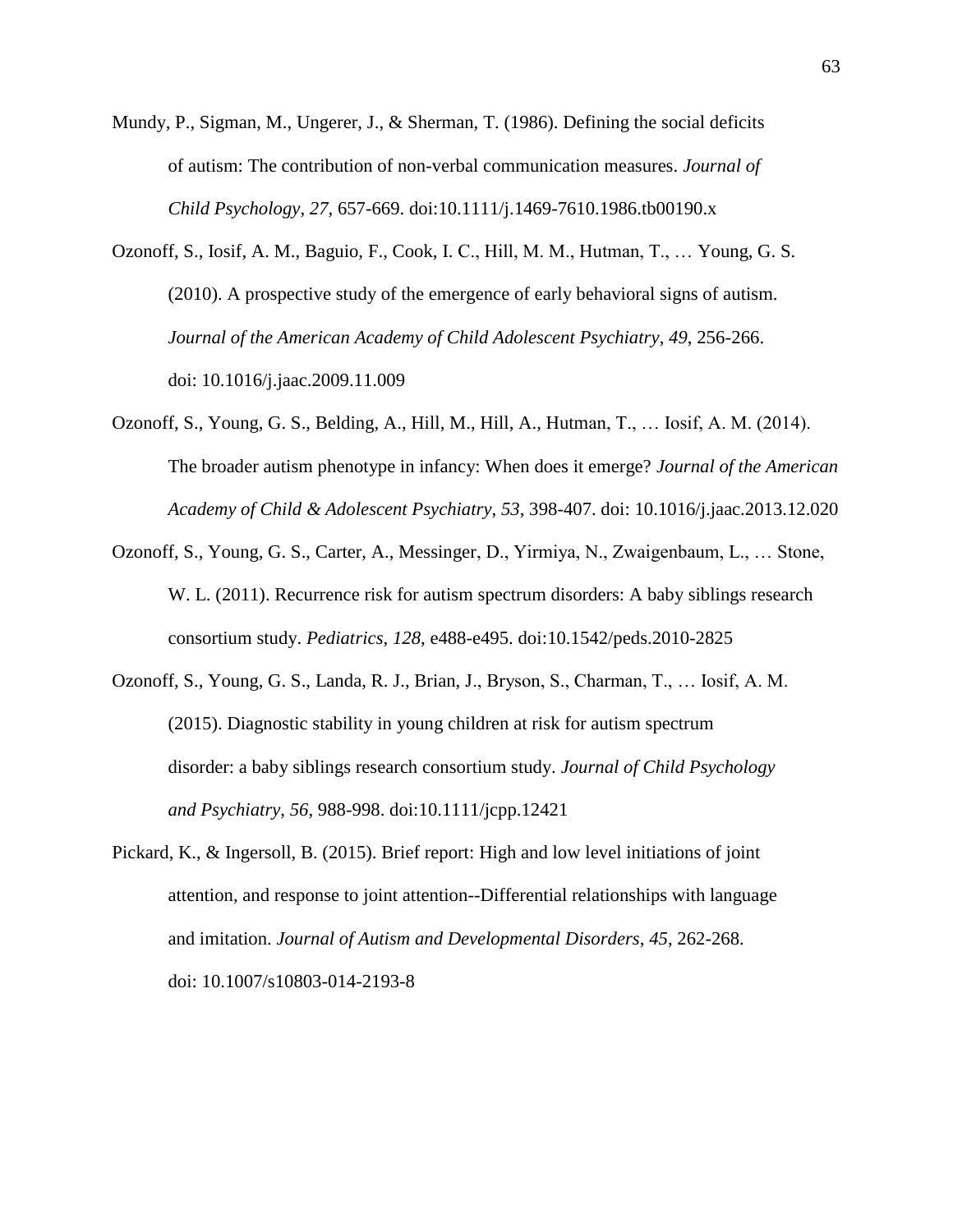Mundy, P., Sigman, M., Ungerer, J., & Sherman, T. (1986). Defining the social deficits of autism: The contribution of non-verbal communication measures. *Journal of Child Psychology*, *27*, 657-669. doi:10.1111/j.1469-7610.1986.tb00190.x

Ozonoff, S., Iosif, A. M., Baguio, F., Cook, I. C., Hill, M. M., Hutman, T., … Young, G. S. (2010). A prospective study of the emergence of early behavioral signs of autism. *Journal of the American Academy of Child Adolescent Psychiatry*, *49*, 256-266. doi: 10.1016/j.jaac.2009.11.009

Ozonoff, S., Young, G. S., Belding, A., Hill, M., Hill, A., Hutman, T., … Iosif, A. M. (2014). The broader autism phenotype in infancy: When does it emerge? *Journal of the American Academy of Child & Adolescent Psychiatry*, *53*, 398-407. doi: 10.1016/j.jaac.2013.12.020

Ozonoff, S., Young, G. S., Carter, A., Messinger, D., Yirmiya, N., Zwaigenbaum, L., … Stone, W. L. (2011). Recurrence risk for autism spectrum disorders: A baby siblings research consortium study. *Pediatrics, 128*, e488-e495. doi:10.1542/peds.2010-2825

Ozonoff, S., Young, G. S., Landa, R. J., Brian, J., Bryson, S., Charman, T., … Iosif, A. M. (2015). Diagnostic stability in young children at risk for autism spectrum disorder: a baby siblings research consortium study. *Journal of Child Psychology and Psychiatry*, *56*, 988-998. doi:10.1111/jcpp.12421

Pickard, K., & Ingersoll, B. (2015). Brief report: High and low level initiations of joint attention, and response to joint attention--Differential relationships with language and imitation. *Journal of Autism and Developmental Disorders*, *45*, 262-268. doi: 10.1007/s10803-014-2193-8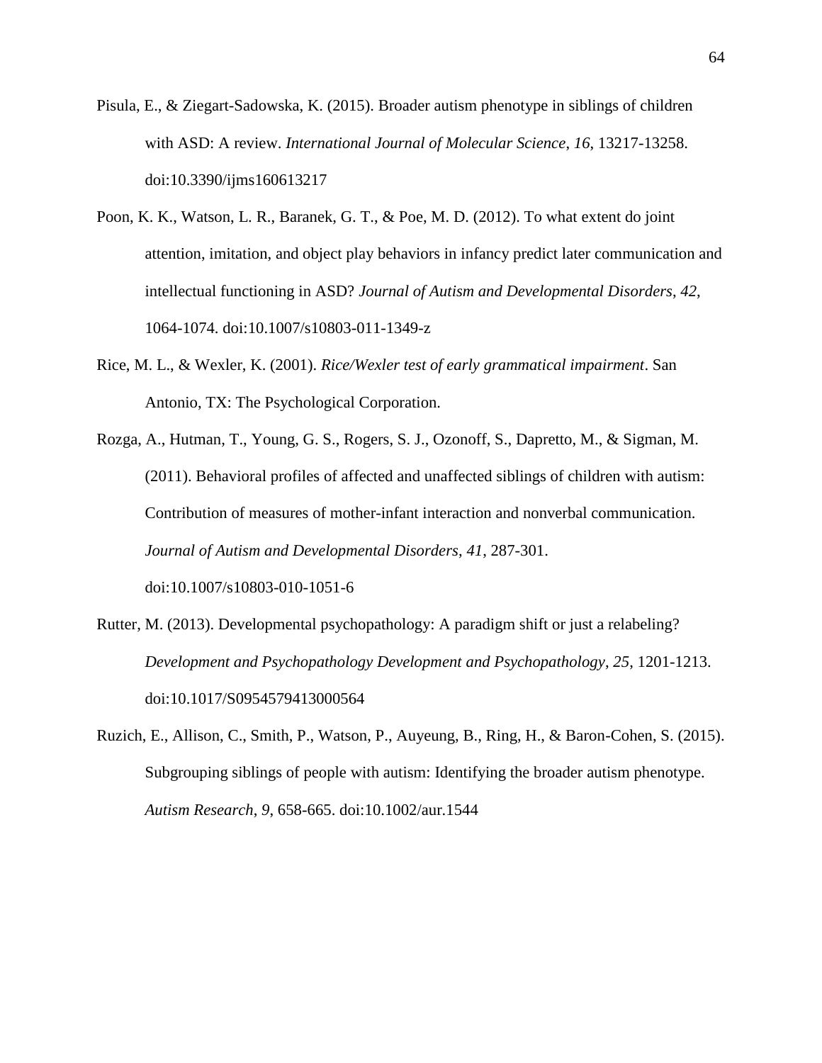Pisula, E., & Ziegart-Sadowska, K. (2015). Broader autism phenotype in siblings of children with ASD: A review. *International Journal of Molecular Science*, *16*, 13217-13258. doi:10.3390/ijms160613217

Poon, K. K., Watson, L. R., Baranek, G. T., & Poe, M. D. (2012). To what extent do joint attention, imitation, and object play behaviors in infancy predict later communication and intellectual functioning in ASD? *Journal of Autism and Developmental Disorders*, *42*, 1064-1074. doi:10.1007/s10803-011-1349-z

Rice, M. L., & Wexler, K. (2001). *Rice/Wexler test of early grammatical impairment*. San Antonio, TX: The Psychological Corporation.

Rozga, A., Hutman, T., Young, G. S., Rogers, S. J., Ozonoff, S., Dapretto, M., & Sigman, M. (2011). Behavioral profiles of affected and unaffected siblings of children with autism: Contribution of measures of mother-infant interaction and nonverbal communication. *Journal of Autism and Developmental Disorders*, *41*, 287-301. doi:10.1007/s10803-010-1051-6

Rutter, M. (2013). Developmental psychopathology: A paradigm shift or just a relabeling? *Development and Psychopathology Development and Psychopathology*, *25*, 1201-1213. doi:10.1017/S0954579413000564

Ruzich, E., Allison, C., Smith, P., Watson, P., Auyeung, B., Ring, H., & Baron-Cohen, S. (2015). Subgrouping siblings of people with autism: Identifying the broader autism phenotype. *Autism Research*, *9*, 658-665. doi:10.1002/aur.1544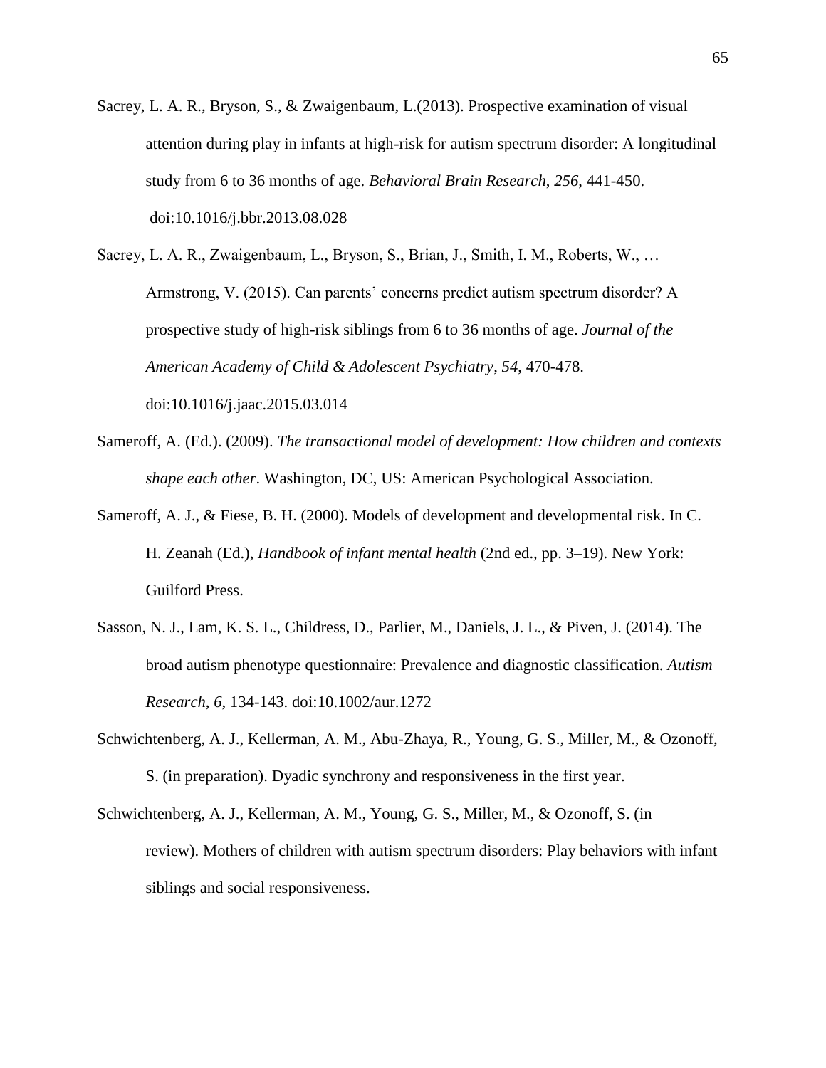Sacrey, L. A. R., Bryson, S., & Zwaigenbaum, L.(2013). Prospective examination of visual attention during play in infants at high-risk for autism spectrum disorder: A longitudinal study from 6 to 36 months of age. *Behavioral Brain Research*, *256*, 441-450. doi:10.1016/j.bbr.2013.08.028

Sacrey, L. A. R., Zwaigenbaum, L., Bryson, S., Brian, J., Smith, I. M., Roberts, W., … Armstrong, V. (2015). Can parents' concerns predict autism spectrum disorder? A prospective study of high-risk siblings from 6 to 36 months of age. *Journal of the American Academy of Child & Adolescent Psychiatry*, *54*, 470-478. doi:10.1016/j.jaac.2015.03.014

Sameroff, A. (Ed.). (2009). *The transactional model of development: How children and contexts shape each other*. Washington, DC, US: American Psychological Association.

Sameroff, A. J., & Fiese, B. H. (2000). Models of development and developmental risk. In C. H. Zeanah (Ed.), *Handbook of infant mental health* (2nd ed., pp. 3–19). New York: Guilford Press.

Sasson, N. J., Lam, K. S. L., Childress, D., Parlier, M., Daniels, J. L., & Piven, J. (2014). The broad autism phenotype questionnaire: Prevalence and diagnostic classification. *Autism Research*, *6*, 134-143. doi:10.1002/aur.1272

Schwichtenberg, A. J., Kellerman, A. M., Abu-Zhaya, R., Young, G. S., Miller, M., & Ozonoff, S. (in preparation). Dyadic synchrony and responsiveness in the first year.

Schwichtenberg, A. J., Kellerman, A. M., Young, G. S., Miller, M., & Ozonoff, S. (in review). Mothers of children with autism spectrum disorders: Play behaviors with infant siblings and social responsiveness.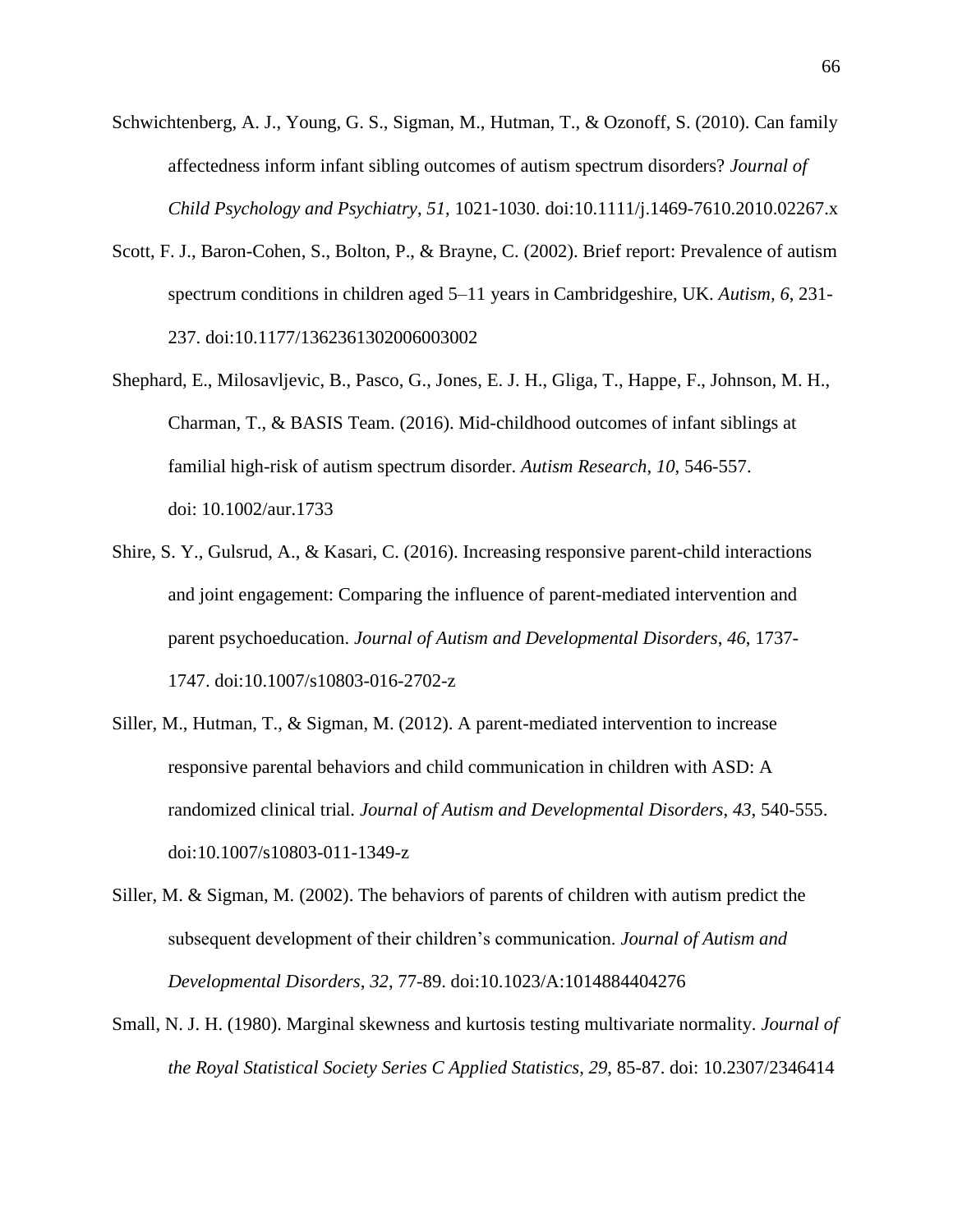Schwichtenberg, A. J., Young, G. S., Sigman, M., Hutman, T., & Ozonoff, S. (2010). Can family affectedness inform infant sibling outcomes of autism spectrum disorders? *Journal of Child Psychology and Psychiatry*, *51*, 1021-1030. doi:10.1111/j.1469-7610.2010.02267.x

Scott, F. J., Baron-Cohen, S., Bolton, P., & Brayne, C. (2002). Brief report: Prevalence of autism spectrum conditions in children aged 5–11 years in Cambridgeshire, UK. *Autism*, *6*, 231-237. doi:10.1177/1362361302006003002

Shephard, E., Milosavljevic, B., Pasco, G., Jones, E. J. H., Gliga, T., Happe, F., Johnson, M. H., Charman, T., & BASIS Team. (2016). Mid-childhood outcomes of infant siblings at familial high-risk of autism spectrum disorder. *Autism Research*, *10*, 546-557. doi: 10.1002/aur.1733

Shire, S. Y., Gulsrud, A., & Kasari, C. (2016). Increasing responsive parent-child interactions and joint engagement: Comparing the influence of parent-mediated intervention and parent psychoeducation. *Journal of Autism and Developmental Disorders*, *46*, 1737-1747. doi:10.1007/s10803-016-2702-z

Siller, M., Hutman, T., & Sigman, M. (2012). A parent-mediated intervention to increase responsive parental behaviors and child communication in children with ASD: A randomized clinical trial. *Journal of Autism and Developmental Disorders*, *43*, 540-555. doi:10.1007/s10803-011-1349-z

Siller, M. & Sigman, M. (2002). The behaviors of parents of children with autism predict the subsequent development of their children's communication. *Journal of Autism and Developmental Disorders*, *32*, 77-89. doi:10.1023/A:1014884404276

Small, N. J. H. (1980). Marginal skewness and kurtosis testing multivariate normality. *Journal of the Royal Statistical Society Series C Applied Statistics*, *29*, 85-87. doi: 10.2307/2346414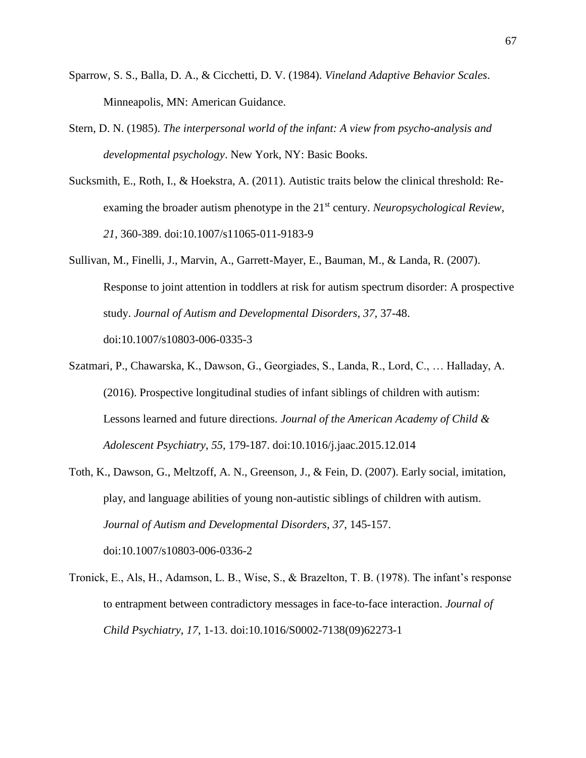Sparrow, S. S., Balla, D. A., & Cicchetti, D. V. (1984). *Vineland Adaptive Behavior Scales*. Minneapolis, MN: American Guidance.

Stern, D. N. (1985). *The interpersonal world of the infant: A view from psycho-analysis and developmental psychology*. New York, NY: Basic Books.

Sucksmith, E., Roth, I., & Hoekstra, A. (2011). Autistic traits below the clinical threshold: Re-examing the broader autism phenotype in the 21st century. *Neuropsychological Review*, *21*, 360-389. doi:10.1007/s11065-011-9183-9

Sullivan, M., Finelli, J., Marvin, A., Garrett-Mayer, E., Bauman, M., & Landa, R. (2007). Response to joint attention in toddlers at risk for autism spectrum disorder: A prospective study. *Journal of Autism and Developmental Disorders*, *37*, 37-48. doi:10.1007/s10803-006-0335-3

Szatmari, P., Chawarska, K., Dawson, G., Georgiades, S., Landa, R., Lord, C., … Halladay, A. (2016). Prospective longitudinal studies of infant siblings of children with autism: Lessons learned and future directions. *Journal of the American Academy of Child & Adolescent Psychiatry*, *55*, 179-187. doi:10.1016/j.jaac.2015.12.014

Toth, K., Dawson, G., Meltzoff, A. N., Greenson, J., & Fein, D. (2007). Early social, imitation, play, and language abilities of young non-autistic siblings of children with autism. *Journal of Autism and Developmental Disorders*, *37*, 145-157. doi:10.1007/s10803-006-0336-2

Tronick, E., Als, H., Adamson, L. B., Wise, S., & Brazelton, T. B. (1978). The infant's response to entrapment between contradictory messages in face-to-face interaction. *Journal of Child Psychiatry*, *17*, 1-13. doi:10.1016/S0002-7138(09)62273-1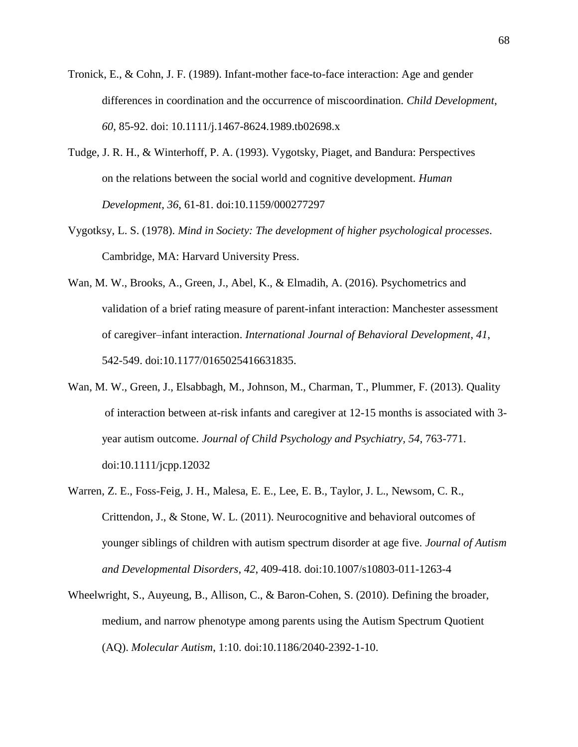Tronick, E., & Cohn, J. F. (1989). Infant-mother face-to-face interaction: Age and gender differences in coordination and the occurrence of miscoordination. *Child Development*, *60*, 85-92. doi: 10.1111/j.1467-8624.1989.tb02698.x

Tudge, J. R. H., & Winterhoff, P. A. (1993). Vygotsky, Piaget, and Bandura: Perspectives on the relations between the social world and cognitive development. *Human Development*, *36*, 61-81. doi:10.1159/000277297

Vygotksy, L. S. (1978). *Mind in Society: The development of higher psychological processes*. Cambridge, MA: Harvard University Press.

Wan, M. W., Brooks, A., Green, J., Abel, K., & Elmadih, A. (2016). Psychometrics and validation of a brief rating measure of parent-infant interaction: Manchester assessment of caregiver–infant interaction. *International Journal of Behavioral Development*, *41*, 542-549. doi:10.1177/0165025416631835.

Wan, M. W., Green, J., Elsabbagh, M., Johnson, M., Charman, T., Plummer, F. (2013). Quality of interaction between at-risk infants and caregiver at 12-15 months is associated with 3-year autism outcome. *Journal of Child Psychology and Psychiatry*, *54*, 763-771. doi:10.1111/jcpp.12032

Warren, Z. E., Foss-Feig, J. H., Malesa, E. E., Lee, E. B., Taylor, J. L., Newsom, C. R., Crittendon, J., & Stone, W. L. (2011). Neurocognitive and behavioral outcomes of younger siblings of children with autism spectrum disorder at age five. *Journal of Autism and Developmental Disorders*, *42*, 409-418. doi:10.1007/s10803-011-1263-4

Wheelwright, S., Auyeung, B., Allison, C., & Baron-Cohen, S. (2010). Defining the broader, medium, and narrow phenotype among parents using the Autism Spectrum Quotient (AQ). *Molecular Autism*, 1:10. doi:10.1186/2040-2392-1-10.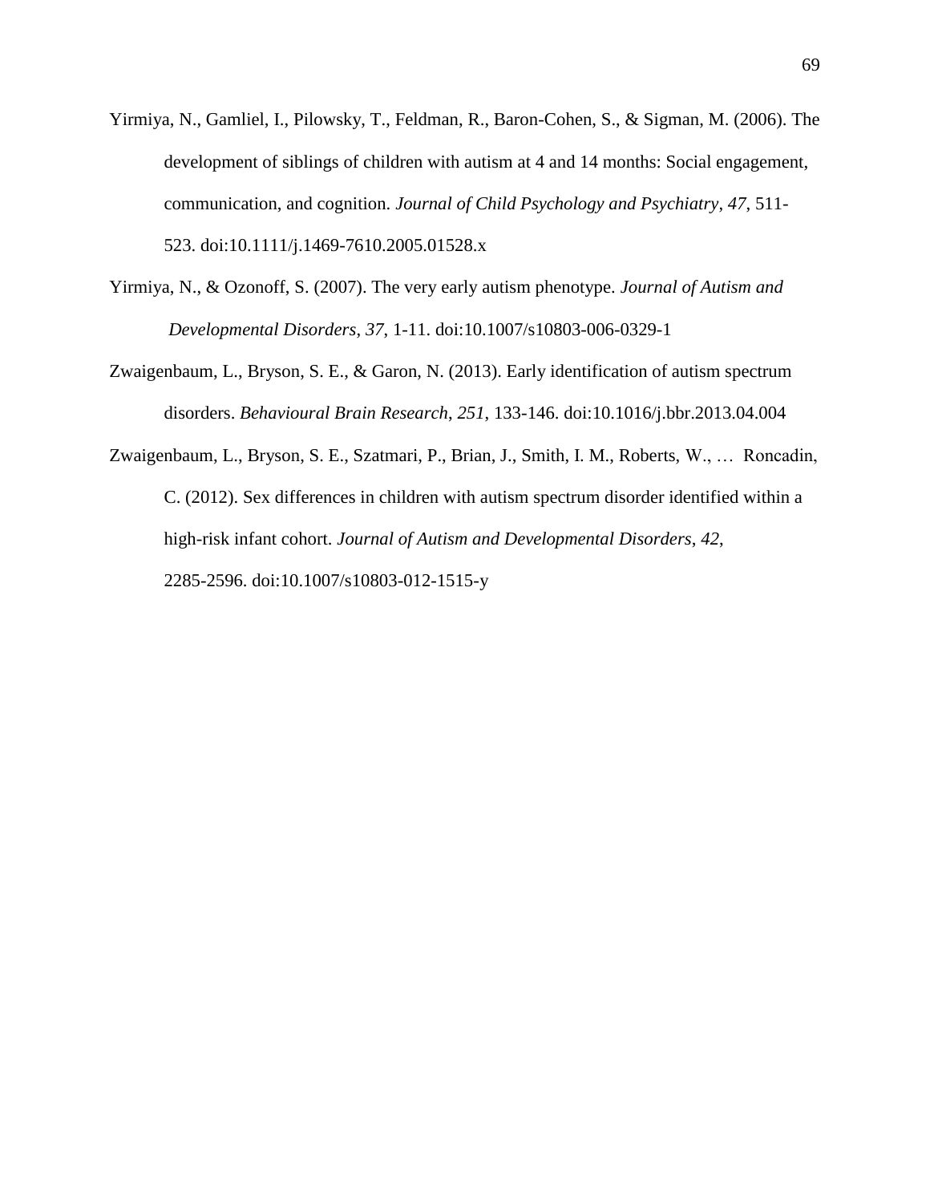Yirmiya, N., Gamliel, I., Pilowsky, T., Feldman, R., Baron-Cohen, S., & Sigman, M. (2006). The development of siblings of children with autism at 4 and 14 months: Social engagement, communication, and cognition. *Journal of Child Psychology and Psychiatry*, *47*, 511-523. doi:10.1111/j.1469-7610.2005.01528.x

Yirmiya, N., & Ozonoff, S. (2007). The very early autism phenotype. *Journal of Autism and Developmental Disorders*, *37*, 1-11. doi:10.1007/s10803-006-0329-1

Zwaigenbaum, L., Bryson, S. E., & Garon, N. (2013). Early identification of autism spectrum disorders. *Behavioural Brain Research*, *251*, 133-146. doi:10.1016/j.bbr.2013.04.004

Zwaigenbaum, L., Bryson, S. E., Szatmari, P., Brian, J., Smith, I. M., Roberts, W., … Roncadin, C. (2012). Sex differences in children with autism spectrum disorder identified within a high-risk infant cohort. *Journal of Autism and Developmental Disorders*, *42*, 2285-2596. doi:10.1007/s10803-012-1515-y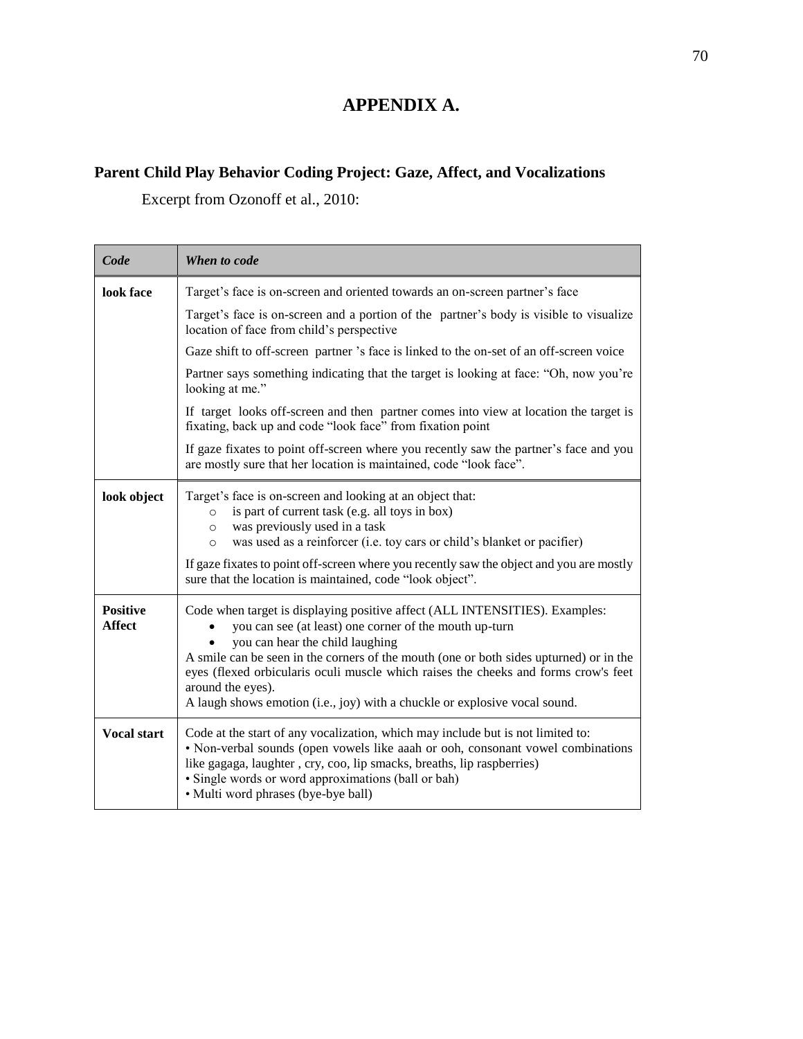# APPENDIX A.

## Parent Child Play Behavior Coding Project: Gaze, Affect, and Vocalizations

Excerpt from Ozonoff et al., 2010:

| *Code* | *When to code* |
|---|---|
| **look face** | Target's face is on-screen and oriented towards an on-screen partner's face<br><br>Target's face is on-screen and a portion of the partner's body is visible to visualize location of face from child's perspective<br><br>Gaze shift to off-screen partner 's face is linked to the on-set of an off-screen voice<br><br>Partner says something indicating that the target is looking at face: "Oh, now you're looking at me."<br><br>If target looks off-screen and then partner comes into view at location the target is fixating, back up and code "look face" from fixation point<br><br>If gaze fixates to point off-screen where you recently saw the partner's face and you are mostly sure that her location is maintained, code "look face". |
| **look object** | Target's face is on-screen and looking at an object that:<br>○ is part of current task (e.g. all toys in box)<br>○ was previously used in a task<br>○ was used as a reinforcer (i.e. toy cars or child's blanket or pacifier)<br><br>If gaze fixates to point off-screen where you recently saw the object and you are mostly sure that the location is maintained, code "look object". |
| **Positive Affect** | Code when target is displaying positive affect (ALL INTENSITIES). Examples:<br>• you can see (at least) one corner of the mouth up-turn<br>• you can hear the child laughing<br>A smile can be seen in the corners of the mouth (one or both sides upturned) or in the eyes (flexed orbicularis oculi muscle which raises the cheeks and forms crow's feet around the eyes).<br>A laugh shows emotion (i.e., joy) with a chuckle or explosive vocal sound. |
| **Vocal start** | Code at the start of any vocalization, which may include but is not limited to:<br>• Non-verbal sounds (open vowels like aaah or ooh, consonant vowel combinations like gagaga, laughter , cry, coo, lip smacks, breaths, lip raspberries)<br>• Single words or word approximations (ball or bah)<br>• Multi word phrases (bye-bye ball) |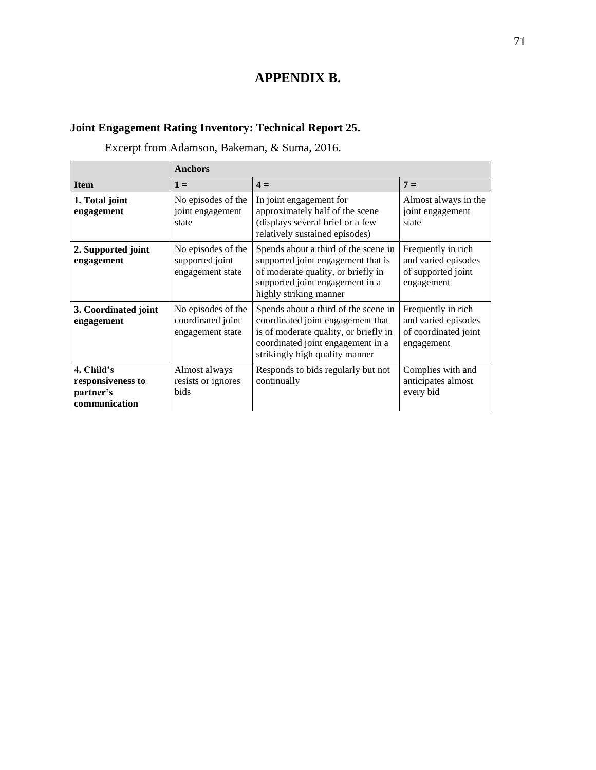# APPENDIX B.

## Joint Engagement Rating Inventory: Technical Report 25.

Excerpt from Adamson, Bakeman, & Suma, 2016.

| | Anchors | | |
|---|---|---|---|
| **Item** | **1 =** | **4 =** | **7 =** |
| **1. Total joint engagement** | No episodes of the joint engagement state | In joint engagement for approximately half of the scene (displays several brief or a few relatively sustained episodes) | Almost always in the joint engagement state |
| **2. Supported joint engagement** | No episodes of the supported joint engagement state | Spends about a third of the scene in supported joint engagement that is of moderate quality, or briefly in supported joint engagement in a highly striking manner | Frequently in rich and varied episodes of supported joint engagement |
| **3. Coordinated joint engagement** | No episodes of the coordinated joint engagement state | Spends about a third of the scene in coordinated joint engagement that is of moderate quality, or briefly in coordinated joint engagement in a strikingly high quality manner | Frequently in rich and varied episodes of coordinated joint engagement |
| **4. Child's responsiveness to partner's communication** | Almost always resists or ignores bids | Responds to bids regularly but not continually | Complies with and anticipates almost every bid |